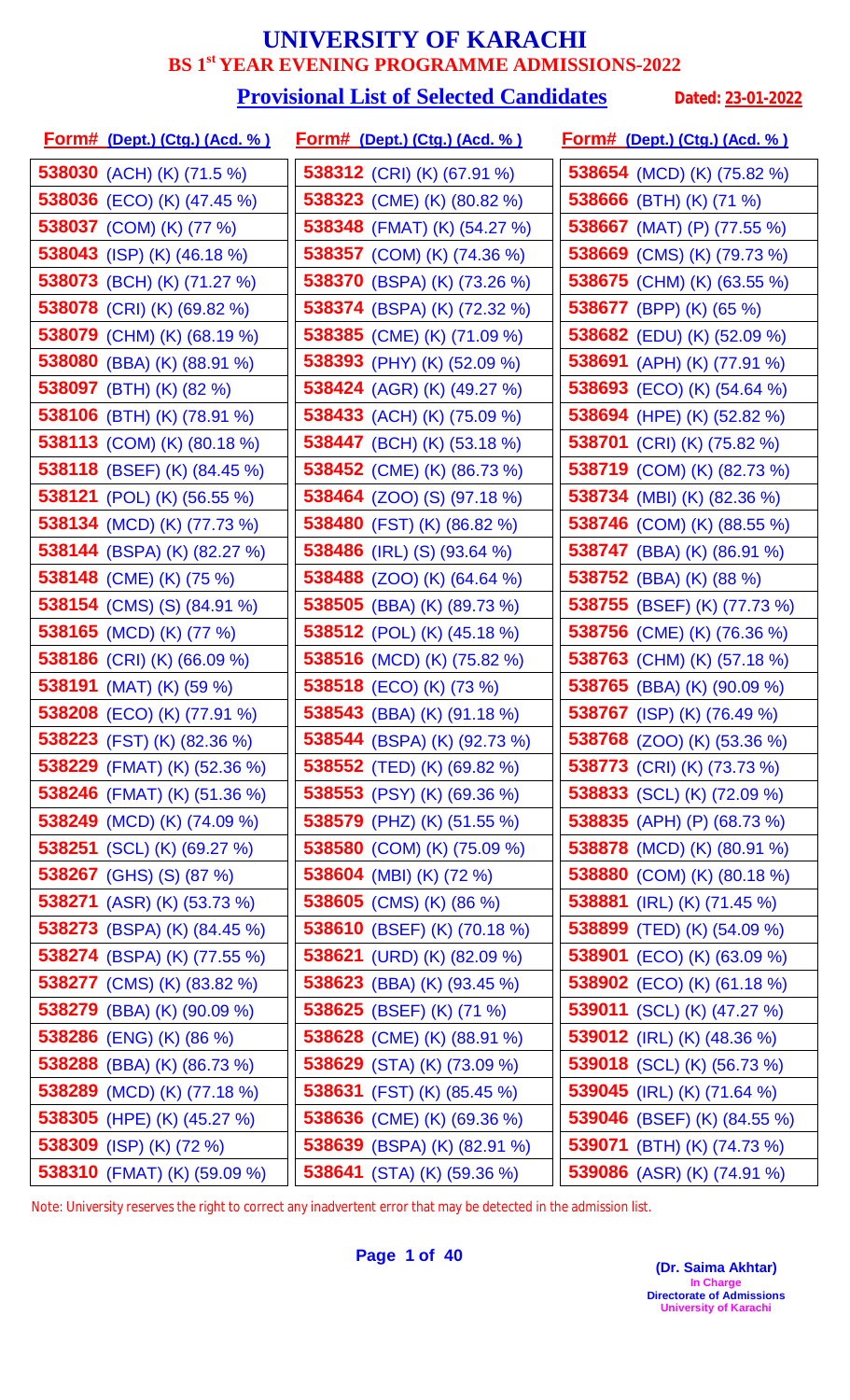# UNIVERSITY OF KARACHI

## BS 1st YEAR EVENING PROGRAMME ADMISSIONS-2022

### Provisional List of Selected Candidates

**Dated: 23-01-2022**

| Form# (Dept.) (Ctg.) (Acd. %) | Form# (Dept.) (Ctg.) (Acd. %) | Form# (Dept.) (Ctg.) (Acd. %) |
|---|---|---|
| **538030** (ACH) (K) (71.5 %) | **538312** (CRI) (K) (67.91 %) | **538654** (MCD) (K) (75.82 %) |
| **538036** (ECO) (K) (47.45 %) | **538323** (CME) (K) (80.82 %) | **538666** (BTH) (K) (71 %) |
| **538037** (COM) (K) (77 %) | **538348** (FMAT) (K) (54.27 %) | **538667** (MAT) (P) (77.55 %) |
| **538043** (ISP) (K) (46.18 %) | **538357** (COM) (K) (74.36 %) | **538669** (CMS) (K) (79.73 %) |
| **538073** (BCH) (K) (71.27 %) | **538370** (BSPA) (K) (73.26 %) | **538675** (CHM) (K) (63.55 %) |
| **538078** (CRI) (K) (69.82 %) | **538374** (BSPA) (K) (72.32 %) | **538677** (BPP) (K) (65 %) |
| **538079** (CHM) (K) (68.19 %) | **538385** (CME) (K) (71.09 %) | **538682** (EDU) (K) (52.09 %) |
| **538080** (BBA) (K) (88.91 %) | **538393** (PHY) (K) (52.09 %) | **538691** (APH) (K) (77.91 %) |
| **538097** (BTH) (K) (82 %) | **538424** (AGR) (K) (49.27 %) | **538693** (ECO) (K) (54.64 %) |
| **538106** (BTH) (K) (78.91 %) | **538433** (ACH) (K) (75.09 %) | **538694** (HPE) (K) (52.82 %) |
| **538113** (COM) (K) (80.18 %) | **538447** (BCH) (K) (53.18 %) | **538701** (CRI) (K) (75.82 %) |
| **538118** (BSEF) (K) (84.45 %) | **538452** (CME) (K) (86.73 %) | **538719** (COM) (K) (82.73 %) |
| **538121** (POL) (K) (56.55 %) | **538464** (ZOO) (S) (97.18 %) | **538734** (MBI) (K) (82.36 %) |
| **538134** (MCD) (K) (77.73 %) | **538480** (FST) (K) (86.82 %) | **538746** (COM) (K) (88.55 %) |
| **538144** (BSPA) (K) (82.27 %) | **538486** (IRL) (S) (93.64 %) | **538747** (BBA) (K) (86.91 %) |
| **538148** (CME) (K) (75 %) | **538488** (ZOO) (K) (64.64 %) | **538752** (BBA) (K) (88 %) |
| **538154** (CMS) (S) (84.91 %) | **538505** (BBA) (K) (89.73 %) | **538755** (BSEF) (K) (77.73 %) |
| **538165** (MCD) (K) (77 %) | **538512** (POL) (K) (45.18 %) | **538756** (CME) (K) (76.36 %) |
| **538186** (CRI) (K) (66.09 %) | **538516** (MCD) (K) (75.82 %) | **538763** (CHM) (K) (57.18 %) |
| **538191** (MAT) (K) (59 %) | **538518** (ECO) (K) (73 %) | **538765** (BBA) (K) (90.09 %) |
| **538208** (ECO) (K) (77.91 %) | **538543** (BBA) (K) (91.18 %) | **538767** (ISP) (K) (76.49 %) |
| **538223** (FST) (K) (82.36 %) | **538544** (BSPA) (K) (92.73 %) | **538768** (ZOO) (K) (53.36 %) |
| **538229** (FMAT) (K) (52.36 %) | **538552** (TED) (K) (69.82 %) | **538773** (CRI) (K) (73.73 %) |
| **538246** (FMAT) (K) (51.36 %) | **538553** (PSY) (K) (69.36 %) | **538833** (SCL) (K) (72.09 %) |
| **538249** (MCD) (K) (74.09 %) | **538579** (PHZ) (K) (51.55 %) | **538835** (APH) (P) (68.73 %) |
| **538251** (SCL) (K) (69.27 %) | **538580** (COM) (K) (75.09 %) | **538878** (MCD) (K) (80.91 %) |
| **538267** (GHS) (S) (87 %) | **538604** (MBI) (K) (72 %) | **538880** (COM) (K) (80.18 %) |
| **538271** (ASR) (K) (53.73 %) | **538605** (CMS) (K) (86 %) | **538881** (IRL) (K) (71.45 %) |
| **538273** (BSPA) (K) (84.45 %) | **538610** (BSEF) (K) (70.18 %) | **538899** (TED) (K) (54.09 %) |
| **538274** (BSPA) (K) (77.55 %) | **538621** (URD) (K) (82.09 %) | **538901** (ECO) (K) (63.09 %) |
| **538277** (CMS) (K) (83.82 %) | **538623** (BBA) (K) (93.45 %) | **538902** (ECO) (K) (61.18 %) |
| **538279** (BBA) (K) (90.09 %) | **538625** (BSEF) (K) (71 %) | **539011** (SCL) (K) (47.27 %) |
| **538286** (ENG) (K) (86 %) | **538628** (CME) (K) (88.91 %) | **539012** (IRL) (K) (48.36 %) |
| **538288** (BBA) (K) (86.73 %) | **538629** (STA) (K) (73.09 %) | **539018** (SCL) (K) (56.73 %) |
| **538289** (MCD) (K) (77.18 %) | **538631** (FST) (K) (85.45 %) | **539045** (IRL) (K) (71.64 %) |
| **538305** (HPE) (K) (45.27 %) | **538636** (CME) (K) (69.36 %) | **539046** (BSEF) (K) (84.55 %) |
| **538309** (ISP) (K) (72 %) | **538639** (BSPA) (K) (82.91 %) | **539071** (BTH) (K) (74.73 %) |
| **538310** (FMAT) (K) (59.09 %) | **538641** (STA) (K) (59.36 %) | **539086** (ASR) (K) (74.91 %) |

Note: University reserves the right to correct any inadvertent error that may be detected in the admission list.

**(Dr. Saima Akhtar)**
In Charge
Directorate of Admissions
University of Karachi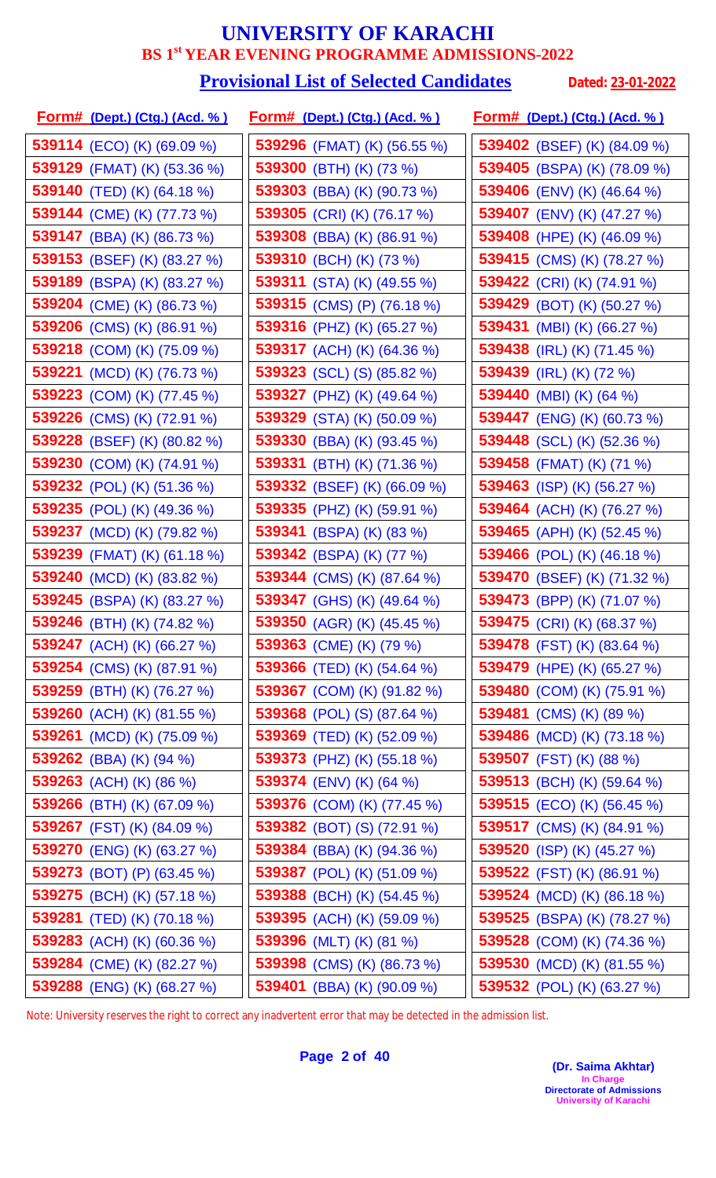# UNIVERSITY OF KARACHI

## BS 1st YEAR EVENING PROGRAMME ADMISSIONS-2022

### Provisional List of Selected Candidates

**Dated: 23-01-2022**

| Form# (Dept.) (Ctg.) (Acd. %) | Form# (Dept.) (Ctg.) (Acd. %) | Form# (Dept.) (Ctg.) (Acd. %) |
|---|---|---|
| 539114 (ECO) (K) (69.09 %) | 539296 (FMAT) (K) (56.55 %) | 539402 (BSEF) (K) (84.09 %) |
| 539129 (FMAT) (K) (53.36 %) | 539300 (BTH) (K) (73 %) | 539405 (BSPA) (K) (78.09 %) |
| 539140 (TED) (K) (64.18 %) | 539303 (BBA) (K) (90.73 %) | 539406 (ENV) (K) (46.64 %) |
| 539144 (CME) (K) (77.73 %) | 539305 (CRI) (K) (76.17 %) | 539407 (ENV) (K) (47.27 %) |
| 539147 (BBA) (K) (86.73 %) | 539308 (BBA) (K) (86.91 %) | 539408 (HPE) (K) (46.09 %) |
| 539153 (BSEF) (K) (83.27 %) | 539310 (BCH) (K) (73 %) | 539415 (CMS) (K) (78.27 %) |
| 539189 (BSPA) (K) (83.27 %) | 539311 (STA) (K) (49.55 %) | 539422 (CRI) (K) (74.91 %) |
| 539204 (CME) (K) (86.73 %) | 539315 (CMS) (P) (76.18 %) | 539429 (BOT) (K) (50.27 %) |
| 539206 (CMS) (K) (86.91 %) | 539316 (PHZ) (K) (65.27 %) | 539431 (MBI) (K) (66.27 %) |
| 539218 (COM) (K) (75.09 %) | 539317 (ACH) (K) (64.36 %) | 539438 (IRL) (K) (71.45 %) |
| 539221 (MCD) (K) (76.73 %) | 539323 (SCL) (S) (85.82 %) | 539439 (IRL) (K) (72 %) |
| 539223 (COM) (K) (77.45 %) | 539327 (PHZ) (K) (49.64 %) | 539440 (MBI) (K) (64 %) |
| 539226 (CMS) (K) (72.91 %) | 539329 (STA) (K) (50.09 %) | 539447 (ENG) (K) (60.73 %) |
| 539228 (BSEF) (K) (80.82 %) | 539330 (BBA) (K) (93.45 %) | 539448 (SCL) (K) (52.36 %) |
| 539230 (COM) (K) (74.91 %) | 539331 (BTH) (K) (71.36 %) | 539458 (FMAT) (K) (71 %) |
| 539232 (POL) (K) (51.36 %) | 539332 (BSEF) (K) (66.09 %) | 539463 (ISP) (K) (56.27 %) |
| 539235 (POL) (K) (49.36 %) | 539335 (PHZ) (K) (59.91 %) | 539464 (ACH) (K) (76.27 %) |
| 539237 (MCD) (K) (79.82 %) | 539341 (BSPA) (K) (83 %) | 539465 (APH) (K) (52.45 %) |
| 539239 (FMAT) (K) (61.18 %) | 539342 (BSPA) (K) (77 %) | 539466 (POL) (K) (46.18 %) |
| 539240 (MCD) (K) (83.82 %) | 539344 (CMS) (K) (87.64 %) | 539470 (BSEF) (K) (71.32 %) |
| 539245 (BSPA) (K) (83.27 %) | 539347 (GHS) (K) (49.64 %) | 539473 (BPP) (K) (71.07 %) |
| 539246 (BTH) (K) (74.82 %) | 539350 (AGR) (K) (45.45 %) | 539475 (CRI) (K) (68.37 %) |
| 539247 (ACH) (K) (66.27 %) | 539363 (CME) (K) (79 %) | 539478 (FST) (K) (83.64 %) |
| 539254 (CMS) (K) (87.91 %) | 539366 (TED) (K) (54.64 %) | 539479 (HPE) (K) (65.27 %) |
| 539259 (BTH) (K) (76.27 %) | 539367 (COM) (K) (91.82 %) | 539480 (COM) (K) (75.91 %) |
| 539260 (ACH) (K) (81.55 %) | 539368 (POL) (S) (87.64 %) | 539481 (CMS) (K) (89 %) |
| 539261 (MCD) (K) (75.09 %) | 539369 (TED) (K) (52.09 %) | 539486 (MCD) (K) (73.18 %) |
| 539262 (BBA) (K) (94 %) | 539373 (PHZ) (K) (55.18 %) | 539507 (FST) (K) (88 %) |
| 539263 (ACH) (K) (86 %) | 539374 (ENV) (K) (64 %) | 539513 (BCH) (K) (59.64 %) |
| 539266 (BTH) (K) (67.09 %) | 539376 (COM) (K) (77.45 %) | 539515 (ECO) (K) (56.45 %) |
| 539267 (FST) (K) (84.09 %) | 539382 (BOT) (S) (72.91 %) | 539517 (CMS) (K) (84.91 %) |
| 539270 (ENG) (K) (63.27 %) | 539384 (BBA) (K) (94.36 %) | 539520 (ISP) (K) (45.27 %) |
| 539273 (BOT) (P) (63.45 %) | 539387 (POL) (K) (51.09 %) | 539522 (FST) (K) (86.91 %) |
| 539275 (BCH) (K) (57.18 %) | 539388 (BCH) (K) (54.45 %) | 539524 (MCD) (K) (86.18 %) |
| 539281 (TED) (K) (70.18 %) | 539395 (ACH) (K) (59.09 %) | 539525 (BSPA) (K) (78.27 %) |
| 539283 (ACH) (K) (60.36 %) | 539396 (MLT) (K) (81 %) | 539528 (COM) (K) (74.36 %) |
| 539284 (CME) (K) (82.27 %) | 539398 (CMS) (K) (86.73 %) | 539530 (MCD) (K) (81.55 %) |
| 539288 (ENG) (K) (68.27 %) | 539401 (BBA) (K) (90.09 %) | 539532 (POL) (K) (63.27 %) |

Note: University reserves the right to correct any inadvertent error that may be detected in the admission list.

**(Dr. Saima Akhtar)**
In Charge
Directorate of Admissions
University of Karachi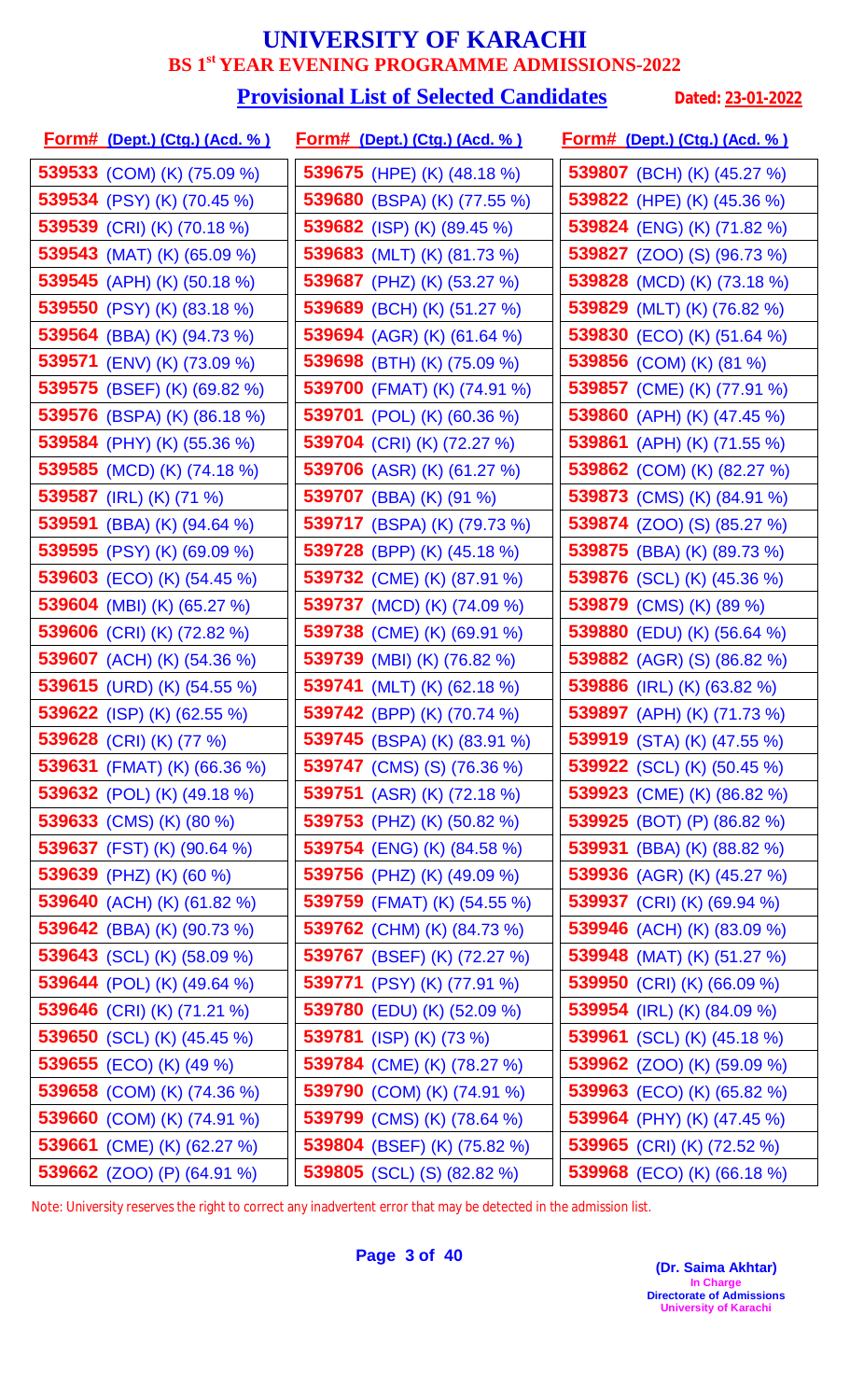# UNIVERSITY OF KARACHI

## BS 1st YEAR EVENING PROGRAMME ADMISSIONS-2022

### Provisional List of Selected Candidates

**Dated: 23-01-2022**

| Form# (Dept.) (Ctg.) (Acd. %) | Form# (Dept.) (Ctg.) (Acd. %) | Form# (Dept.) (Ctg.) (Acd. %) |
|---|---|---|
| **539533** (COM) (K) (75.09 %) | **539675** (HPE) (K) (48.18 %) | **539807** (BCH) (K) (45.27 %) |
| **539534** (PSY) (K) (70.45 %) | **539680** (BSPA) (K) (77.55 %) | **539822** (HPE) (K) (45.36 %) |
| **539539** (CRI) (K) (70.18 %) | **539682** (ISP) (K) (89.45 %) | **539824** (ENG) (K) (71.82 %) |
| **539543** (MAT) (K) (65.09 %) | **539683** (MLT) (K) (81.73 %) | **539827** (ZOO) (S) (96.73 %) |
| **539545** (APH) (K) (50.18 %) | **539687** (PHZ) (K) (53.27 %) | **539828** (MCD) (K) (73.18 %) |
| **539550** (PSY) (K) (83.18 %) | **539689** (BCH) (K) (51.27 %) | **539829** (MLT) (K) (76.82 %) |
| **539564** (BBA) (K) (94.73 %) | **539694** (AGR) (K) (61.64 %) | **539830** (ECO) (K) (51.64 %) |
| **539571** (ENV) (K) (73.09 %) | **539698** (BTH) (K) (75.09 %) | **539856** (COM) (K) (81 %) |
| **539575** (BSEF) (K) (69.82 %) | **539700** (FMAT) (K) (74.91 %) | **539857** (CME) (K) (77.91 %) |
| **539576** (BSPA) (K) (86.18 %) | **539701** (POL) (K) (60.36 %) | **539860** (APH) (K) (47.45 %) |
| **539584** (PHY) (K) (55.36 %) | **539704** (CRI) (K) (72.27 %) | **539861** (APH) (K) (71.55 %) |
| **539585** (MCD) (K) (74.18 %) | **539706** (ASR) (K) (61.27 %) | **539862** (COM) (K) (82.27 %) |
| **539587** (IRL) (K) (71 %) | **539707** (BBA) (K) (91 %) | **539873** (CMS) (K) (84.91 %) |
| **539591** (BBA) (K) (94.64 %) | **539717** (BSPA) (K) (79.73 %) | **539874** (ZOO) (S) (85.27 %) |
| **539595** (PSY) (K) (69.09 %) | **539728** (BPP) (K) (45.18 %) | **539875** (BBA) (K) (89.73 %) |
| **539603** (ECO) (K) (54.45 %) | **539732** (CME) (K) (87.91 %) | **539876** (SCL) (K) (45.36 %) |
| **539604** (MBI) (K) (65.27 %) | **539737** (MCD) (K) (74.09 %) | **539879** (CMS) (K) (89 %) |
| **539606** (CRI) (K) (72.82 %) | **539738** (CME) (K) (69.91 %) | **539880** (EDU) (K) (56.64 %) |
| **539607** (ACH) (K) (54.36 %) | **539739** (MBI) (K) (76.82 %) | **539882** (AGR) (S) (86.82 %) |
| **539615** (URD) (K) (54.55 %) | **539741** (MLT) (K) (62.18 %) | **539886** (IRL) (K) (63.82 %) |
| **539622** (ISP) (K) (62.55 %) | **539742** (BPP) (K) (70.74 %) | **539897** (APH) (K) (71.73 %) |
| **539628** (CRI) (K) (77 %) | **539745** (BSPA) (K) (83.91 %) | **539919** (STA) (K) (47.55 %) |
| **539631** (FMAT) (K) (66.36 %) | **539747** (CMS) (S) (76.36 %) | **539922** (SCL) (K) (50.45 %) |
| **539632** (POL) (K) (49.18 %) | **539751** (ASR) (K) (72.18 %) | **539923** (CME) (K) (86.82 %) |
| **539633** (CMS) (K) (80 %) | **539753** (PHZ) (K) (50.82 %) | **539925** (BOT) (P) (86.82 %) |
| **539637** (FST) (K) (90.64 %) | **539754** (ENG) (K) (84.58 %) | **539931** (BBA) (K) (88.82 %) |
| **539639** (PHZ) (K) (60 %) | **539756** (PHZ) (K) (49.09 %) | **539936** (AGR) (K) (45.27 %) |
| **539640** (ACH) (K) (61.82 %) | **539759** (FMAT) (K) (54.55 %) | **539937** (CRI) (K) (69.94 %) |
| **539642** (BBA) (K) (90.73 %) | **539762** (CHM) (K) (84.73 %) | **539946** (ACH) (K) (83.09 %) |
| **539643** (SCL) (K) (58.09 %) | **539767** (BSEF) (K) (72.27 %) | **539948** (MAT) (K) (51.27 %) |
| **539644** (POL) (K) (49.64 %) | **539771** (PSY) (K) (77.91 %) | **539950** (CRI) (K) (66.09 %) |
| **539646** (CRI) (K) (71.21 %) | **539780** (EDU) (K) (52.09 %) | **539954** (IRL) (K) (84.09 %) |
| **539650** (SCL) (K) (45.45 %) | **539781** (ISP) (K) (73 %) | **539961** (SCL) (K) (45.18 %) |
| **539655** (ECO) (K) (49 %) | **539784** (CME) (K) (78.27 %) | **539962** (ZOO) (K) (59.09 %) |
| **539658** (COM) (K) (74.36 %) | **539790** (COM) (K) (74.91 %) | **539963** (ECO) (K) (65.82 %) |
| **539660** (COM) (K) (74.91 %) | **539799** (CMS) (K) (78.64 %) | **539964** (PHY) (K) (47.45 %) |
| **539661** (CME) (K) (62.27 %) | **539804** (BSEF) (K) (75.82 %) | **539965** (CRI) (K) (72.52 %) |
| **539662** (ZOO) (P) (64.91 %) | **539805** (SCL) (S) (82.82 %) | **539968** (ECO) (K) (66.18 %) |

Note: University reserves the right to correct any inadvertent error that may be detected in the admission list.

**(Dr. Saima Akhtar)**
In Charge
Directorate of Admissions
University of Karachi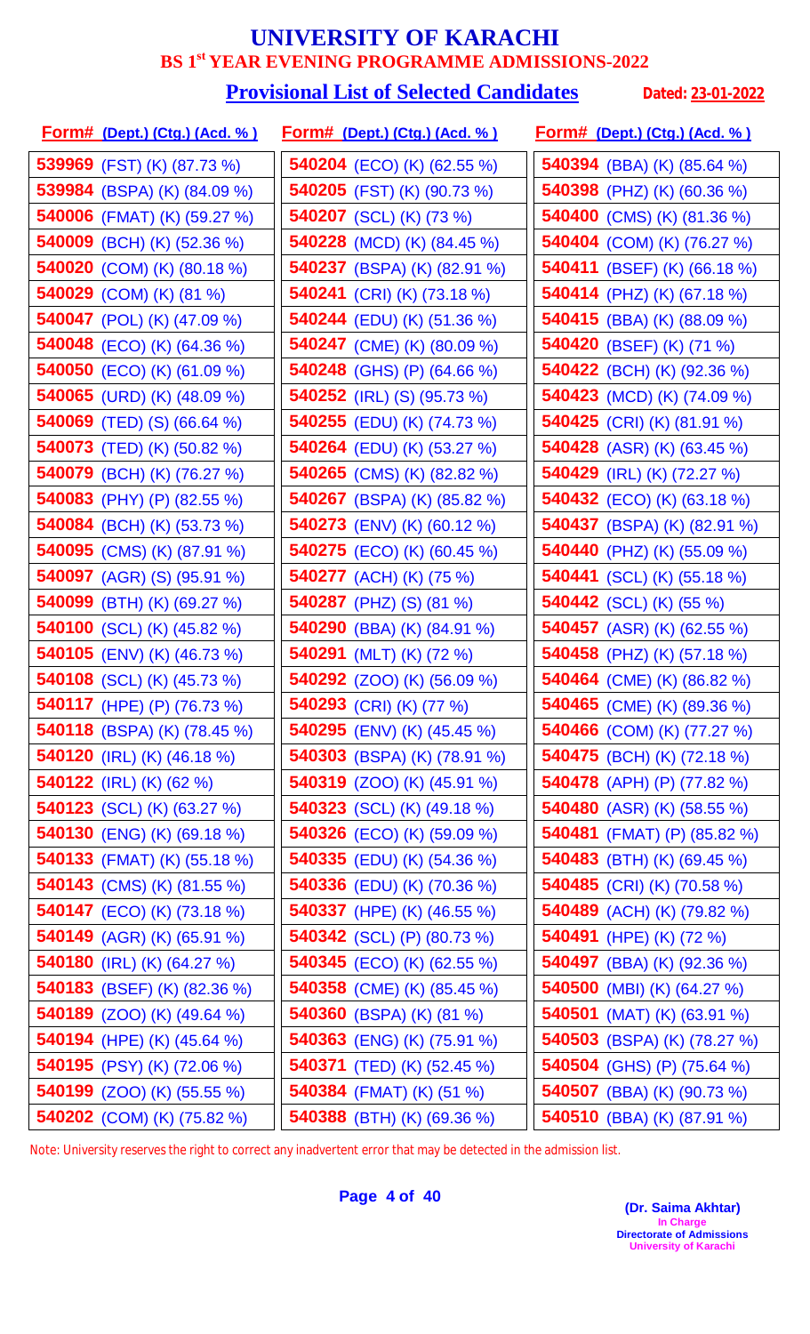# UNIVERSITY OF KARACHI

## BS 1st YEAR EVENING PROGRAMME ADMISSIONS-2022

### Provisional List of Selected Candidates

**Dated: 23-01-2022**

| Form# (Dept.) (Ctg.) (Acd. %) | Form# (Dept.) (Ctg.) (Acd. %) | Form# (Dept.) (Ctg.) (Acd. %) |
|---|---|---|
| 539969 (FST) (K) (87.73 %) | 540204 (ECO) (K) (62.55 %) | 540394 (BBA) (K) (85.64 %) |
| 539984 (BSPA) (K) (84.09 %) | 540205 (FST) (K) (90.73 %) | 540398 (PHZ) (K) (60.36 %) |
| 540006 (FMAT) (K) (59.27 %) | 540207 (SCL) (K) (73 %) | 540400 (CMS) (K) (81.36 %) |
| 540009 (BCH) (K) (52.36 %) | 540228 (MCD) (K) (84.45 %) | 540404 (COM) (K) (76.27 %) |
| 540020 (COM) (K) (80.18 %) | 540237 (BSPA) (K) (82.91 %) | 540411 (BSEF) (K) (66.18 %) |
| 540029 (COM) (K) (81 %) | 540241 (CRI) (K) (73.18 %) | 540414 (PHZ) (K) (67.18 %) |
| 540047 (POL) (K) (47.09 %) | 540244 (EDU) (K) (51.36 %) | 540415 (BBA) (K) (88.09 %) |
| 540048 (ECO) (K) (64.36 %) | 540247 (CME) (K) (80.09 %) | 540420 (BSEF) (K) (71 %) |
| 540050 (ECO) (K) (61.09 %) | 540248 (GHS) (P) (64.66 %) | 540422 (BCH) (K) (92.36 %) |
| 540065 (URD) (K) (48.09 %) | 540252 (IRL) (S) (95.73 %) | 540423 (MCD) (K) (74.09 %) |
| 540069 (TED) (S) (66.64 %) | 540255 (EDU) (K) (74.73 %) | 540425 (CRI) (K) (81.91 %) |
| 540073 (TED) (K) (50.82 %) | 540264 (EDU) (K) (53.27 %) | 540428 (ASR) (K) (63.45 %) |
| 540079 (BCH) (K) (76.27 %) | 540265 (CMS) (K) (82.82 %) | 540429 (IRL) (K) (72.27 %) |
| 540083 (PHY) (P) (82.55 %) | 540267 (BSPA) (K) (85.82 %) | 540432 (ECO) (K) (63.18 %) |
| 540084 (BCH) (K) (53.73 %) | 540273 (ENV) (K) (60.12 %) | 540437 (BSPA) (K) (82.91 %) |
| 540095 (CMS) (K) (87.91 %) | 540275 (ECO) (K) (60.45 %) | 540440 (PHZ) (K) (55.09 %) |
| 540097 (AGR) (S) (95.91 %) | 540277 (ACH) (K) (75 %) | 540441 (SCL) (K) (55.18 %) |
| 540099 (BTH) (K) (69.27 %) | 540287 (PHZ) (S) (81 %) | 540442 (SCL) (K) (55 %) |
| 540100 (SCL) (K) (45.82 %) | 540290 (BBA) (K) (84.91 %) | 540457 (ASR) (K) (62.55 %) |
| 540105 (ENV) (K) (46.73 %) | 540291 (MLT) (K) (72 %) | 540458 (PHZ) (K) (57.18 %) |
| 540108 (SCL) (K) (45.73 %) | 540292 (ZOO) (K) (56.09 %) | 540464 (CME) (K) (86.82 %) |
| 540117 (HPE) (P) (76.73 %) | 540293 (CRI) (K) (77 %) | 540465 (CME) (K) (89.36 %) |
| 540118 (BSPA) (K) (78.45 %) | 540295 (ENV) (K) (45.45 %) | 540466 (COM) (K) (77.27 %) |
| 540120 (IRL) (K) (46.18 %) | 540303 (BSPA) (K) (78.91 %) | 540475 (BCH) (K) (72.18 %) |
| 540122 (IRL) (K) (62 %) | 540319 (ZOO) (K) (45.91 %) | 540478 (APH) (P) (77.82 %) |
| 540123 (SCL) (K) (63.27 %) | 540323 (SCL) (K) (49.18 %) | 540480 (ASR) (K) (58.55 %) |
| 540130 (ENG) (K) (69.18 %) | 540326 (ECO) (K) (59.09 %) | 540481 (FMAT) (P) (85.82 %) |
| 540133 (FMAT) (K) (55.18 %) | 540335 (EDU) (K) (54.36 %) | 540483 (BTH) (K) (69.45 %) |
| 540143 (CMS) (K) (81.55 %) | 540336 (EDU) (K) (70.36 %) | 540485 (CRI) (K) (70.58 %) |
| 540147 (ECO) (K) (73.18 %) | 540337 (HPE) (K) (46.55 %) | 540489 (ACH) (K) (79.82 %) |
| 540149 (AGR) (K) (65.91 %) | 540342 (SCL) (P) (80.73 %) | 540491 (HPE) (K) (72 %) |
| 540180 (IRL) (K) (64.27 %) | 540345 (ECO) (K) (62.55 %) | 540497 (BBA) (K) (92.36 %) |
| 540183 (BSEF) (K) (82.36 %) | 540358 (CME) (K) (85.45 %) | 540500 (MBI) (K) (64.27 %) |
| 540189 (ZOO) (K) (49.64 %) | 540360 (BSPA) (K) (81 %) | 540501 (MAT) (K) (63.91 %) |
| 540194 (HPE) (K) (45.64 %) | 540363 (ENG) (K) (75.91 %) | 540503 (BSPA) (K) (78.27 %) |
| 540195 (PSY) (K) (72.06 %) | 540371 (TED) (K) (52.45 %) | 540504 (GHS) (P) (75.64 %) |
| 540199 (ZOO) (K) (55.55 %) | 540384 (FMAT) (K) (51 %) | 540507 (BBA) (K) (90.73 %) |
| 540202 (COM) (K) (75.82 %) | 540388 (BTH) (K) (69.36 %) | 540510 (BBA) (K) (87.91 %) |

Note: University reserves the right to correct any inadvertent error that may be detected in the admission list.

**(Dr. Saima Akhtar)**
In Charge
Directorate of Admissions
University of Karachi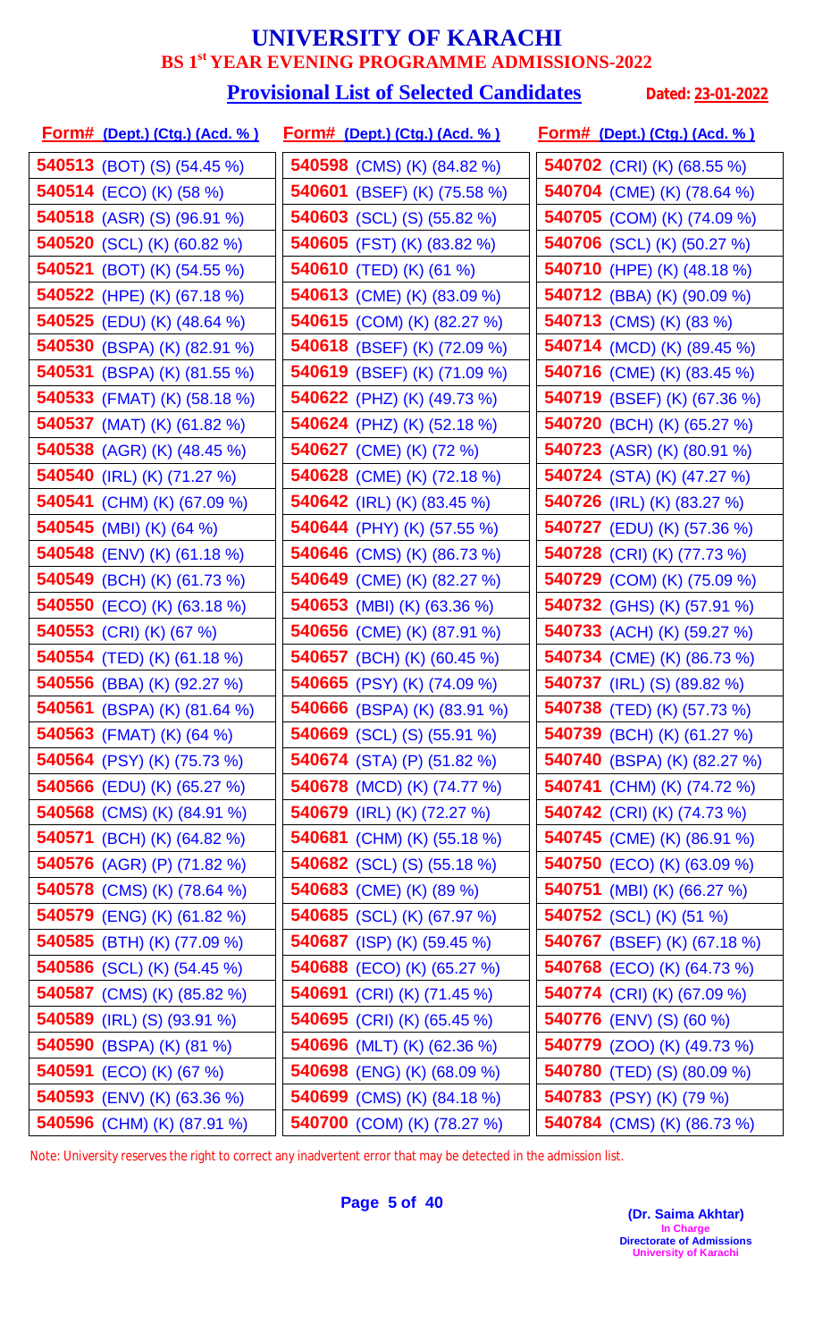# UNIVERSITY OF KARACHI

## BS 1st YEAR EVENING PROGRAMME ADMISSIONS-2022

### Provisional List of Selected Candidates

**Dated: 23-01-2022**

| Form# (Dept.) (Ctg.) (Acd. %) | Form# (Dept.) (Ctg.) (Acd. %) | Form# (Dept.) (Ctg.) (Acd. %) |
|---|---|---|
| 540513 (BOT) (S) (54.45 %) | 540598 (CMS) (K) (84.82 %) | 540702 (CRI) (K) (68.55 %) |
| 540514 (ECO) (K) (58 %) | 540601 (BSEF) (K) (75.58 %) | 540704 (CME) (K) (78.64 %) |
| 540518 (ASR) (S) (96.91 %) | 540603 (SCL) (S) (55.82 %) | 540705 (COM) (K) (74.09 %) |
| 540520 (SCL) (K) (60.82 %) | 540605 (FST) (K) (83.82 %) | 540706 (SCL) (K) (50.27 %) |
| 540521 (BOT) (K) (54.55 %) | 540610 (TED) (K) (61 %) | 540710 (HPE) (K) (48.18 %) |
| 540522 (HPE) (K) (67.18 %) | 540613 (CME) (K) (83.09 %) | 540712 (BBA) (K) (90.09 %) |
| 540525 (EDU) (K) (48.64 %) | 540615 (COM) (K) (82.27 %) | 540713 (CMS) (K) (83 %) |
| 540530 (BSPA) (K) (82.91 %) | 540618 (BSEF) (K) (72.09 %) | 540714 (MCD) (K) (89.45 %) |
| 540531 (BSPA) (K) (81.55 %) | 540619 (BSEF) (K) (71.09 %) | 540716 (CME) (K) (83.45 %) |
| 540533 (FMAT) (K) (58.18 %) | 540622 (PHZ) (K) (49.73 %) | 540719 (BSEF) (K) (67.36 %) |
| 540537 (MAT) (K) (61.82 %) | 540624 (PHZ) (K) (52.18 %) | 540720 (BCH) (K) (65.27 %) |
| 540538 (AGR) (K) (48.45 %) | 540627 (CME) (K) (72 %) | 540723 (ASR) (K) (80.91 %) |
| 540540 (IRL) (K) (71.27 %) | 540628 (CME) (K) (72.18 %) | 540724 (STA) (K) (47.27 %) |
| 540541 (CHM) (K) (67.09 %) | 540642 (IRL) (K) (83.45 %) | 540726 (IRL) (K) (83.27 %) |
| 540545 (MBI) (K) (64 %) | 540644 (PHY) (K) (57.55 %) | 540727 (EDU) (K) (57.36 %) |
| 540548 (ENV) (K) (61.18 %) | 540646 (CMS) (K) (86.73 %) | 540728 (CRI) (K) (77.73 %) |
| 540549 (BCH) (K) (61.73 %) | 540649 (CME) (K) (82.27 %) | 540729 (COM) (K) (75.09 %) |
| 540550 (ECO) (K) (63.18 %) | 540653 (MBI) (K) (63.36 %) | 540732 (GHS) (K) (57.91 %) |
| 540553 (CRI) (K) (67 %) | 540656 (CME) (K) (87.91 %) | 540733 (ACH) (K) (59.27 %) |
| 540554 (TED) (K) (61.18 %) | 540657 (BCH) (K) (60.45 %) | 540734 (CME) (K) (86.73 %) |
| 540556 (BBA) (K) (92.27 %) | 540665 (PSY) (K) (74.09 %) | 540737 (IRL) (S) (89.82 %) |
| 540561 (BSPA) (K) (81.64 %) | 540666 (BSPA) (K) (83.91 %) | 540738 (TED) (K) (57.73 %) |
| 540563 (FMAT) (K) (64 %) | 540669 (SCL) (S) (55.91 %) | 540739 (BCH) (K) (61.27 %) |
| 540564 (PSY) (K) (75.73 %) | 540674 (STA) (P) (51.82 %) | 540740 (BSPA) (K) (82.27 %) |
| 540566 (EDU) (K) (65.27 %) | 540678 (MCD) (K) (74.77 %) | 540741 (CHM) (K) (74.72 %) |
| 540568 (CMS) (K) (84.91 %) | 540679 (IRL) (K) (72.27 %) | 540742 (CRI) (K) (74.73 %) |
| 540571 (BCH) (K) (64.82 %) | 540681 (CHM) (K) (55.18 %) | 540745 (CME) (K) (86.91 %) |
| 540576 (AGR) (P) (71.82 %) | 540682 (SCL) (S) (55.18 %) | 540750 (ECO) (K) (63.09 %) |
| 540578 (CMS) (K) (78.64 %) | 540683 (CME) (K) (89 %) | 540751 (MBI) (K) (66.27 %) |
| 540579 (ENG) (K) (61.82 %) | 540685 (SCL) (K) (67.97 %) | 540752 (SCL) (K) (51 %) |
| 540585 (BTH) (K) (77.09 %) | 540687 (ISP) (K) (59.45 %) | 540767 (BSEF) (K) (67.18 %) |
| 540586 (SCL) (K) (54.45 %) | 540688 (ECO) (K) (65.27 %) | 540768 (ECO) (K) (64.73 %) |
| 540587 (CMS) (K) (85.82 %) | 540691 (CRI) (K) (71.45 %) | 540774 (CRI) (K) (67.09 %) |
| 540589 (IRL) (S) (93.91 %) | 540695 (CRI) (K) (65.45 %) | 540776 (ENV) (S) (60 %) |
| 540590 (BSPA) (K) (81 %) | 540696 (MLT) (K) (62.36 %) | 540779 (ZOO) (K) (49.73 %) |
| 540591 (ECO) (K) (67 %) | 540698 (ENG) (K) (68.09 %) | 540780 (TED) (S) (80.09 %) |
| 540593 (ENV) (K) (63.36 %) | 540699 (CMS) (K) (84.18 %) | 540783 (PSY) (K) (79 %) |
| 540596 (CHM) (K) (87.91 %) | 540700 (COM) (K) (78.27 %) | 540784 (CMS) (K) (86.73 %) |

Note: University reserves the right to correct any inadvertent error that may be detected in the admission list.

**(Dr. Saima Akhtar)**
In Charge
Directorate of Admissions
University of Karachi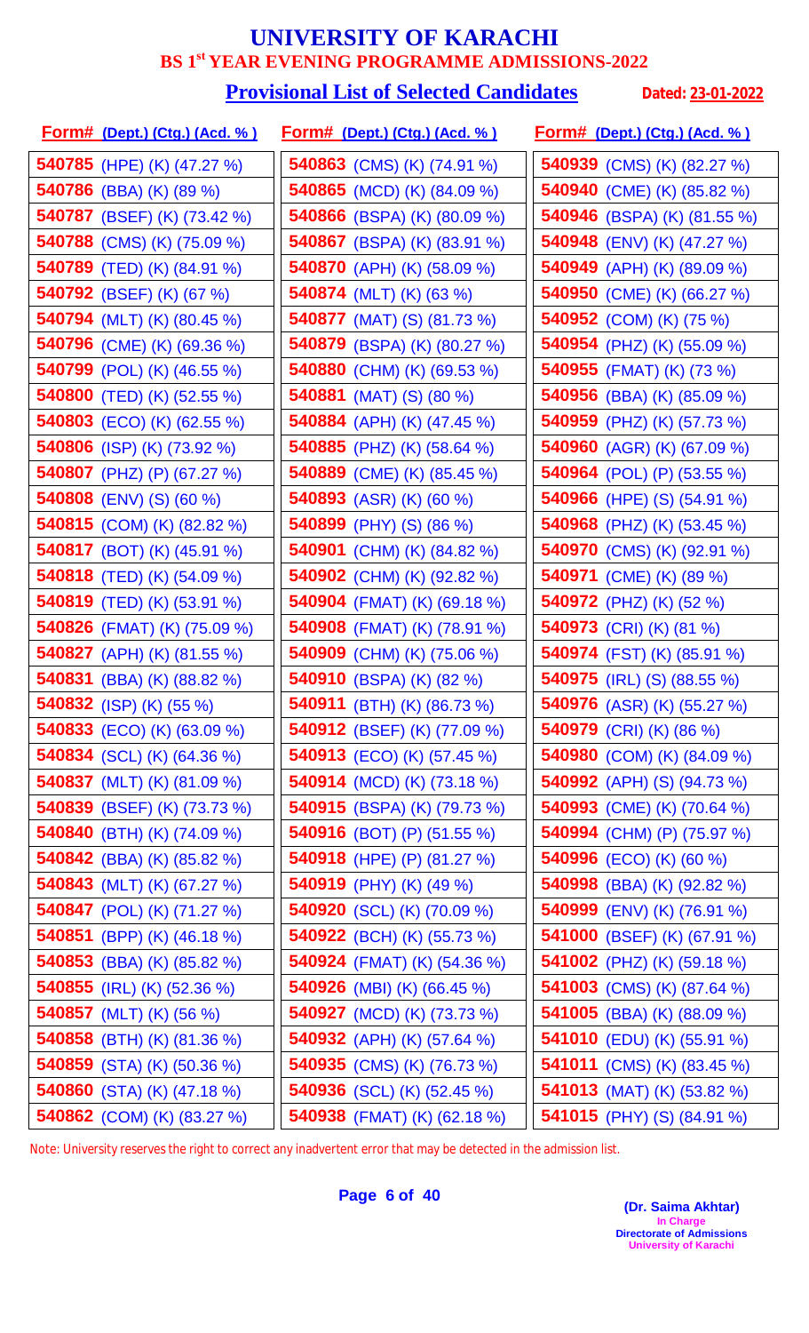# UNIVERSITY OF KARACHI

## BS 1st YEAR EVENING PROGRAMME ADMISSIONS-2022

### Provisional List of Selected Candidates

Dated: 23-01-2022

| Form# (Dept.) (Ctg.) (Acd. %) | Form# (Dept.) (Ctg.) (Acd. %) | Form# (Dept.) (Ctg.) (Acd. %) |
|---|---|---|
| 540785 (HPE) (K) (47.27 %) | 540863 (CMS) (K) (74.91 %) | 540939 (CMS) (K) (82.27 %) |
| 540786 (BBA) (K) (89 %) | 540865 (MCD) (K) (84.09 %) | 540940 (CME) (K) (85.82 %) |
| 540787 (BSEF) (K) (73.42 %) | 540866 (BSPA) (K) (80.09 %) | 540946 (BSPA) (K) (81.55 %) |
| 540788 (CMS) (K) (75.09 %) | 540867 (BSPA) (K) (83.91 %) | 540948 (ENV) (K) (47.27 %) |
| 540789 (TED) (K) (84.91 %) | 540870 (APH) (K) (58.09 %) | 540949 (APH) (K) (89.09 %) |
| 540792 (BSEF) (K) (67 %) | 540874 (MLT) (K) (63 %) | 540950 (CME) (K) (66.27 %) |
| 540794 (MLT) (K) (80.45 %) | 540877 (MAT) (S) (81.73 %) | 540952 (COM) (K) (75 %) |
| 540796 (CME) (K) (69.36 %) | 540879 (BSPA) (K) (80.27 %) | 540954 (PHZ) (K) (55.09 %) |
| 540799 (POL) (K) (46.55 %) | 540880 (CHM) (K) (69.53 %) | 540955 (FMAT) (K) (73 %) |
| 540800 (TED) (K) (52.55 %) | 540881 (MAT) (S) (80 %) | 540956 (BBA) (K) (85.09 %) |
| 540803 (ECO) (K) (62.55 %) | 540884 (APH) (K) (47.45 %) | 540959 (PHZ) (K) (57.73 %) |
| 540806 (ISP) (K) (73.92 %) | 540885 (PHZ) (K) (58.64 %) | 540960 (AGR) (K) (67.09 %) |
| 540807 (PHZ) (P) (67.27 %) | 540889 (CME) (K) (85.45 %) | 540964 (POL) (P) (53.55 %) |
| 540808 (ENV) (S) (60 %) | 540893 (ASR) (K) (60 %) | 540966 (HPE) (S) (54.91 %) |
| 540815 (COM) (K) (82.82 %) | 540899 (PHY) (S) (86 %) | 540968 (PHZ) (K) (53.45 %) |
| 540817 (BOT) (K) (45.91 %) | 540901 (CHM) (K) (84.82 %) | 540970 (CMS) (K) (92.91 %) |
| 540818 (TED) (K) (54.09 %) | 540902 (CHM) (K) (92.82 %) | 540971 (CME) (K) (89 %) |
| 540819 (TED) (K) (53.91 %) | 540904 (FMAT) (K) (69.18 %) | 540972 (PHZ) (K) (52 %) |
| 540826 (FMAT) (K) (75.09 %) | 540908 (FMAT) (K) (78.91 %) | 540973 (CRI) (K) (81 %) |
| 540827 (APH) (K) (81.55 %) | 540909 (CHM) (K) (75.06 %) | 540974 (FST) (K) (85.91 %) |
| 540831 (BBA) (K) (88.82 %) | 540910 (BSPA) (K) (82 %) | 540975 (IRL) (S) (88.55 %) |
| 540832 (ISP) (K) (55 %) | 540911 (BTH) (K) (86.73 %) | 540976 (ASR) (K) (55.27 %) |
| 540833 (ECO) (K) (63.09 %) | 540912 (BSEF) (K) (77.09 %) | 540979 (CRI) (K) (86 %) |
| 540834 (SCL) (K) (64.36 %) | 540913 (ECO) (K) (57.45 %) | 540980 (COM) (K) (84.09 %) |
| 540837 (MLT) (K) (81.09 %) | 540914 (MCD) (K) (73.18 %) | 540992 (APH) (S) (94.73 %) |
| 540839 (BSEF) (K) (73.73 %) | 540915 (BSPA) (K) (79.73 %) | 540993 (CME) (K) (70.64 %) |
| 540840 (BTH) (K) (74.09 %) | 540916 (BOT) (P) (51.55 %) | 540994 (CHM) (P) (75.97 %) |
| 540842 (BBA) (K) (85.82 %) | 540918 (HPE) (P) (81.27 %) | 540996 (ECO) (K) (60 %) |
| 540843 (MLT) (K) (67.27 %) | 540919 (PHY) (K) (49 %) | 540998 (BBA) (K) (92.82 %) |
| 540847 (POL) (K) (71.27 %) | 540920 (SCL) (K) (70.09 %) | 540999 (ENV) (K) (76.91 %) |
| 540851 (BPP) (K) (46.18 %) | 540922 (BCH) (K) (55.73 %) | 541000 (BSEF) (K) (67.91 %) |
| 540853 (BBA) (K) (85.82 %) | 540924 (FMAT) (K) (54.36 %) | 541002 (PHZ) (K) (59.18 %) |
| 540855 (IRL) (K) (52.36 %) | 540926 (MBI) (K) (66.45 %) | 541003 (CMS) (K) (87.64 %) |
| 540857 (MLT) (K) (56 %) | 540927 (MCD) (K) (73.73 %) | 541005 (BBA) (K) (88.09 %) |
| 540858 (BTH) (K) (81.36 %) | 540932 (APH) (K) (57.64 %) | 541010 (EDU) (K) (55.91 %) |
| 540859 (STA) (K) (50.36 %) | 540935 (CMS) (K) (76.73 %) | 541011 (CMS) (K) (83.45 %) |
| 540860 (STA) (K) (47.18 %) | 540936 (SCL) (K) (52.45 %) | 541013 (MAT) (K) (53.82 %) |
| 540862 (COM) (K) (83.27 %) | 540938 (FMAT) (K) (62.18 %) | 541015 (PHY) (S) (84.91 %) |

Note: University reserves the right to correct any inadvertent error that may be detected in the admission list.

**(Dr. Saima Akhtar)**
In Charge
Directorate of Admissions
University of Karachi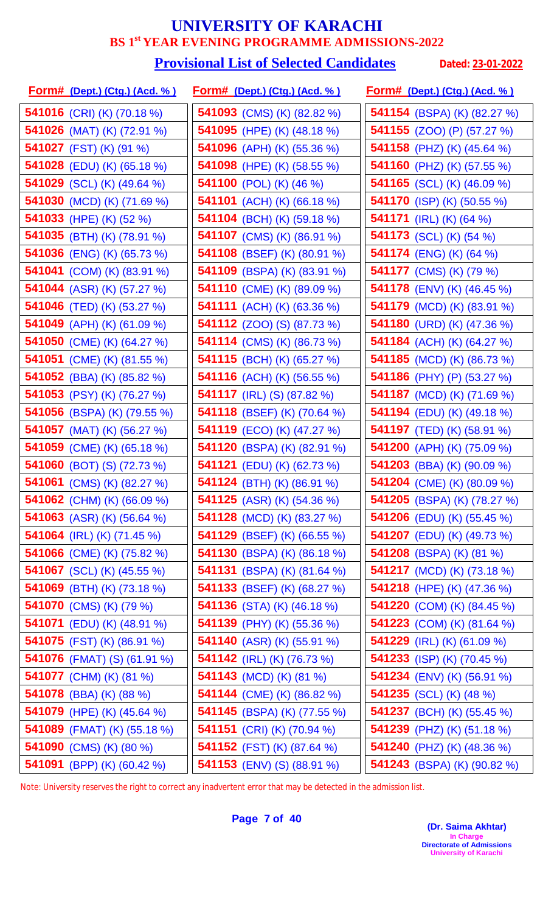# UNIVERSITY OF KARACHI

## BS 1st YEAR EVENING PROGRAMME ADMISSIONS-2022

### Provisional List of Selected Candidates

**Dated: 23-01-2022**

| Form# (Dept.) (Ctg.) (Acd. %) | Form# (Dept.) (Ctg.) (Acd. %) | Form# (Dept.) (Ctg.) (Acd. %) |
|---|---|---|
| **541016** (CRI) (K) (70.18 %) | **541093** (CMS) (K) (82.82 %) | **541154** (BSPA) (K) (82.27 %) |
| **541026** (MAT) (K) (72.91 %) | **541095** (HPE) (K) (48.18 %) | **541155** (ZOO) (P) (57.27 %) |
| **541027** (FST) (K) (91 %) | **541096** (APH) (K) (55.36 %) | **541158** (PHZ) (K) (45.64 %) |
| **541028** (EDU) (K) (65.18 %) | **541098** (HPE) (K) (58.55 %) | **541160** (PHZ) (K) (57.55 %) |
| **541029** (SCL) (K) (49.64 %) | **541100** (POL) (K) (46 %) | **541165** (SCL) (K) (46.09 %) |
| **541030** (MCD) (K) (71.69 %) | **541101** (ACH) (K) (66.18 %) | **541170** (ISP) (K) (50.55 %) |
| **541033** (HPE) (K) (52 %) | **541104** (BCH) (K) (59.18 %) | **541171** (IRL) (K) (64 %) |
| **541035** (BTH) (K) (78.91 %) | **541107** (CMS) (K) (86.91 %) | **541173** (SCL) (K) (54 %) |
| **541036** (ENG) (K) (65.73 %) | **541108** (BSEF) (K) (80.91 %) | **541174** (ENG) (K) (64 %) |
| **541041** (COM) (K) (83.91 %) | **541109** (BSPA) (K) (83.91 %) | **541177** (CMS) (K) (79 %) |
| **541044** (ASR) (K) (57.27 %) | **541110** (CME) (K) (89.09 %) | **541178** (ENV) (K) (46.45 %) |
| **541046** (TED) (K) (53.27 %) | **541111** (ACH) (K) (63.36 %) | **541179** (MCD) (K) (83.91 %) |
| **541049** (APH) (K) (61.09 %) | **541112** (ZOO) (S) (87.73 %) | **541180** (URD) (K) (47.36 %) |
| **541050** (CME) (K) (64.27 %) | **541114** (CMS) (K) (86.73 %) | **541184** (ACH) (K) (64.27 %) |
| **541051** (CME) (K) (81.55 %) | **541115** (BCH) (K) (65.27 %) | **541185** (MCD) (K) (86.73 %) |
| **541052** (BBA) (K) (85.82 %) | **541116** (ACH) (K) (56.55 %) | **541186** (PHY) (P) (53.27 %) |
| **541053** (PSY) (K) (76.27 %) | **541117** (IRL) (S) (87.82 %) | **541187** (MCD) (K) (71.69 %) |
| **541056** (BSPA) (K) (79.55 %) | **541118** (BSEF) (K) (70.64 %) | **541194** (EDU) (K) (49.18 %) |
| **541057** (MAT) (K) (56.27 %) | **541119** (ECO) (K) (47.27 %) | **541197** (TED) (K) (58.91 %) |
| **541059** (CME) (K) (65.18 %) | **541120** (BSPA) (K) (82.91 %) | **541200** (APH) (K) (75.09 %) |
| **541060** (BOT) (S) (72.73 %) | **541121** (EDU) (K) (62.73 %) | **541203** (BBA) (K) (90.09 %) |
| **541061** (CMS) (K) (82.27 %) | **541124** (BTH) (K) (86.91 %) | **541204** (CME) (K) (80.09 %) |
| **541062** (CHM) (K) (66.09 %) | **541125** (ASR) (K) (54.36 %) | **541205** (BSPA) (K) (78.27 %) |
| **541063** (ASR) (K) (56.64 %) | **541128** (MCD) (K) (83.27 %) | **541206** (EDU) (K) (55.45 %) |
| **541064** (IRL) (K) (71.45 %) | **541129** (BSEF) (K) (66.55 %) | **541207** (EDU) (K) (49.73 %) |
| **541066** (CME) (K) (75.82 %) | **541130** (BSPA) (K) (86.18 %) | **541208** (BSPA) (K) (81 %) |
| **541067** (SCL) (K) (45.55 %) | **541131** (BSPA) (K) (81.64 %) | **541217** (MCD) (K) (73.18 %) |
| **541069** (BTH) (K) (73.18 %) | **541133** (BSEF) (K) (68.27 %) | **541218** (HPE) (K) (47.36 %) |
| **541070** (CMS) (K) (79 %) | **541136** (STA) (K) (46.18 %) | **541220** (COM) (K) (84.45 %) |
| **541071** (EDU) (K) (48.91 %) | **541139** (PHY) (K) (55.36 %) | **541223** (COM) (K) (81.64 %) |
| **541075** (FST) (K) (86.91 %) | **541140** (ASR) (K) (55.91 %) | **541229** (IRL) (K) (61.09 %) |
| **541076** (FMAT) (S) (61.91 %) | **541142** (IRL) (K) (76.73 %) | **541233** (ISP) (K) (70.45 %) |
| **541077** (CHM) (K) (81 %) | **541143** (MCD) (K) (81 %) | **541234** (ENV) (K) (56.91 %) |
| **541078** (BBA) (K) (88 %) | **541144** (CME) (K) (86.82 %) | **541235** (SCL) (K) (48 %) |
| **541079** (HPE) (K) (45.64 %) | **541145** (BSPA) (K) (77.55 %) | **541237** (BCH) (K) (55.45 %) |
| **541089** (FMAT) (K) (55.18 %) | **541151** (CRI) (K) (70.94 %) | **541239** (PHZ) (K) (51.18 %) |
| **541090** (CMS) (K) (80 %) | **541152** (FST) (K) (87.64 %) | **541240** (PHZ) (K) (48.36 %) |
| **541091** (BPP) (K) (60.42 %) | **541153** (ENV) (S) (88.91 %) | **541243** (BSPA) (K) (90.82 %) |

Note: University reserves the right to correct any inadvertent error that may be detected in the admission list.

**(Dr. Saima Akhtar)**
In Charge
Directorate of Admissions
University of Karachi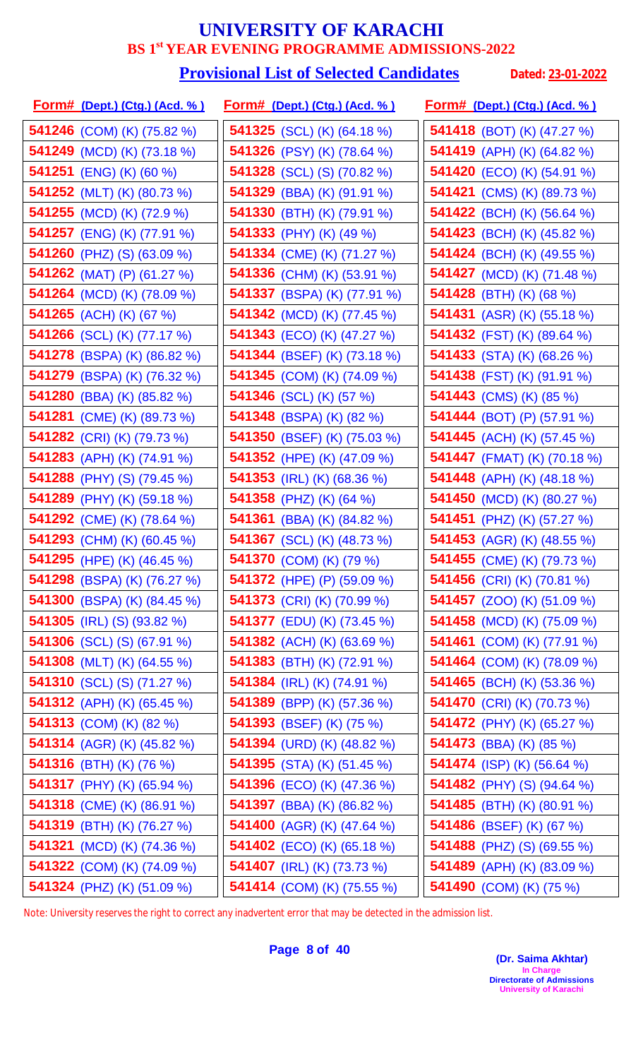# UNIVERSITY OF KARACHI

## BS 1st YEAR EVENING PROGRAMME ADMISSIONS-2022

### Provisional List of Selected Candidates

**Dated: 23-01-2022**

| Form# (Dept.) (Ctg.) (Acd. %) | Form# (Dept.) (Ctg.) (Acd. %) | Form# (Dept.) (Ctg.) (Acd. %) |
|---|---|---|
| **541246** (COM) (K) (75.82 %) | **541325** (SCL) (K) (64.18 %) | **541418** (BOT) (K) (47.27 %) |
| **541249** (MCD) (K) (73.18 %) | **541326** (PSY) (K) (78.64 %) | **541419** (APH) (K) (64.82 %) |
| **541251** (ENG) (K) (60 %) | **541328** (SCL) (S) (70.82 %) | **541420** (ECO) (K) (54.91 %) |
| **541252** (MLT) (K) (80.73 %) | **541329** (BBA) (K) (91.91 %) | **541421** (CMS) (K) (89.73 %) |
| **541255** (MCD) (K) (72.9 %) | **541330** (BTH) (K) (79.91 %) | **541422** (BCH) (K) (56.64 %) |
| **541257** (ENG) (K) (77.91 %) | **541333** (PHY) (K) (49 %) | **541423** (BCH) (K) (45.82 %) |
| **541260** (PHZ) (S) (63.09 %) | **541334** (CME) (K) (71.27 %) | **541424** (BCH) (K) (49.55 %) |
| **541262** (MAT) (P) (61.27 %) | **541336** (CHM) (K) (53.91 %) | **541427** (MCD) (K) (71.48 %) |
| **541264** (MCD) (K) (78.09 %) | **541337** (BSPA) (K) (77.91 %) | **541428** (BTH) (K) (68 %) |
| **541265** (ACH) (K) (67 %) | **541342** (MCD) (K) (77.45 %) | **541431** (ASR) (K) (55.18 %) |
| **541266** (SCL) (K) (77.17 %) | **541343** (ECO) (K) (47.27 %) | **541432** (FST) (K) (89.64 %) |
| **541278** (BSPA) (K) (86.82 %) | **541344** (BSEF) (K) (73.18 %) | **541433** (STA) (K) (68.26 %) |
| **541279** (BSPA) (K) (76.32 %) | **541345** (COM) (K) (74.09 %) | **541438** (FST) (K) (91.91 %) |
| **541280** (BBA) (K) (85.82 %) | **541346** (SCL) (K) (57 %) | **541443** (CMS) (K) (85 %) |
| **541281** (CME) (K) (89.73 %) | **541348** (BSPA) (K) (82 %) | **541444** (BOT) (P) (57.91 %) |
| **541282** (CRI) (K) (79.73 %) | **541350** (BSEF) (K) (75.03 %) | **541445** (ACH) (K) (57.45 %) |
| **541283** (APH) (K) (74.91 %) | **541352** (HPE) (K) (47.09 %) | **541447** (FMAT) (K) (70.18 %) |
| **541288** (PHY) (S) (79.45 %) | **541353** (IRL) (K) (68.36 %) | **541448** (APH) (K) (48.18 %) |
| **541289** (PHY) (K) (59.18 %) | **541358** (PHZ) (K) (64 %) | **541450** (MCD) (K) (80.27 %) |
| **541292** (CME) (K) (78.64 %) | **541361** (BBA) (K) (84.82 %) | **541451** (PHZ) (K) (57.27 %) |
| **541293** (CHM) (K) (60.45 %) | **541367** (SCL) (K) (48.73 %) | **541453** (AGR) (K) (48.55 %) |
| **541295** (HPE) (K) (46.45 %) | **541370** (COM) (K) (79 %) | **541455** (CME) (K) (79.73 %) |
| **541298** (BSPA) (K) (76.27 %) | **541372** (HPE) (P) (59.09 %) | **541456** (CRI) (K) (70.81 %) |
| **541300** (BSPA) (K) (84.45 %) | **541373** (CRI) (K) (70.99 %) | **541457** (ZOO) (K) (51.09 %) |
| **541305** (IRL) (S) (93.82 %) | **541377** (EDU) (K) (73.45 %) | **541458** (MCD) (K) (75.09 %) |
| **541306** (SCL) (S) (67.91 %) | **541382** (ACH) (K) (63.69 %) | **541461** (COM) (K) (77.91 %) |
| **541308** (MLT) (K) (64.55 %) | **541383** (BTH) (K) (72.91 %) | **541464** (COM) (K) (78.09 %) |
| **541310** (SCL) (S) (71.27 %) | **541384** (IRL) (K) (74.91 %) | **541465** (BCH) (K) (53.36 %) |
| **541312** (APH) (K) (65.45 %) | **541389** (BPP) (K) (57.36 %) | **541470** (CRI) (K) (70.73 %) |
| **541313** (COM) (K) (82 %) | **541393** (BSEF) (K) (75 %) | **541472** (PHY) (K) (65.27 %) |
| **541314** (AGR) (K) (45.82 %) | **541394** (URD) (K) (48.82 %) | **541473** (BBA) (K) (85 %) |
| **541316** (BTH) (K) (76 %) | **541395** (STA) (K) (51.45 %) | **541474** (ISP) (K) (56.64 %) |
| **541317** (PHY) (K) (65.94 %) | **541396** (ECO) (K) (47.36 %) | **541482** (PHY) (S) (94.64 %) |
| **541318** (CME) (K) (86.91 %) | **541397** (BBA) (K) (86.82 %) | **541485** (BTH) (K) (80.91 %) |
| **541319** (BTH) (K) (76.27 %) | **541400** (AGR) (K) (47.64 %) | **541486** (BSEF) (K) (67 %) |
| **541321** (MCD) (K) (74.36 %) | **541402** (ECO) (K) (65.18 %) | **541488** (PHZ) (S) (69.55 %) |
| **541322** (COM) (K) (74.09 %) | **541407** (IRL) (K) (73.73 %) | **541489** (APH) (K) (83.09 %) |
| **541324** (PHZ) (K) (51.09 %) | **541414** (COM) (K) (75.55 %) | **541490** (COM) (K) (75 %) |

Note: University reserves the right to correct any inadvertent error that may be detected in the admission list.

**(Dr. Saima Akhtar)**
In Charge
Directorate of Admissions
University of Karachi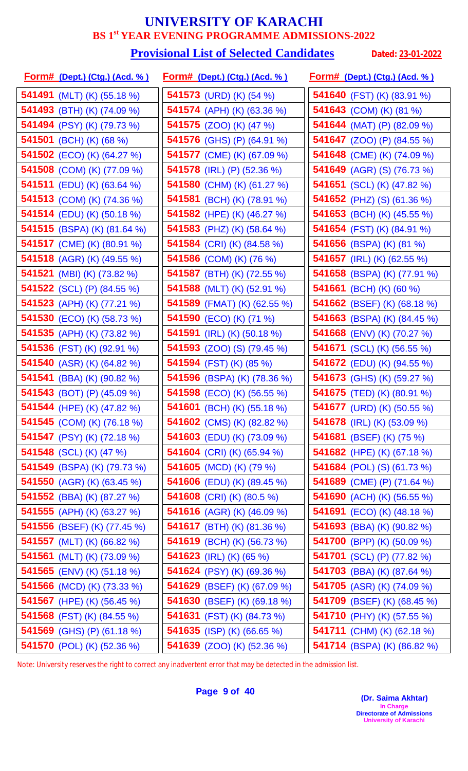# UNIVERSITY OF KARACHI

## BS 1st YEAR EVENING PROGRAMME ADMISSIONS-2022

### Provisional List of Selected Candidates

**Dated: 23-01-2022**

| Form# (Dept.) (Ctg.) (Acd. %) | Form# (Dept.) (Ctg.) (Acd. %) | Form# (Dept.) (Ctg.) (Acd. %) |
|---|---|---|
| **541491** (MLT) (K) (55.18 %) | **541573** (URD) (K) (54 %) | **541640** (FST) (K) (83.91 %) |
| **541493** (BTH) (K) (74.09 %) | **541574** (APH) (K) (63.36 %) | **541643** (COM) (K) (81 %) |
| **541494** (PSY) (K) (79.73 %) | **541575** (ZOO) (K) (47 %) | **541644** (MAT) (P) (82.09 %) |
| **541501** (BCH) (K) (68 %) | **541576** (GHS) (P) (64.91 %) | **541647** (ZOO) (P) (84.55 %) |
| **541502** (ECO) (K) (64.27 %) | **541577** (CME) (K) (67.09 %) | **541648** (CME) (K) (74.09 %) |
| **541508** (COM) (K) (77.09 %) | **541578** (IRL) (P) (52.36 %) | **541649** (AGR) (S) (76.73 %) |
| **541511** (EDU) (K) (63.64 %) | **541580** (CHM) (K) (61.27 %) | **541651** (SCL) (K) (47.82 %) |
| **541513** (COM) (K) (74.36 %) | **541581** (BCH) (K) (78.91 %) | **541652** (PHZ) (S) (61.36 %) |
| **541514** (EDU) (K) (50.18 %) | **541582** (HPE) (K) (46.27 %) | **541653** (BCH) (K) (45.55 %) |
| **541515** (BSPA) (K) (81.64 %) | **541583** (PHZ) (K) (58.64 %) | **541654** (FST) (K) (84.91 %) |
| **541517** (CME) (K) (80.91 %) | **541584** (CRI) (K) (84.58 %) | **541656** (BSPA) (K) (81 %) |
| **541518** (AGR) (K) (49.55 %) | **541586** (COM) (K) (76 %) | **541657** (IRL) (K) (62.55 %) |
| **541521** (MBI) (K) (73.82 %) | **541587** (BTH) (K) (72.55 %) | **541658** (BSPA) (K) (77.91 %) |
| **541522** (SCL) (P) (84.55 %) | **541588** (MLT) (K) (52.91 %) | **541661** (BCH) (K) (60 %) |
| **541523** (APH) (K) (77.21 %) | **541589** (FMAT) (K) (62.55 %) | **541662** (BSEF) (K) (68.18 %) |
| **541530** (ECO) (K) (58.73 %) | **541590** (ECO) (K) (71 %) | **541663** (BSPA) (K) (84.45 %) |
| **541535** (APH) (K) (73.82 %) | **541591** (IRL) (K) (50.18 %) | **541668** (ENV) (K) (70.27 %) |
| **541536** (FST) (K) (92.91 %) | **541593** (ZOO) (S) (79.45 %) | **541671** (SCL) (K) (56.55 %) |
| **541540** (ASR) (K) (64.82 %) | **541594** (FST) (K) (85 %) | **541672** (EDU) (K) (94.55 %) |
| **541541** (BBA) (K) (90.82 %) | **541596** (BSPA) (K) (78.36 %) | **541673** (GHS) (K) (59.27 %) |
| **541543** (BOT) (P) (45.09 %) | **541598** (ECO) (K) (56.55 %) | **541675** (TED) (K) (80.91 %) |
| **541544** (HPE) (K) (47.82 %) | **541601** (BCH) (K) (55.18 %) | **541677** (URD) (K) (50.55 %) |
| **541545** (COM) (K) (76.18 %) | **541602** (CMS) (K) (82.82 %) | **541678** (IRL) (K) (53.09 %) |
| **541547** (PSY) (K) (72.18 %) | **541603** (EDU) (K) (73.09 %) | **541681** (BSEF) (K) (75 %) |
| **541548** (SCL) (K) (47 %) | **541604** (CRI) (K) (65.94 %) | **541682** (HPE) (K) (67.18 %) |
| **541549** (BSPA) (K) (79.73 %) | **541605** (MCD) (K) (79 %) | **541684** (POL) (S) (61.73 %) |
| **541550** (AGR) (K) (63.45 %) | **541606** (EDU) (K) (89.45 %) | **541689** (CME) (P) (71.64 %) |
| **541552** (BBA) (K) (87.27 %) | **541608** (CRI) (K) (80.5 %) | **541690** (ACH) (K) (56.55 %) |
| **541555** (APH) (K) (63.27 %) | **541616** (AGR) (K) (46.09 %) | **541691** (ECO) (K) (48.18 %) |
| **541556** (BSEF) (K) (77.45 %) | **541617** (BTH) (K) (81.36 %) | **541693** (BBA) (K) (90.82 %) |
| **541557** (MLT) (K) (66.82 %) | **541619** (BCH) (K) (56.73 %) | **541700** (BPP) (K) (50.09 %) |
| **541561** (MLT) (K) (73.09 %) | **541623** (IRL) (K) (65 %) | **541701** (SCL) (P) (77.82 %) |
| **541565** (ENV) (K) (51.18 %) | **541624** (PSY) (K) (69.36 %) | **541703** (BBA) (K) (87.64 %) |
| **541566** (MCD) (K) (73.33 %) | **541629** (BSEF) (K) (67.09 %) | **541705** (ASR) (K) (74.09 %) |
| **541567** (HPE) (K) (56.45 %) | **541630** (BSEF) (K) (69.18 %) | **541709** (BSEF) (K) (68.45 %) |
| **541568** (FST) (K) (84.55 %) | **541631** (FST) (K) (84.73 %) | **541710** (PHY) (K) (57.55 %) |
| **541569** (GHS) (P) (61.18 %) | **541635** (ISP) (K) (66.65 %) | **541711** (CHM) (K) (62.18 %) |
| **541570** (POL) (K) (52.36 %) | **541639** (ZOO) (K) (52.36 %) | **541714** (BSPA) (K) (86.82 %) |

Note: University reserves the right to correct any inadvertent error that may be detected in the admission list.

**(Dr. Saima Akhtar)**
In Charge
Directorate of Admissions
University of Karachi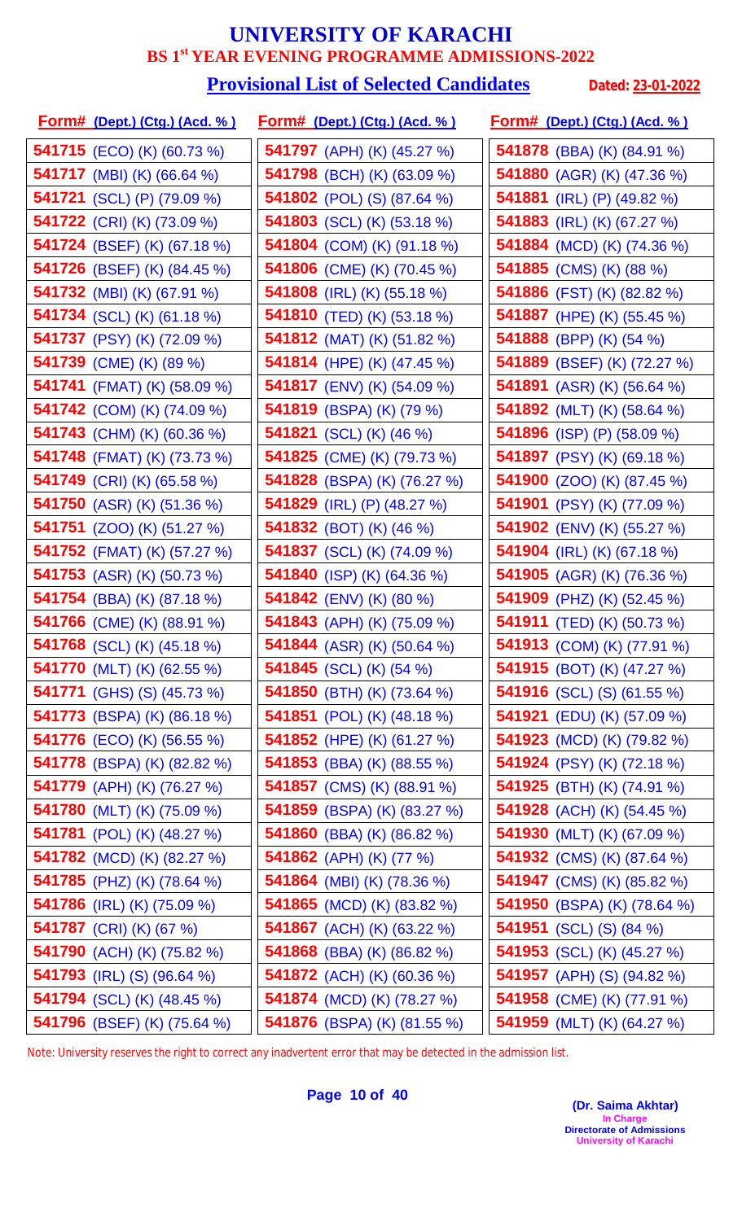# UNIVERSITY OF KARACHI

## BS 1st YEAR EVENING PROGRAMME ADMISSIONS-2022

### Provisional List of Selected Candidates

**Dated: 23-01-2022**

| Form# (Dept.) (Ctg.) (Acd. %) | Form# (Dept.) (Ctg.) (Acd. %) | Form# (Dept.) (Ctg.) (Acd. %) |
|---|---|---|
| **541715** (ECO) (K) (60.73 %) | **541797** (APH) (K) (45.27 %) | **541878** (BBA) (K) (84.91 %) |
| **541717** (MBI) (K) (66.64 %) | **541798** (BCH) (K) (63.09 %) | **541880** (AGR) (K) (47.36 %) |
| **541721** (SCL) (P) (79.09 %) | **541802** (POL) (S) (87.64 %) | **541881** (IRL) (P) (49.82 %) |
| **541722** (CRI) (K) (73.09 %) | **541803** (SCL) (K) (53.18 %) | **541883** (IRL) (K) (67.27 %) |
| **541724** (BSEF) (K) (67.18 %) | **541804** (COM) (K) (91.18 %) | **541884** (MCD) (K) (74.36 %) |
| **541726** (BSEF) (K) (84.45 %) | **541806** (CME) (K) (70.45 %) | **541885** (CMS) (K) (88 %) |
| **541732** (MBI) (K) (67.91 %) | **541808** (IRL) (K) (55.18 %) | **541886** (FST) (K) (82.82 %) |
| **541734** (SCL) (K) (61.18 %) | **541810** (TED) (K) (53.18 %) | **541887** (HPE) (K) (55.45 %) |
| **541737** (PSY) (K) (72.09 %) | **541812** (MAT) (K) (51.82 %) | **541888** (BPP) (K) (54 %) |
| **541739** (CME) (K) (89 %) | **541814** (HPE) (K) (47.45 %) | **541889** (BSEF) (K) (72.27 %) |
| **541741** (FMAT) (K) (58.09 %) | **541817** (ENV) (K) (54.09 %) | **541891** (ASR) (K) (56.64 %) |
| **541742** (COM) (K) (74.09 %) | **541819** (BSPA) (K) (79 %) | **541892** (MLT) (K) (58.64 %) |
| **541743** (CHM) (K) (60.36 %) | **541821** (SCL) (K) (46 %) | **541896** (ISP) (P) (58.09 %) |
| **541748** (FMAT) (K) (73.73 %) | **541825** (CME) (K) (79.73 %) | **541897** (PSY) (K) (69.18 %) |
| **541749** (CRI) (K) (65.58 %) | **541828** (BSPA) (K) (76.27 %) | **541900** (ZOO) (K) (87.45 %) |
| **541750** (ASR) (K) (51.36 %) | **541829** (IRL) (P) (48.27 %) | **541901** (PSY) (K) (77.09 %) |
| **541751** (ZOO) (K) (51.27 %) | **541832** (BOT) (K) (46 %) | **541902** (ENV) (K) (55.27 %) |
| **541752** (FMAT) (K) (57.27 %) | **541837** (SCL) (K) (74.09 %) | **541904** (IRL) (K) (67.18 %) |
| **541753** (ASR) (K) (50.73 %) | **541840** (ISP) (K) (64.36 %) | **541905** (AGR) (K) (76.36 %) |
| **541754** (BBA) (K) (87.18 %) | **541842** (ENV) (K) (80 %) | **541909** (PHZ) (K) (52.45 %) |
| **541766** (CME) (K) (88.91 %) | **541843** (APH) (K) (75.09 %) | **541911** (TED) (K) (50.73 %) |
| **541768** (SCL) (K) (45.18 %) | **541844** (ASR) (K) (50.64 %) | **541913** (COM) (K) (77.91 %) |
| **541770** (MLT) (K) (62.55 %) | **541845** (SCL) (K) (54 %) | **541915** (BOT) (K) (47.27 %) |
| **541771** (GHS) (S) (45.73 %) | **541850** (BTH) (K) (73.64 %) | **541916** (SCL) (S) (61.55 %) |
| **541773** (BSPA) (K) (86.18 %) | **541851** (POL) (K) (48.18 %) | **541921** (EDU) (K) (57.09 %) |
| **541776** (ECO) (K) (56.55 %) | **541852** (HPE) (K) (61.27 %) | **541923** (MCD) (K) (79.82 %) |
| **541778** (BSPA) (K) (82.82 %) | **541853** (BBA) (K) (88.55 %) | **541924** (PSY) (K) (72.18 %) |
| **541779** (APH) (K) (76.27 %) | **541857** (CMS) (K) (88.91 %) | **541925** (BTH) (K) (74.91 %) |
| **541780** (MLT) (K) (75.09 %) | **541859** (BSPA) (K) (83.27 %) | **541928** (ACH) (K) (54.45 %) |
| **541781** (POL) (K) (48.27 %) | **541860** (BBA) (K) (86.82 %) | **541930** (MLT) (K) (67.09 %) |
| **541782** (MCD) (K) (82.27 %) | **541862** (APH) (K) (77 %) | **541932** (CMS) (K) (87.64 %) |
| **541785** (PHZ) (K) (78.64 %) | **541864** (MBI) (K) (78.36 %) | **541947** (CMS) (K) (85.82 %) |
| **541786** (IRL) (K) (75.09 %) | **541865** (MCD) (K) (83.82 %) | **541950** (BSPA) (K) (78.64 %) |
| **541787** (CRI) (K) (67 %) | **541867** (ACH) (K) (63.22 %) | **541951** (SCL) (S) (84 %) |
| **541790** (ACH) (K) (75.82 %) | **541868** (BBA) (K) (86.82 %) | **541953** (SCL) (K) (45.27 %) |
| **541793** (IRL) (S) (96.64 %) | **541872** (ACH) (K) (60.36 %) | **541957** (APH) (S) (94.82 %) |
| **541794** (SCL) (K) (48.45 %) | **541874** (MCD) (K) (78.27 %) | **541958** (CME) (K) (77.91 %) |
| **541796** (BSEF) (K) (75.64 %) | **541876** (BSPA) (K) (81.55 %) | **541959** (MLT) (K) (64.27 %) |

Note: University reserves the right to correct any inadvertent error that may be detected in the admission list.

**(Dr. Saima Akhtar)**
In Charge
Directorate of Admissions
University of Karachi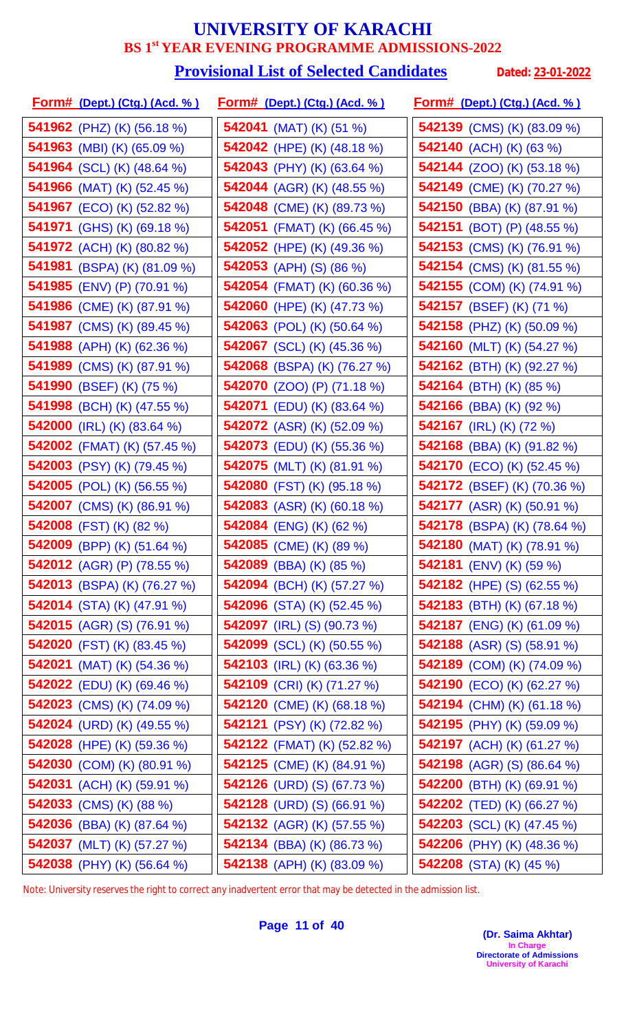# UNIVERSITY OF KARACHI

## BS 1st YEAR EVENING PROGRAMME ADMISSIONS-2022

### Provisional List of Selected Candidates

**Dated: 23-01-2022**

| Form# (Dept.) (Ctg.) (Acd. %) | Form# (Dept.) (Ctg.) (Acd. %) | Form# (Dept.) (Ctg.) (Acd. %) |
|---|---|---|
| **541962** (PHZ) (K) (56.18 %) | **542041** (MAT) (K) (51 %) | **542139** (CMS) (K) (83.09 %) |
| **541963** (MBI) (K) (65.09 %) | **542042** (HPE) (K) (48.18 %) | **542140** (ACH) (K) (63 %) |
| **541964** (SCL) (K) (48.64 %) | **542043** (PHY) (K) (63.64 %) | **542144** (ZOO) (K) (53.18 %) |
| **541966** (MAT) (K) (52.45 %) | **542044** (AGR) (K) (48.55 %) | **542149** (CME) (K) (70.27 %) |
| **541967** (ECO) (K) (52.82 %) | **542048** (CME) (K) (89.73 %) | **542150** (BBA) (K) (87.91 %) |
| **541971** (GHS) (K) (69.18 %) | **542051** (FMAT) (K) (66.45 %) | **542151** (BOT) (P) (48.55 %) |
| **541972** (ACH) (K) (80.82 %) | **542052** (HPE) (K) (49.36 %) | **542153** (CMS) (K) (76.91 %) |
| **541981** (BSPA) (K) (81.09 %) | **542053** (APH) (S) (86 %) | **542154** (CMS) (K) (81.55 %) |
| **541985** (ENV) (P) (70.91 %) | **542054** (FMAT) (K) (60.36 %) | **542155** (COM) (K) (74.91 %) |
| **541986** (CME) (K) (87.91 %) | **542060** (HPE) (K) (47.73 %) | **542157** (BSEF) (K) (71 %) |
| **541987** (CMS) (K) (89.45 %) | **542063** (POL) (K) (50.64 %) | **542158** (PHZ) (K) (50.09 %) |
| **541988** (APH) (K) (62.36 %) | **542067** (SCL) (K) (45.36 %) | **542160** (MLT) (K) (54.27 %) |
| **541989** (CMS) (K) (87.91 %) | **542068** (BSPA) (K) (76.27 %) | **542162** (BTH) (K) (92.27 %) |
| **541990** (BSEF) (K) (75 %) | **542070** (ZOO) (P) (71.18 %) | **542164** (BTH) (K) (85 %) |
| **541998** (BCH) (K) (47.55 %) | **542071** (EDU) (K) (83.64 %) | **542166** (BBA) (K) (92 %) |
| **542000** (IRL) (K) (83.64 %) | **542072** (ASR) (K) (52.09 %) | **542167** (IRL) (K) (72 %) |
| **542002** (FMAT) (K) (57.45 %) | **542073** (EDU) (K) (55.36 %) | **542168** (BBA) (K) (91.82 %) |
| **542003** (PSY) (K) (79.45 %) | **542075** (MLT) (K) (81.91 %) | **542170** (ECO) (K) (52.45 %) |
| **542005** (POL) (K) (56.55 %) | **542080** (FST) (K) (95.18 %) | **542172** (BSEF) (K) (70.36 %) |
| **542007** (CMS) (K) (86.91 %) | **542083** (ASR) (K) (60.18 %) | **542177** (ASR) (K) (50.91 %) |
| **542008** (FST) (K) (82 %) | **542084** (ENG) (K) (62 %) | **542178** (BSPA) (K) (78.64 %) |
| **542009** (BPP) (K) (51.64 %) | **542085** (CME) (K) (89 %) | **542180** (MAT) (K) (78.91 %) |
| **542012** (AGR) (P) (78.55 %) | **542089** (BBA) (K) (85 %) | **542181** (ENV) (K) (59 %) |
| **542013** (BSPA) (K) (76.27 %) | **542094** (BCH) (K) (57.27 %) | **542182** (HPE) (S) (62.55 %) |
| **542014** (STA) (K) (47.91 %) | **542096** (STA) (K) (52.45 %) | **542183** (BTH) (K) (67.18 %) |
| **542015** (AGR) (S) (76.91 %) | **542097** (IRL) (S) (90.73 %) | **542187** (ENG) (K) (61.09 %) |
| **542020** (FST) (K) (83.45 %) | **542099** (SCL) (K) (50.55 %) | **542188** (ASR) (S) (58.91 %) |
| **542021** (MAT) (K) (54.36 %) | **542103** (IRL) (K) (63.36 %) | **542189** (COM) (K) (74.09 %) |
| **542022** (EDU) (K) (69.46 %) | **542109** (CRI) (K) (71.27 %) | **542190** (ECO) (K) (62.27 %) |
| **542023** (CMS) (K) (74.09 %) | **542120** (CME) (K) (68.18 %) | **542194** (CHM) (K) (61.18 %) |
| **542024** (URD) (K) (49.55 %) | **542121** (PSY) (K) (72.82 %) | **542195** (PHY) (K) (59.09 %) |
| **542028** (HPE) (K) (59.36 %) | **542122** (FMAT) (K) (52.82 %) | **542197** (ACH) (K) (61.27 %) |
| **542030** (COM) (K) (80.91 %) | **542125** (CME) (K) (84.91 %) | **542198** (AGR) (S) (86.64 %) |
| **542031** (ACH) (K) (59.91 %) | **542126** (URD) (S) (67.73 %) | **542200** (BTH) (K) (69.91 %) |
| **542033** (CMS) (K) (88 %) | **542128** (URD) (S) (66.91 %) | **542202** (TED) (K) (66.27 %) |
| **542036** (BBA) (K) (87.64 %) | **542132** (AGR) (K) (57.55 %) | **542203** (SCL) (K) (47.45 %) |
| **542037** (MLT) (K) (57.27 %) | **542134** (BBA) (K) (86.73 %) | **542206** (PHY) (K) (48.36 %) |
| **542038** (PHY) (K) (56.64 %) | **542138** (APH) (K) (83.09 %) | **542208** (STA) (K) (45 %) |

Note: University reserves the right to correct any inadvertent error that may be detected in the admission list.

**(Dr. Saima Akhtar)**
In Charge
Directorate of Admissions
University of Karachi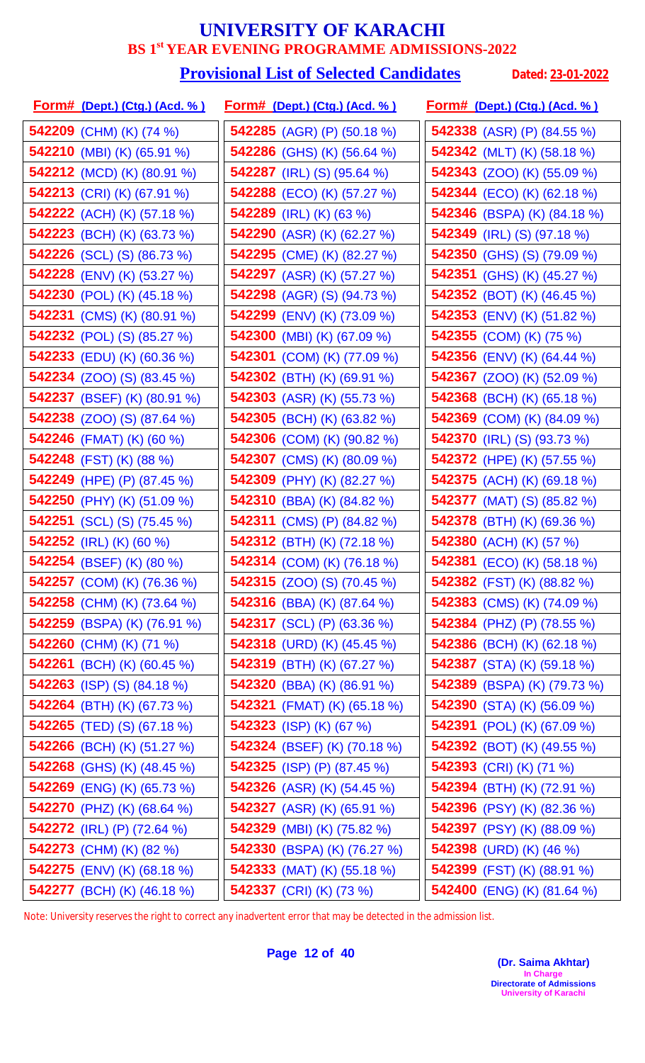# UNIVERSITY OF KARACHI

## BS 1st YEAR EVENING PROGRAMME ADMISSIONS-2022

### Provisional List of Selected Candidates

**Dated: 23-01-2022**

| Form# (Dept.) (Ctg.) (Acd. %) |
|---|
| 542209 (CHM) (K) (74 %) |
| 542210 (MBI) (K) (65.91 %) |
| 542212 (MCD) (K) (80.91 %) |
| 542213 (CRI) (K) (67.91 %) |
| 542222 (ACH) (K) (57.18 %) |
| 542223 (BCH) (K) (63.73 %) |
| 542226 (SCL) (S) (86.73 %) |
| 542228 (ENV) (K) (53.27 %) |
| 542230 (POL) (K) (45.18 %) |
| 542231 (CMS) (K) (80.91 %) |
| 542232 (POL) (S) (85.27 %) |
| 542233 (EDU) (K) (60.36 %) |
| 542234 (ZOO) (S) (83.45 %) |
| 542237 (BSEF) (K) (80.91 %) |
| 542238 (ZOO) (S) (87.64 %) |
| 542246 (FMAT) (K) (60 %) |
| 542248 (FST) (K) (88 %) |
| 542249 (HPE) (P) (87.45 %) |
| 542250 (PHY) (K) (51.09 %) |
| 542251 (SCL) (S) (75.45 %) |
| 542252 (IRL) (K) (60 %) |
| 542254 (BSEF) (K) (80 %) |
| 542257 (COM) (K) (76.36 %) |
| 542258 (CHM) (K) (73.64 %) |
| 542259 (BSPA) (K) (76.91 %) |
| 542260 (CHM) (K) (71 %) |
| 542261 (BCH) (K) (60.45 %) |
| 542263 (ISP) (S) (84.18 %) |
| 542264 (BTH) (K) (67.73 %) |
| 542265 (TED) (S) (67.18 %) |
| 542266 (BCH) (K) (51.27 %) |
| 542268 (GHS) (K) (48.45 %) |
| 542269 (ENG) (K) (65.73 %) |
| 542270 (PHZ) (K) (68.64 %) |
| 542272 (IRL) (P) (72.64 %) |
| 542273 (CHM) (K) (82 %) |
| 542275 (ENV) (K) (68.18 %) |
| 542277 (BCH) (K) (46.18 %) |
| 542285 (AGR) (P) (50.18 %) |
| 542286 (GHS) (K) (56.64 %) |
| 542287 (IRL) (S) (95.64 %) |
| 542288 (ECO) (K) (57.27 %) |
| 542289 (IRL) (K) (63 %) |
| 542290 (ASR) (K) (62.27 %) |
| 542295 (CME) (K) (82.27 %) |
| 542297 (ASR) (K) (57.27 %) |
| 542298 (AGR) (S) (94.73 %) |
| 542299 (ENV) (K) (73.09 %) |
| 542300 (MBI) (K) (67.09 %) |
| 542301 (COM) (K) (77.09 %) |
| 542302 (BTH) (K) (69.91 %) |
| 542303 (ASR) (K) (55.73 %) |
| 542305 (BCH) (K) (63.82 %) |
| 542306 (COM) (K) (90.82 %) |
| 542307 (CMS) (K) (80.09 %) |
| 542309 (PHY) (K) (82.27 %) |
| 542310 (BBA) (K) (84.82 %) |
| 542311 (CMS) (P) (84.82 %) |
| 542312 (BTH) (K) (72.18 %) |
| 542314 (COM) (K) (76.18 %) |
| 542315 (ZOO) (S) (70.45 %) |
| 542316 (BBA) (K) (87.64 %) |
| 542317 (SCL) (P) (63.36 %) |
| 542318 (URD) (K) (45.45 %) |
| 542319 (BTH) (K) (67.27 %) |
| 542320 (BBA) (K) (86.91 %) |
| 542321 (FMAT) (K) (65.18 %) |
| 542323 (ISP) (K) (67 %) |
| 542324 (BSEF) (K) (70.18 %) |
| 542325 (ISP) (P) (87.45 %) |
| 542326 (ASR) (K) (54.45 %) |
| 542327 (ASR) (K) (65.91 %) |
| 542329 (MBI) (K) (75.82 %) |
| 542330 (BSPA) (K) (76.27 %) |
| 542333 (MAT) (K) (55.18 %) |
| 542337 (CRI) (K) (73 %) |
| 542338 (ASR) (P) (84.55 %) |
| 542342 (MLT) (K) (58.18 %) |
| 542343 (ZOO) (K) (55.09 %) |
| 542344 (ECO) (K) (62.18 %) |
| 542346 (BSPA) (K) (84.18 %) |
| 542349 (IRL) (S) (97.18 %) |
| 542350 (GHS) (S) (79.09 %) |
| 542351 (GHS) (K) (45.27 %) |
| 542352 (BOT) (K) (46.45 %) |
| 542353 (ENV) (K) (51.82 %) |
| 542355 (COM) (K) (75 %) |
| 542356 (ENV) (K) (64.44 %) |
| 542367 (ZOO) (K) (52.09 %) |
| 542368 (BCH) (K) (65.18 %) |
| 542369 (COM) (K) (84.09 %) |
| 542370 (IRL) (S) (93.73 %) |
| 542372 (HPE) (K) (57.55 %) |
| 542375 (ACH) (K) (69.18 %) |
| 542377 (MAT) (S) (85.82 %) |
| 542378 (BTH) (K) (69.36 %) |
| 542380 (ACH) (K) (57 %) |
| 542381 (ECO) (K) (58.18 %) |
| 542382 (FST) (K) (88.82 %) |
| 542383 (CMS) (K) (74.09 %) |
| 542384 (PHZ) (P) (78.55 %) |
| 542386 (BCH) (K) (62.18 %) |
| 542387 (STA) (K) (59.18 %) |
| 542389 (BSPA) (K) (79.73 %) |
| 542390 (STA) (K) (56.09 %) |
| 542391 (POL) (K) (67.09 %) |
| 542392 (BOT) (K) (49.55 %) |
| 542393 (CRI) (K) (71 %) |
| 542394 (BTH) (K) (72.91 %) |
| 542396 (PSY) (K) (82.36 %) |
| 542397 (PSY) (K) (88.09 %) |
| 542398 (URD) (K) (46 %) |
| 542399 (FST) (K) (88.91 %) |
| 542400 (ENG) (K) (81.64 %) |

Note: University reserves the right to correct any inadvertent error that may be detected in the admission list.

**(Dr. Saima Akhtar)**
In Charge
Directorate of Admissions
University of Karachi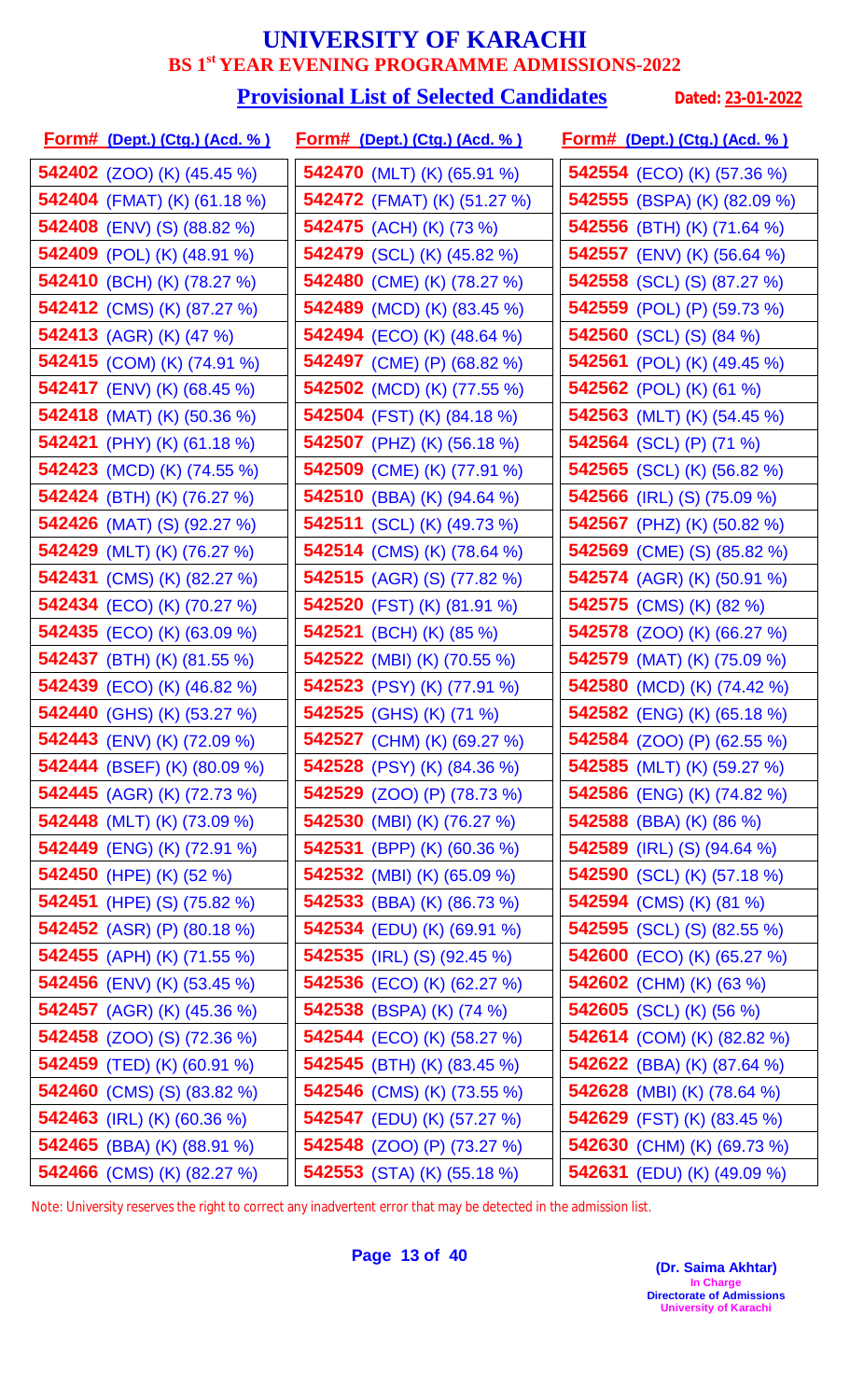# UNIVERSITY OF KARACHI

## BS 1st YEAR EVENING PROGRAMME ADMISSIONS-2022

### Provisional List of Selected Candidates

Dated: 23-01-2022

| Form# (Dept.) (Ctg.) (Acd. %) | Form# (Dept.) (Ctg.) (Acd. %) | Form# (Dept.) (Ctg.) (Acd. %) |
| --- | --- | --- |
| 542402 (ZOO) (K) (45.45 %) | 542470 (MLT) (K) (65.91 %) | 542554 (ECO) (K) (57.36 %) |
| 542404 (FMAT) (K) (61.18 %) | 542472 (FMAT) (K) (51.27 %) | 542555 (BSPA) (K) (82.09 %) |
| 542408 (ENV) (S) (88.82 %) | 542475 (ACH) (K) (73 %) | 542556 (BTH) (K) (71.64 %) |
| 542409 (POL) (K) (48.91 %) | 542479 (SCL) (K) (45.82 %) | 542557 (ENV) (K) (56.64 %) |
| 542410 (BCH) (K) (78.27 %) | 542480 (CME) (K) (78.27 %) | 542558 (SCL) (S) (87.27 %) |
| 542412 (CMS) (K) (87.27 %) | 542489 (MCD) (K) (83.45 %) | 542559 (POL) (P) (59.73 %) |
| 542413 (AGR) (K) (47 %) | 542494 (ECO) (K) (48.64 %) | 542560 (SCL) (S) (84 %) |
| 542415 (COM) (K) (74.91 %) | 542497 (CME) (P) (68.82 %) | 542561 (POL) (K) (49.45 %) |
| 542417 (ENV) (K) (68.45 %) | 542502 (MCD) (K) (77.55 %) | 542562 (POL) (K) (61 %) |
| 542418 (MAT) (K) (50.36 %) | 542504 (FST) (K) (84.18 %) | 542563 (MLT) (K) (54.45 %) |
| 542421 (PHY) (K) (61.18 %) | 542507 (PHZ) (K) (56.18 %) | 542564 (SCL) (P) (71 %) |
| 542423 (MCD) (K) (74.55 %) | 542509 (CME) (K) (77.91 %) | 542565 (SCL) (K) (56.82 %) |
| 542424 (BTH) (K) (76.27 %) | 542510 (BBA) (K) (94.64 %) | 542566 (IRL) (S) (75.09 %) |
| 542426 (MAT) (S) (92.27 %) | 542511 (SCL) (K) (49.73 %) | 542567 (PHZ) (K) (50.82 %) |
| 542429 (MLT) (K) (76.27 %) | 542514 (CMS) (K) (78.64 %) | 542569 (CME) (S) (85.82 %) |
| 542431 (CMS) (K) (82.27 %) | 542515 (AGR) (S) (77.82 %) | 542574 (AGR) (K) (50.91 %) |
| 542434 (ECO) (K) (70.27 %) | 542520 (FST) (K) (81.91 %) | 542575 (CMS) (K) (82 %) |
| 542435 (ECO) (K) (63.09 %) | 542521 (BCH) (K) (85 %) | 542578 (ZOO) (K) (66.27 %) |
| 542437 (BTH) (K) (81.55 %) | 542522 (MBI) (K) (70.55 %) | 542579 (MAT) (K) (75.09 %) |
| 542439 (ECO) (K) (46.82 %) | 542523 (PSY) (K) (77.91 %) | 542580 (MCD) (K) (74.42 %) |
| 542440 (GHS) (K) (53.27 %) | 542525 (GHS) (K) (71 %) | 542582 (ENG) (K) (65.18 %) |
| 542443 (ENV) (K) (72.09 %) | 542527 (CHM) (K) (69.27 %) | 542584 (ZOO) (P) (62.55 %) |
| 542444 (BSEF) (K) (80.09 %) | 542528 (PSY) (K) (84.36 %) | 542585 (MLT) (K) (59.27 %) |
| 542445 (AGR) (K) (72.73 %) | 542529 (ZOO) (P) (78.73 %) | 542586 (ENG) (K) (74.82 %) |
| 542448 (MLT) (K) (73.09 %) | 542530 (MBI) (K) (76.27 %) | 542588 (BBA) (K) (86 %) |
| 542449 (ENG) (K) (72.91 %) | 542531 (BPP) (K) (60.36 %) | 542589 (IRL) (S) (94.64 %) |
| 542450 (HPE) (K) (52 %) | 542532 (MBI) (K) (65.09 %) | 542590 (SCL) (K) (57.18 %) |
| 542451 (HPE) (S) (75.82 %) | 542533 (BBA) (K) (86.73 %) | 542594 (CMS) (K) (81 %) |
| 542452 (ASR) (P) (80.18 %) | 542534 (EDU) (K) (69.91 %) | 542595 (SCL) (S) (82.55 %) |
| 542455 (APH) (K) (71.55 %) | 542535 (IRL) (S) (92.45 %) | 542600 (ECO) (K) (65.27 %) |
| 542456 (ENV) (K) (53.45 %) | 542536 (ECO) (K) (62.27 %) | 542602 (CHM) (K) (63 %) |
| 542457 (AGR) (K) (45.36 %) | 542538 (BSPA) (K) (74 %) | 542605 (SCL) (K) (56 %) |
| 542458 (ZOO) (S) (72.36 %) | 542544 (ECO) (K) (58.27 %) | 542614 (COM) (K) (82.82 %) |
| 542459 (TED) (K) (60.91 %) | 542545 (BTH) (K) (83.45 %) | 542622 (BBA) (K) (87.64 %) |
| 542460 (CMS) (S) (83.82 %) | 542546 (CMS) (K) (73.55 %) | 542628 (MBI) (K) (78.64 %) |
| 542463 (IRL) (K) (60.36 %) | 542547 (EDU) (K) (57.27 %) | 542629 (FST) (K) (83.45 %) |
| 542465 (BBA) (K) (88.91 %) | 542548 (ZOO) (P) (73.27 %) | 542630 (CHM) (K) (69.73 %) |
| 542466 (CMS) (K) (82.27 %) | 542553 (STA) (K) (55.18 %) | 542631 (EDU) (K) (49.09 %) |

Note: University reserves the right to correct any inadvertent error that may be detected in the admission list.

**(Dr. Saima Akhtar)**
In Charge
Directorate of Admissions
University of Karachi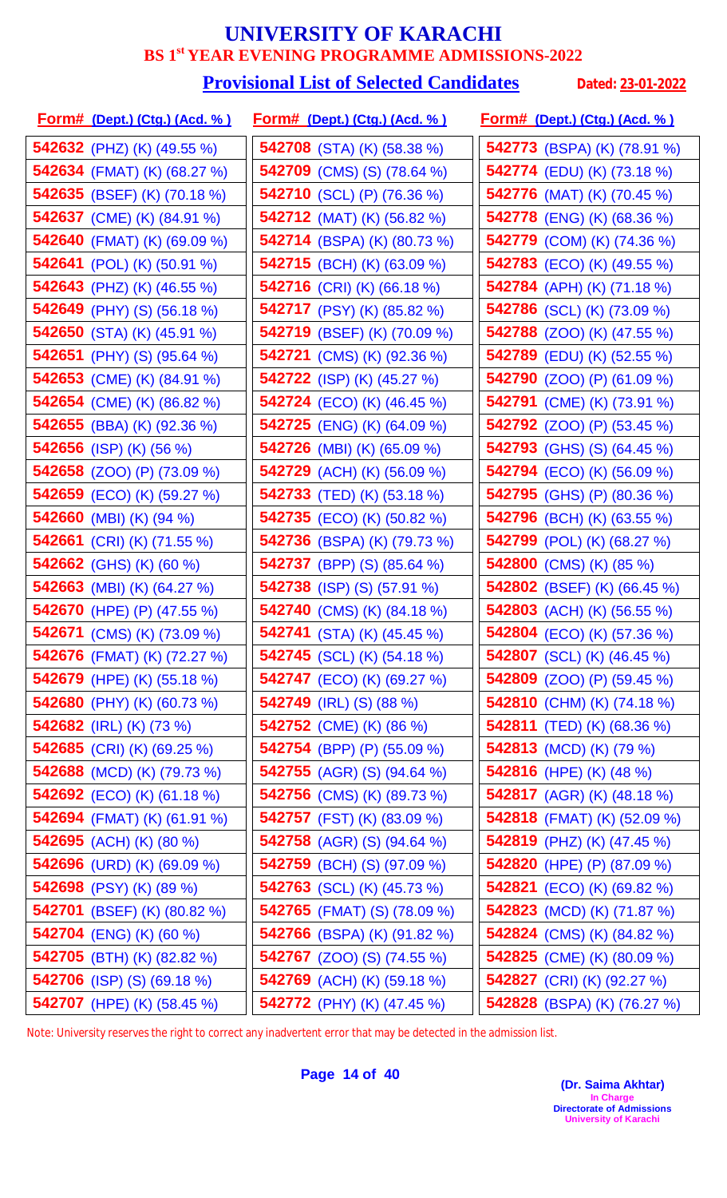# UNIVERSITY OF KARACHI

## BS 1st YEAR EVENING PROGRAMME ADMISSIONS-2022

### Provisional List of Selected Candidates

**Dated: 23-01-2022**

| Form# (Dept.) (Ctg.) (Acd. %) | Form# (Dept.) (Ctg.) (Acd. %) | Form# (Dept.) (Ctg.) (Acd. %) |
|---|---|---|
| **542632** (PHZ) (K) (49.55 %) | **542708** (STA) (K) (58.38 %) | **542773** (BSPA) (K) (78.91 %) |
| **542634** (FMAT) (K) (68.27 %) | **542709** (CMS) (S) (78.64 %) | **542774** (EDU) (K) (73.18 %) |
| **542635** (BSEF) (K) (70.18 %) | **542710** (SCL) (P) (76.36 %) | **542776** (MAT) (K) (70.45 %) |
| **542637** (CME) (K) (84.91 %) | **542712** (MAT) (K) (56.82 %) | **542778** (ENG) (K) (68.36 %) |
| **542640** (FMAT) (K) (69.09 %) | **542714** (BSPA) (K) (80.73 %) | **542779** (COM) (K) (74.36 %) |
| **542641** (POL) (K) (50.91 %) | **542715** (BCH) (K) (63.09 %) | **542783** (ECO) (K) (49.55 %) |
| **542643** (PHZ) (K) (46.55 %) | **542716** (CRI) (K) (66.18 %) | **542784** (APH) (K) (71.18 %) |
| **542649** (PHY) (S) (56.18 %) | **542717** (PSY) (K) (85.82 %) | **542786** (SCL) (K) (73.09 %) |
| **542650** (STA) (K) (45.91 %) | **542719** (BSEF) (K) (70.09 %) | **542788** (ZOO) (K) (47.55 %) |
| **542651** (PHY) (S) (95.64 %) | **542721** (CMS) (K) (92.36 %) | **542789** (EDU) (K) (52.55 %) |
| **542653** (CME) (K) (84.91 %) | **542722** (ISP) (K) (45.27 %) | **542790** (ZOO) (P) (61.09 %) |
| **542654** (CME) (K) (86.82 %) | **542724** (ECO) (K) (46.45 %) | **542791** (CME) (K) (73.91 %) |
| **542655** (BBA) (K) (92.36 %) | **542725** (ENG) (K) (64.09 %) | **542792** (ZOO) (P) (53.45 %) |
| **542656** (ISP) (K) (56 %) | **542726** (MBI) (K) (65.09 %) | **542793** (GHS) (S) (64.45 %) |
| **542658** (ZOO) (P) (73.09 %) | **542729** (ACH) (K) (56.09 %) | **542794** (ECO) (K) (56.09 %) |
| **542659** (ECO) (K) (59.27 %) | **542733** (TED) (K) (53.18 %) | **542795** (GHS) (P) (80.36 %) |
| **542660** (MBI) (K) (94 %) | **542735** (ECO) (K) (50.82 %) | **542796** (BCH) (K) (63.55 %) |
| **542661** (CRI) (K) (71.55 %) | **542736** (BSPA) (K) (79.73 %) | **542799** (POL) (K) (68.27 %) |
| **542662** (GHS) (K) (60 %) | **542737** (BPP) (S) (85.64 %) | **542800** (CMS) (K) (85 %) |
| **542663** (MBI) (K) (64.27 %) | **542738** (ISP) (S) (57.91 %) | **542802** (BSEF) (K) (66.45 %) |
| **542670** (HPE) (P) (47.55 %) | **542740** (CMS) (K) (84.18 %) | **542803** (ACH) (K) (56.55 %) |
| **542671** (CMS) (K) (73.09 %) | **542741** (STA) (K) (45.45 %) | **542804** (ECO) (K) (57.36 %) |
| **542676** (FMAT) (K) (72.27 %) | **542745** (SCL) (K) (54.18 %) | **542807** (SCL) (K) (46.45 %) |
| **542679** (HPE) (K) (55.18 %) | **542747** (ECO) (K) (69.27 %) | **542809** (ZOO) (P) (59.45 %) |
| **542680** (PHY) (K) (60.73 %) | **542749** (IRL) (S) (88 %) | **542810** (CHM) (K) (74.18 %) |
| **542682** (IRL) (K) (73 %) | **542752** (CME) (K) (86 %) | **542811** (TED) (K) (68.36 %) |
| **542685** (CRI) (K) (69.25 %) | **542754** (BPP) (P) (55.09 %) | **542813** (MCD) (K) (79 %) |
| **542688** (MCD) (K) (79.73 %) | **542755** (AGR) (S) (94.64 %) | **542816** (HPE) (K) (48 %) |
| **542692** (ECO) (K) (61.18 %) | **542756** (CMS) (K) (89.73 %) | **542817** (AGR) (K) (48.18 %) |
| **542694** (FMAT) (K) (61.91 %) | **542757** (FST) (K) (83.09 %) | **542818** (FMAT) (K) (52.09 %) |
| **542695** (ACH) (K) (80 %) | **542758** (AGR) (S) (94.64 %) | **542819** (PHZ) (K) (47.45 %) |
| **542696** (URD) (K) (69.09 %) | **542759** (BCH) (S) (97.09 %) | **542820** (HPE) (P) (87.09 %) |
| **542698** (PSY) (K) (89 %) | **542763** (SCL) (K) (45.73 %) | **542821** (ECO) (K) (69.82 %) |
| **542701** (BSEF) (K) (80.82 %) | **542765** (FMAT) (S) (78.09 %) | **542823** (MCD) (K) (71.87 %) |
| **542704** (ENG) (K) (60 %) | **542766** (BSPA) (K) (91.82 %) | **542824** (CMS) (K) (84.82 %) |
| **542705** (BTH) (K) (82.82 %) | **542767** (ZOO) (S) (74.55 %) | **542825** (CME) (K) (80.09 %) |
| **542706** (ISP) (S) (69.18 %) | **542769** (ACH) (K) (59.18 %) | **542827** (CRI) (K) (92.27 %) |
| **542707** (HPE) (K) (58.45 %) | **542772** (PHY) (K) (47.45 %) | **542828** (BSPA) (K) (76.27 %) |

Note: University reserves the right to correct any inadvertent error that may be detected in the admission list.

**(Dr. Saima Akhtar)**
In Charge
Directorate of Admissions
University of Karachi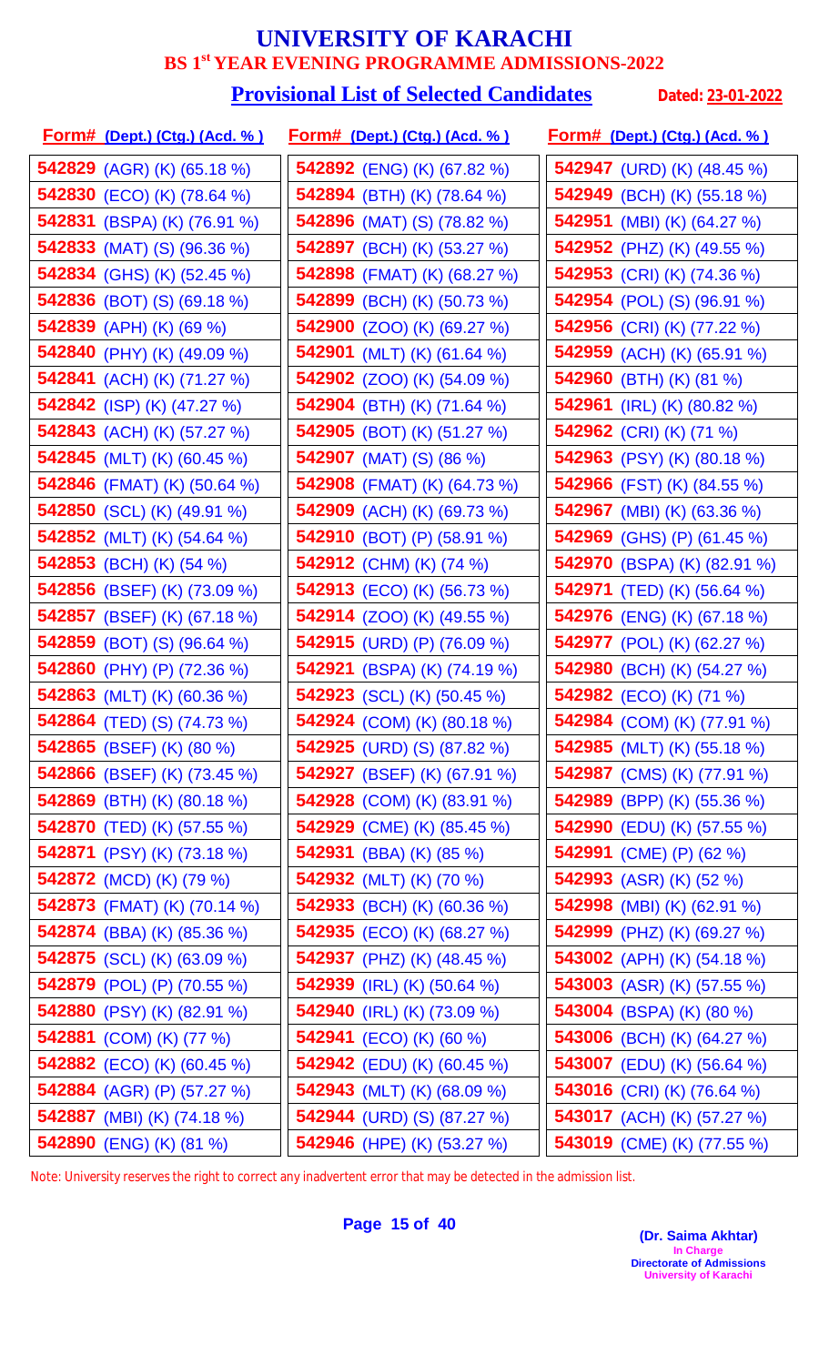# UNIVERSITY OF KARACHI

## BS 1st YEAR EVENING PROGRAMME ADMISSIONS-2022

### Provisional List of Selected Candidates

Dated: 23-01-2022

| Form# (Dept.) (Ctg.) (Acd. %) |
|---|
| 542829 (AGR) (K) (65.18 %) |
| 542830 (ECO) (K) (78.64 %) |
| 542831 (BSPA) (K) (76.91 %) |
| 542833 (MAT) (S) (96.36 %) |
| 542834 (GHS) (K) (52.45 %) |
| 542836 (BOT) (S) (69.18 %) |
| 542839 (APH) (K) (69 %) |
| 542840 (PHY) (K) (49.09 %) |
| 542841 (ACH) (K) (71.27 %) |
| 542842 (ISP) (K) (47.27 %) |
| 542843 (ACH) (K) (57.27 %) |
| 542845 (MLT) (K) (60.45 %) |
| 542846 (FMAT) (K) (50.64 %) |
| 542850 (SCL) (K) (49.91 %) |
| 542852 (MLT) (K) (54.64 %) |
| 542853 (BCH) (K) (54 %) |
| 542856 (BSEF) (K) (73.09 %) |
| 542857 (BSEF) (K) (67.18 %) |
| 542859 (BOT) (S) (96.64 %) |
| 542860 (PHY) (P) (72.36 %) |
| 542863 (MLT) (K) (60.36 %) |
| 542864 (TED) (S) (74.73 %) |
| 542865 (BSEF) (K) (80 %) |
| 542866 (BSEF) (K) (73.45 %) |
| 542869 (BTH) (K) (80.18 %) |
| 542870 (TED) (K) (57.55 %) |
| 542871 (PSY) (K) (73.18 %) |
| 542872 (MCD) (K) (79 %) |
| 542873 (FMAT) (K) (70.14 %) |
| 542874 (BBA) (K) (85.36 %) |
| 542875 (SCL) (K) (63.09 %) |
| 542879 (POL) (P) (70.55 %) |
| 542880 (PSY) (K) (82.91 %) |
| 542881 (COM) (K) (77 %) |
| 542882 (ECO) (K) (60.45 %) |
| 542884 (AGR) (P) (57.27 %) |
| 542887 (MBI) (K) (74.18 %) |
| 542890 (ENG) (K) (81 %) |
| 542892 (ENG) (K) (67.82 %) |
| 542894 (BTH) (K) (78.64 %) |
| 542896 (MAT) (S) (78.82 %) |
| 542897 (BCH) (K) (53.27 %) |
| 542898 (FMAT) (K) (68.27 %) |
| 542899 (BCH) (K) (50.73 %) |
| 542900 (ZOO) (K) (69.27 %) |
| 542901 (MLT) (K) (61.64 %) |
| 542902 (ZOO) (K) (54.09 %) |
| 542904 (BTH) (K) (71.64 %) |
| 542905 (BOT) (K) (51.27 %) |
| 542907 (MAT) (S) (86 %) |
| 542908 (FMAT) (K) (64.73 %) |
| 542909 (ACH) (K) (69.73 %) |
| 542910 (BOT) (P) (58.91 %) |
| 542912 (CHM) (K) (74 %) |
| 542913 (ECO) (K) (56.73 %) |
| 542914 (ZOO) (K) (49.55 %) |
| 542915 (URD) (P) (76.09 %) |
| 542921 (BSPA) (K) (74.19 %) |
| 542923 (SCL) (K) (50.45 %) |
| 542924 (COM) (K) (80.18 %) |
| 542925 (URD) (S) (87.82 %) |
| 542927 (BSEF) (K) (67.91 %) |
| 542928 (COM) (K) (83.91 %) |
| 542929 (CME) (K) (85.45 %) |
| 542931 (BBA) (K) (85 %) |
| 542932 (MLT) (K) (70 %) |
| 542933 (BCH) (K) (60.36 %) |
| 542935 (ECO) (K) (68.27 %) |
| 542937 (PHZ) (K) (48.45 %) |
| 542939 (IRL) (K) (50.64 %) |
| 542940 (IRL) (K) (73.09 %) |
| 542941 (ECO) (K) (60 %) |
| 542942 (EDU) (K) (60.45 %) |
| 542943 (MLT) (K) (68.09 %) |
| 542944 (URD) (S) (87.27 %) |
| 542946 (HPE) (K) (53.27 %) |
| 542947 (URD) (K) (48.45 %) |
| 542949 (BCH) (K) (55.18 %) |
| 542951 (MBI) (K) (64.27 %) |
| 542952 (PHZ) (K) (49.55 %) |
| 542953 (CRI) (K) (74.36 %) |
| 542954 (POL) (S) (96.91 %) |
| 542956 (CRI) (K) (77.22 %) |
| 542959 (ACH) (K) (65.91 %) |
| 542960 (BTH) (K) (81 %) |
| 542961 (IRL) (K) (80.82 %) |
| 542962 (CRI) (K) (71 %) |
| 542963 (PSY) (K) (80.18 %) |
| 542966 (FST) (K) (84.55 %) |
| 542967 (MBI) (K) (63.36 %) |
| 542969 (GHS) (P) (61.45 %) |
| 542970 (BSPA) (K) (82.91 %) |
| 542971 (TED) (K) (56.64 %) |
| 542976 (ENG) (K) (67.18 %) |
| 542977 (POL) (K) (62.27 %) |
| 542980 (BCH) (K) (54.27 %) |
| 542982 (ECO) (K) (71 %) |
| 542984 (COM) (K) (77.91 %) |
| 542985 (MLT) (K) (55.18 %) |
| 542987 (CMS) (K) (77.91 %) |
| 542989 (BPP) (K) (55.36 %) |
| 542990 (EDU) (K) (57.55 %) |
| 542991 (CME) (P) (62 %) |
| 542993 (ASR) (K) (52 %) |
| 542998 (MBI) (K) (62.91 %) |
| 542999 (PHZ) (K) (69.27 %) |
| 543002 (APH) (K) (54.18 %) |
| 543003 (ASR) (K) (57.55 %) |
| 543004 (BSPA) (K) (80 %) |
| 543006 (BCH) (K) (64.27 %) |
| 543007 (EDU) (K) (56.64 %) |
| 543016 (CRI) (K) (76.64 %) |
| 543017 (ACH) (K) (57.27 %) |
| 543019 (CME) (K) (77.55 %) |

Note: University reserves the right to correct any inadvertent error that may be detected in the admission list.

**(Dr. Saima Akhtar)**
In Charge
Directorate of Admissions
University of Karachi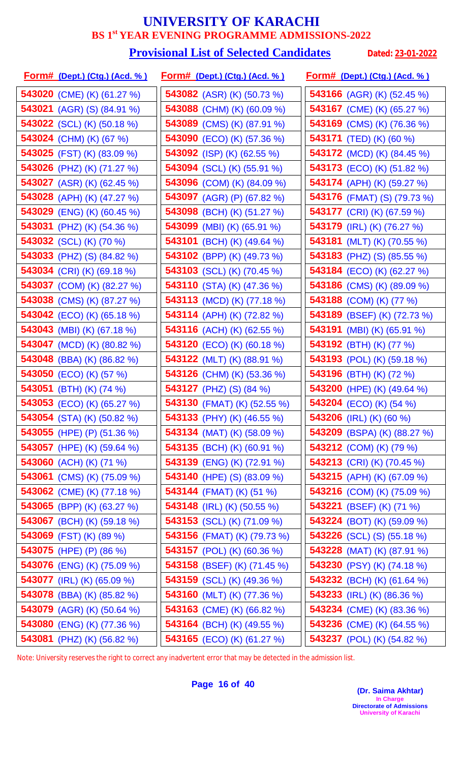# UNIVERSITY OF KARACHI

## BS 1st YEAR EVENING PROGRAMME ADMISSIONS-2022

### Provisional List of Selected Candidates

**Dated: 23-01-2022**

| Form# (Dept.) (Ctg.) (Acd. %) | Form# (Dept.) (Ctg.) (Acd. %) | Form# (Dept.) (Ctg.) (Acd. %) |
|---|---|---|
| **543020** (CME) (K) (61.27 %) | **543082** (ASR) (K) (50.73 %) | **543166** (AGR) (K) (52.45 %) |
| **543021** (AGR) (S) (84.91 %) | **543088** (CHM) (K) (60.09 %) | **543167** (CME) (K) (65.27 %) |
| **543022** (SCL) (K) (50.18 %) | **543089** (CMS) (K) (87.91 %) | **543169** (CMS) (K) (76.36 %) |
| **543024** (CHM) (K) (67 %) | **543090** (ECO) (K) (57.36 %) | **543171** (TED) (K) (60 %) |
| **543025** (FST) (K) (83.09 %) | **543092** (ISP) (K) (62.55 %) | **543172** (MCD) (K) (84.45 %) |
| **543026** (PHZ) (K) (71.27 %) | **543094** (SCL) (K) (55.91 %) | **543173** (ECO) (K) (51.82 %) |
| **543027** (ASR) (K) (62.45 %) | **543096** (COM) (K) (84.09 %) | **543174** (APH) (K) (59.27 %) |
| **543028** (APH) (K) (47.27 %) | **543097** (AGR) (P) (67.82 %) | **543176** (FMAT) (S) (79.73 %) |
| **543029** (ENG) (K) (60.45 %) | **543098** (BCH) (K) (51.27 %) | **543177** (CRI) (K) (67.59 %) |
| **543031** (PHZ) (K) (54.36 %) | **543099** (MBI) (K) (65.91 %) | **543179** (IRL) (K) (76.27 %) |
| **543032** (SCL) (K) (70 %) | **543101** (BCH) (K) (49.64 %) | **543181** (MLT) (K) (70.55 %) |
| **543033** (PHZ) (S) (84.82 %) | **543102** (BPP) (K) (49.73 %) | **543183** (PHZ) (S) (85.55 %) |
| **543034** (CRI) (K) (69.18 %) | **543103** (SCL) (K) (70.45 %) | **543184** (ECO) (K) (62.27 %) |
| **543037** (COM) (K) (82.27 %) | **543110** (STA) (K) (47.36 %) | **543186** (CMS) (K) (89.09 %) |
| **543038** (CMS) (K) (87.27 %) | **543113** (MCD) (K) (77.18 %) | **543188** (COM) (K) (77 %) |
| **543042** (ECO) (K) (65.18 %) | **543114** (APH) (K) (72.82 %) | **543189** (BSEF) (K) (72.73 %) |
| **543043** (MBI) (K) (67.18 %) | **543116** (ACH) (K) (62.55 %) | **543191** (MBI) (K) (65.91 %) |
| **543047** (MCD) (K) (80.82 %) | **543120** (ECO) (K) (60.18 %) | **543192** (BTH) (K) (77 %) |
| **543048** (BBA) (K) (86.82 %) | **543122** (MLT) (K) (88.91 %) | **543193** (POL) (K) (59.18 %) |
| **543050** (ECO) (K) (57 %) | **543126** (CHM) (K) (53.36 %) | **543196** (BTH) (K) (72 %) |
| **543051** (BTH) (K) (74 %) | **543127** (PHZ) (S) (84 %) | **543200** (HPE) (K) (49.64 %) |
| **543053** (ECO) (K) (65.27 %) | **543130** (FMAT) (K) (52.55 %) | **543204** (ECO) (K) (54 %) |
| **543054** (STA) (K) (50.82 %) | **543133** (PHY) (K) (46.55 %) | **543206** (IRL) (K) (60 %) |
| **543055** (HPE) (P) (51.36 %) | **543134** (MAT) (K) (58.09 %) | **543209** (BSPA) (K) (88.27 %) |
| **543057** (HPE) (K) (59.64 %) | **543135** (BCH) (K) (60.91 %) | **543212** (COM) (K) (79 %) |
| **543060** (ACH) (K) (71 %) | **543139** (ENG) (K) (72.91 %) | **543213** (CRI) (K) (70.45 %) |
| **543061** (CMS) (K) (75.09 %) | **543140** (HPE) (S) (83.09 %) | **543215** (APH) (K) (67.09 %) |
| **543062** (CME) (K) (77.18 %) | **543144** (FMAT) (K) (51 %) | **543216** (COM) (K) (75.09 %) |
| **543065** (BPP) (K) (63.27 %) | **543148** (IRL) (K) (50.55 %) | **543221** (BSEF) (K) (71 %) |
| **543067** (BCH) (K) (59.18 %) | **543153** (SCL) (K) (71.09 %) | **543224** (BOT) (K) (59.09 %) |
| **543069** (FST) (K) (89 %) | **543156** (FMAT) (K) (79.73 %) | **543226** (SCL) (S) (55.18 %) |
| **543075** (HPE) (P) (86 %) | **543157** (POL) (K) (60.36 %) | **543228** (MAT) (K) (87.91 %) |
| **543076** (ENG) (K) (75.09 %) | **543158** (BSEF) (K) (71.45 %) | **543230** (PSY) (K) (74.18 %) |
| **543077** (IRL) (K) (65.09 %) | **543159** (SCL) (K) (49.36 %) | **543232** (BCH) (K) (61.64 %) |
| **543078** (BBA) (K) (85.82 %) | **543160** (MLT) (K) (77.36 %) | **543233** (IRL) (K) (86.36 %) |
| **543079** (AGR) (K) (50.64 %) | **543163** (CME) (K) (66.82 %) | **543234** (CME) (K) (83.36 %) |
| **543080** (ENG) (K) (77.36 %) | **543164** (BCH) (K) (49.55 %) | **543236** (CME) (K) (64.55 %) |
| **543081** (PHZ) (K) (56.82 %) | **543165** (ECO) (K) (61.27 %) | **543237** (POL) (K) (54.82 %) |

Note: University reserves the right to correct any inadvertent error that may be detected in the admission list.

**(Dr. Saima Akhtar)**
In Charge
Directorate of Admissions
University of Karachi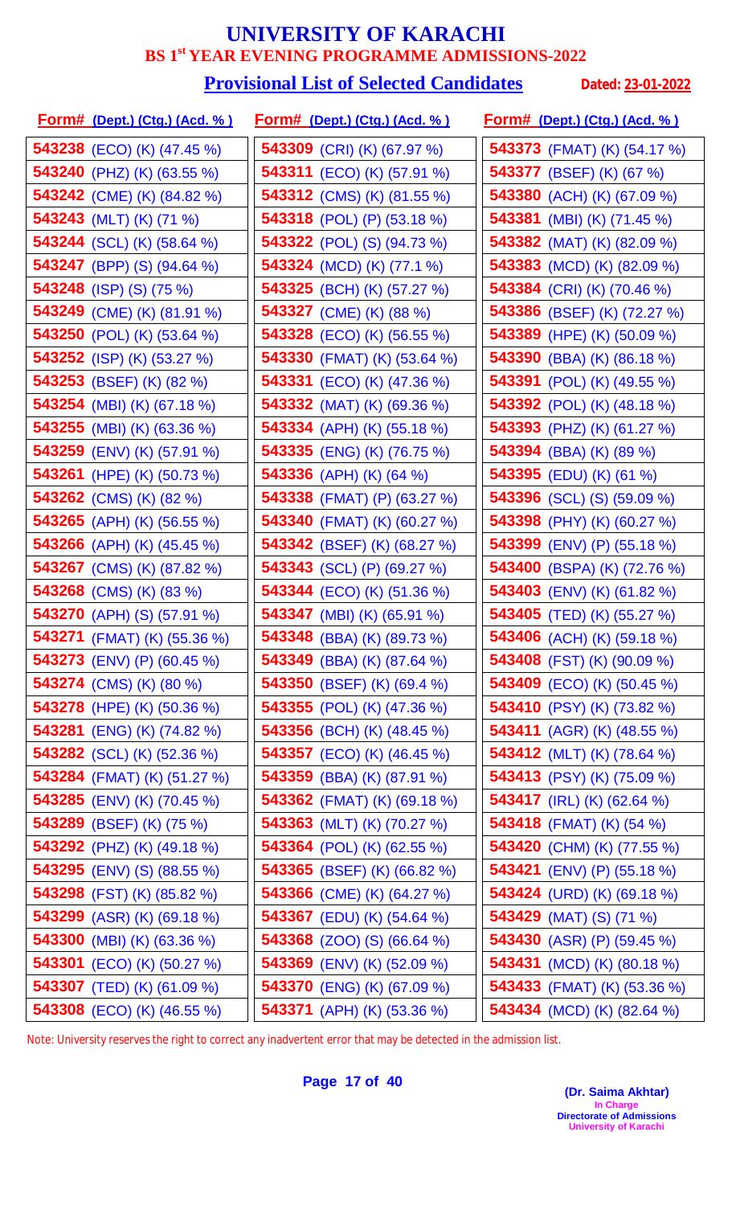# UNIVERSITY OF KARACHI

## BS 1st YEAR EVENING PROGRAMME ADMISSIONS-2022

### Provisional List of Selected Candidates

**Dated: 23-01-2022**

| Form# (Dept.) (Ctg.) (Acd. %) | Form# (Dept.) (Ctg.) (Acd. %) | Form# (Dept.) (Ctg.) (Acd. %) |
|---|---|---|
| 543238 (ECO) (K) (47.45 %) | 543309 (CRI) (K) (67.97 %) | 543373 (FMAT) (K) (54.17 %) |
| 543240 (PHZ) (K) (63.55 %) | 543311 (ECO) (K) (57.91 %) | 543377 (BSEF) (K) (67 %) |
| 543242 (CME) (K) (84.82 %) | 543312 (CMS) (K) (81.55 %) | 543380 (ACH) (K) (67.09 %) |
| 543243 (MLT) (K) (71 %) | 543318 (POL) (P) (53.18 %) | 543381 (MBI) (K) (71.45 %) |
| 543244 (SCL) (K) (58.64 %) | 543322 (POL) (S) (94.73 %) | 543382 (MAT) (K) (82.09 %) |
| 543247 (BPP) (S) (94.64 %) | 543324 (MCD) (K) (77.1 %) | 543383 (MCD) (K) (82.09 %) |
| 543248 (ISP) (S) (75 %) | 543325 (BCH) (K) (57.27 %) | 543384 (CRI) (K) (70.46 %) |
| 543249 (CME) (K) (81.91 %) | 543327 (CME) (K) (88 %) | 543386 (BSEF) (K) (72.27 %) |
| 543250 (POL) (K) (53.64 %) | 543328 (ECO) (K) (56.55 %) | 543389 (HPE) (K) (50.09 %) |
| 543252 (ISP) (K) (53.27 %) | 543330 (FMAT) (K) (53.64 %) | 543390 (BBA) (K) (86.18 %) |
| 543253 (BSEF) (K) (82 %) | 543331 (ECO) (K) (47.36 %) | 543391 (POL) (K) (49.55 %) |
| 543254 (MBI) (K) (67.18 %) | 543332 (MAT) (K) (69.36 %) | 543392 (POL) (K) (48.18 %) |
| 543255 (MBI) (K) (63.36 %) | 543334 (APH) (K) (55.18 %) | 543393 (PHZ) (K) (61.27 %) |
| 543259 (ENV) (K) (57.91 %) | 543335 (ENG) (K) (76.75 %) | 543394 (BBA) (K) (89 %) |
| 543261 (HPE) (K) (50.73 %) | 543336 (APH) (K) (64 %) | 543395 (EDU) (K) (61 %) |
| 543262 (CMS) (K) (82 %) | 543338 (FMAT) (P) (63.27 %) | 543396 (SCL) (S) (59.09 %) |
| 543265 (APH) (K) (56.55 %) | 543340 (FMAT) (K) (60.27 %) | 543398 (PHY) (K) (60.27 %) |
| 543266 (APH) (K) (45.45 %) | 543342 (BSEF) (K) (68.27 %) | 543399 (ENV) (P) (55.18 %) |
| 543267 (CMS) (K) (87.82 %) | 543343 (SCL) (P) (69.27 %) | 543400 (BSPA) (K) (72.76 %) |
| 543268 (CMS) (K) (83 %) | 543344 (ECO) (K) (51.36 %) | 543403 (ENV) (K) (61.82 %) |
| 543270 (APH) (S) (57.91 %) | 543347 (MBI) (K) (65.91 %) | 543405 (TED) (K) (55.27 %) |
| 543271 (FMAT) (K) (55.36 %) | 543348 (BBA) (K) (89.73 %) | 543406 (ACH) (K) (59.18 %) |
| 543273 (ENV) (P) (60.45 %) | 543349 (BBA) (K) (87.64 %) | 543408 (FST) (K) (90.09 %) |
| 543274 (CMS) (K) (80 %) | 543350 (BSEF) (K) (69.4 %) | 543409 (ECO) (K) (50.45 %) |
| 543278 (HPE) (K) (50.36 %) | 543355 (POL) (K) (47.36 %) | 543410 (PSY) (K) (73.82 %) |
| 543281 (ENG) (K) (74.82 %) | 543356 (BCH) (K) (48.45 %) | 543411 (AGR) (K) (48.55 %) |
| 543282 (SCL) (K) (52.36 %) | 543357 (ECO) (K) (46.45 %) | 543412 (MLT) (K) (78.64 %) |
| 543284 (FMAT) (K) (51.27 %) | 543359 (BBA) (K) (87.91 %) | 543413 (PSY) (K) (75.09 %) |
| 543285 (ENV) (K) (70.45 %) | 543362 (FMAT) (K) (69.18 %) | 543417 (IRL) (K) (62.64 %) |
| 543289 (BSEF) (K) (75 %) | 543363 (MLT) (K) (70.27 %) | 543418 (FMAT) (K) (54 %) |
| 543292 (PHZ) (K) (49.18 %) | 543364 (POL) (K) (62.55 %) | 543420 (CHM) (K) (77.55 %) |
| 543295 (ENV) (S) (88.55 %) | 543365 (BSEF) (K) (66.82 %) | 543421 (ENV) (P) (55.18 %) |
| 543298 (FST) (K) (85.82 %) | 543366 (CME) (K) (64.27 %) | 543424 (URD) (K) (69.18 %) |
| 543299 (ASR) (K) (69.18 %) | 543367 (EDU) (K) (54.64 %) | 543429 (MAT) (S) (71 %) |
| 543300 (MBI) (K) (63.36 %) | 543368 (ZOO) (S) (66.64 %) | 543430 (ASR) (P) (59.45 %) |
| 543301 (ECO) (K) (50.27 %) | 543369 (ENV) (K) (52.09 %) | 543431 (MCD) (K) (80.18 %) |
| 543307 (TED) (K) (61.09 %) | 543370 (ENG) (K) (67.09 %) | 543433 (FMAT) (K) (53.36 %) |
| 543308 (ECO) (K) (46.55 %) | 543371 (APH) (K) (53.36 %) | 543434 (MCD) (K) (82.64 %) |

Note: University reserves the right to correct any inadvertent error that may be detected in the admission list.

**(Dr. Saima Akhtar)**
In Charge
Directorate of Admissions
University of Karachi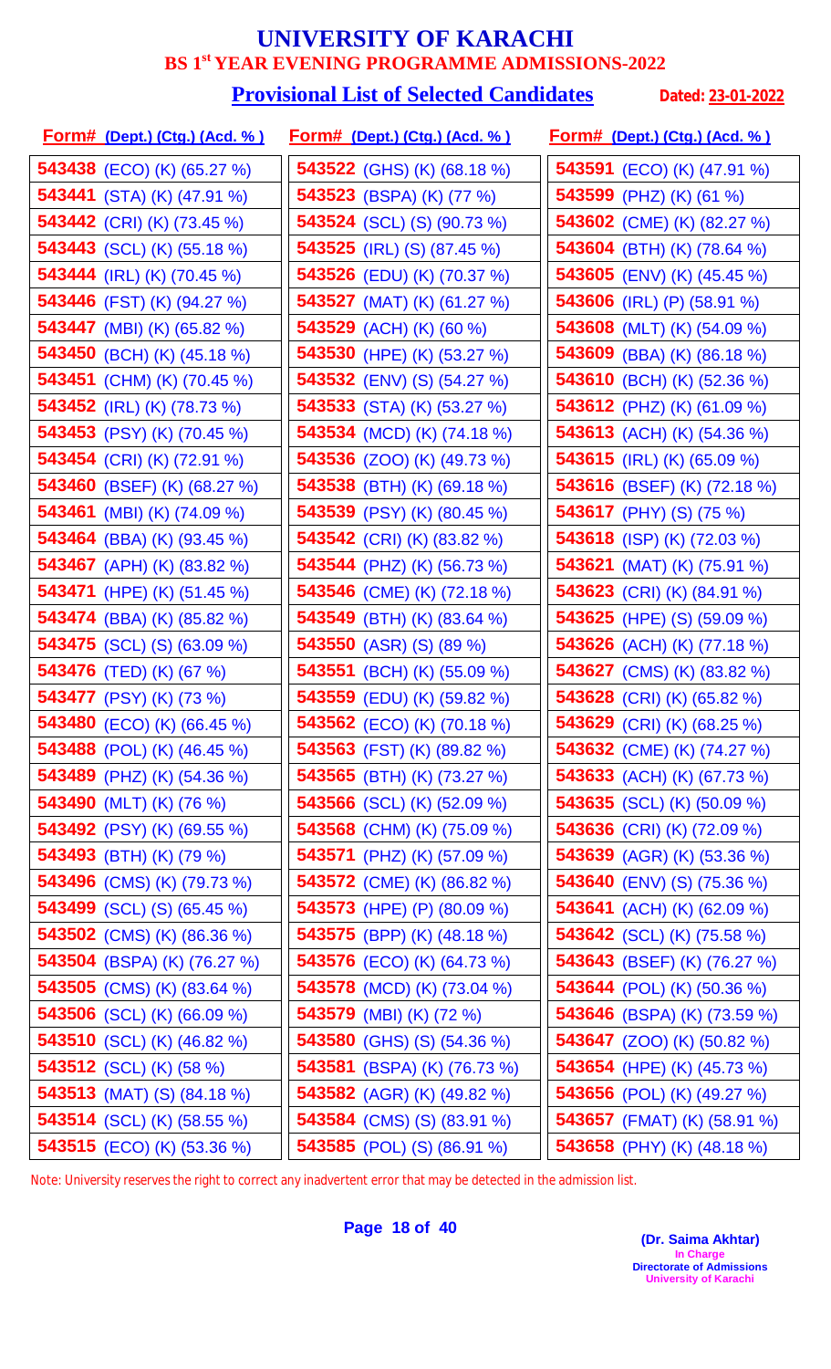# UNIVERSITY OF KARACHI

## BS 1st YEAR EVENING PROGRAMME ADMISSIONS-2022

### Provisional List of Selected Candidates

**Dated: 23-01-2022**

| Form# (Dept.) (Ctg.) (Acd. %) | Form# (Dept.) (Ctg.) (Acd. %) | Form# (Dept.) (Ctg.) (Acd. %) |
|---|---|---|
| 543438 (ECO) (K) (65.27 %) | 543522 (GHS) (K) (68.18 %) | 543591 (ECO) (K) (47.91 %) |
| 543441 (STA) (K) (47.91 %) | 543523 (BSPA) (K) (77 %) | 543599 (PHZ) (K) (61 %) |
| 543442 (CRI) (K) (73.45 %) | 543524 (SCL) (S) (90.73 %) | 543602 (CME) (K) (82.27 %) |
| 543443 (SCL) (K) (55.18 %) | 543525 (IRL) (S) (87.45 %) | 543604 (BTH) (K) (78.64 %) |
| 543444 (IRL) (K) (70.45 %) | 543526 (EDU) (K) (70.37 %) | 543605 (ENV) (K) (45.45 %) |
| 543446 (FST) (K) (94.27 %) | 543527 (MAT) (K) (61.27 %) | 543606 (IRL) (P) (58.91 %) |
| 543447 (MBI) (K) (65.82 %) | 543529 (ACH) (K) (60 %) | 543608 (MLT) (K) (54.09 %) |
| 543450 (BCH) (K) (45.18 %) | 543530 (HPE) (K) (53.27 %) | 543609 (BBA) (K) (86.18 %) |
| 543451 (CHM) (K) (70.45 %) | 543532 (ENV) (S) (54.27 %) | 543610 (BCH) (K) (52.36 %) |
| 543452 (IRL) (K) (78.73 %) | 543533 (STA) (K) (53.27 %) | 543612 (PHZ) (K) (61.09 %) |
| 543453 (PSY) (K) (70.45 %) | 543534 (MCD) (K) (74.18 %) | 543613 (ACH) (K) (54.36 %) |
| 543454 (CRI) (K) (72.91 %) | 543536 (ZOO) (K) (49.73 %) | 543615 (IRL) (K) (65.09 %) |
| 543460 (BSEF) (K) (68.27 %) | 543538 (BTH) (K) (69.18 %) | 543616 (BSEF) (K) (72.18 %) |
| 543461 (MBI) (K) (74.09 %) | 543539 (PSY) (K) (80.45 %) | 543617 (PHY) (S) (75 %) |
| 543464 (BBA) (K) (93.45 %) | 543542 (CRI) (K) (83.82 %) | 543618 (ISP) (K) (72.03 %) |
| 543467 (APH) (K) (83.82 %) | 543544 (PHZ) (K) (56.73 %) | 543621 (MAT) (K) (75.91 %) |
| 543471 (HPE) (K) (51.45 %) | 543546 (CME) (K) (72.18 %) | 543623 (CRI) (K) (84.91 %) |
| 543474 (BBA) (K) (85.82 %) | 543549 (BTH) (K) (83.64 %) | 543625 (HPE) (S) (59.09 %) |
| 543475 (SCL) (S) (63.09 %) | 543550 (ASR) (S) (89 %) | 543626 (ACH) (K) (77.18 %) |
| 543476 (TED) (K) (67 %) | 543551 (BCH) (K) (55.09 %) | 543627 (CMS) (K) (83.82 %) |
| 543477 (PSY) (K) (73 %) | 543559 (EDU) (K) (59.82 %) | 543628 (CRI) (K) (65.82 %) |
| 543480 (ECO) (K) (66.45 %) | 543562 (ECO) (K) (70.18 %) | 543629 (CRI) (K) (68.25 %) |
| 543488 (POL) (K) (46.45 %) | 543563 (FST) (K) (89.82 %) | 543632 (CME) (K) (74.27 %) |
| 543489 (PHZ) (K) (54.36 %) | 543565 (BTH) (K) (73.27 %) | 543633 (ACH) (K) (67.73 %) |
| 543490 (MLT) (K) (76 %) | 543566 (SCL) (K) (52.09 %) | 543635 (SCL) (K) (50.09 %) |
| 543492 (PSY) (K) (69.55 %) | 543568 (CHM) (K) (75.09 %) | 543636 (CRI) (K) (72.09 %) |
| 543493 (BTH) (K) (79 %) | 543571 (PHZ) (K) (57.09 %) | 543639 (AGR) (K) (53.36 %) |
| 543496 (CMS) (K) (79.73 %) | 543572 (CME) (K) (86.82 %) | 543640 (ENV) (S) (75.36 %) |
| 543499 (SCL) (S) (65.45 %) | 543573 (HPE) (P) (80.09 %) | 543641 (ACH) (K) (62.09 %) |
| 543502 (CMS) (K) (86.36 %) | 543575 (BPP) (K) (48.18 %) | 543642 (SCL) (K) (75.58 %) |
| 543504 (BSPA) (K) (76.27 %) | 543576 (ECO) (K) (64.73 %) | 543643 (BSEF) (K) (76.27 %) |
| 543505 (CMS) (K) (83.64 %) | 543578 (MCD) (K) (73.04 %) | 543644 (POL) (K) (50.36 %) |
| 543506 (SCL) (K) (66.09 %) | 543579 (MBI) (K) (72 %) | 543646 (BSPA) (K) (73.59 %) |
| 543510 (SCL) (K) (46.82 %) | 543580 (GHS) (S) (54.36 %) | 543647 (ZOO) (K) (50.82 %) |
| 543512 (SCL) (K) (58 %) | 543581 (BSPA) (K) (76.73 %) | 543654 (HPE) (K) (45.73 %) |
| 543513 (MAT) (S) (84.18 %) | 543582 (AGR) (K) (49.82 %) | 543656 (POL) (K) (49.27 %) |
| 543514 (SCL) (K) (58.55 %) | 543584 (CMS) (S) (83.91 %) | 543657 (FMAT) (K) (58.91 %) |
| 543515 (ECO) (K) (53.36 %) | 543585 (POL) (S) (86.91 %) | 543658 (PHY) (K) (48.18 %) |

Note: University reserves the right to correct any inadvertent error that may be detected in the admission list.

**(Dr. Saima Akhtar)**
In Charge
Directorate of Admissions
University of Karachi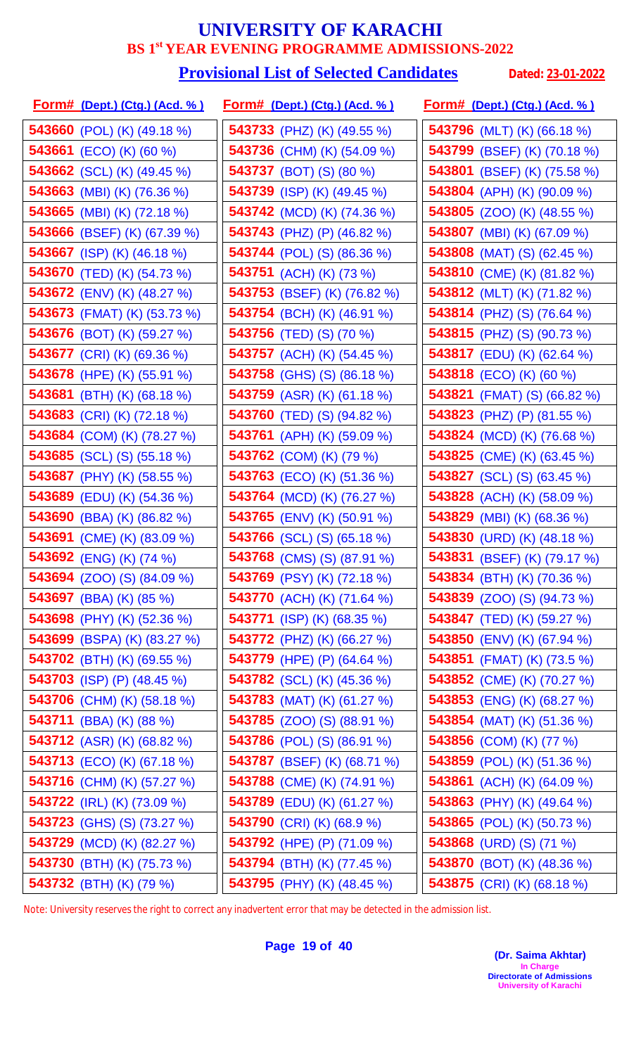# UNIVERSITY OF KARACHI

## BS 1st YEAR EVENING PROGRAMME ADMISSIONS-2022

### Provisional List of Selected Candidates

**Dated: 23-01-2022**

| Form# (Dept.) (Ctg.) (Acd. %) | Form# (Dept.) (Ctg.) (Acd. %) | Form# (Dept.) (Ctg.) (Acd. %) |
|---|---|---|
| **543660** (POL) (K) (49.18 %) | **543733** (PHZ) (K) (49.55 %) | **543796** (MLT) (K) (66.18 %) |
| **543661** (ECO) (K) (60 %) | **543736** (CHM) (K) (54.09 %) | **543799** (BSEF) (K) (70.18 %) |
| **543662** (SCL) (K) (49.45 %) | **543737** (BOT) (S) (80 %) | **543801** (BSEF) (K) (75.58 %) |
| **543663** (MBI) (K) (76.36 %) | **543739** (ISP) (K) (49.45 %) | **543804** (APH) (K) (90.09 %) |
| **543665** (MBI) (K) (72.18 %) | **543742** (MCD) (K) (74.36 %) | **543805** (ZOO) (K) (48.55 %) |
| **543666** (BSEF) (K) (67.39 %) | **543743** (PHZ) (P) (46.82 %) | **543807** (MBI) (K) (67.09 %) |
| **543667** (ISP) (K) (46.18 %) | **543744** (POL) (S) (86.36 %) | **543808** (MAT) (S) (62.45 %) |
| **543670** (TED) (K) (54.73 %) | **543751** (ACH) (K) (73 %) | **543810** (CME) (K) (81.82 %) |
| **543672** (ENV) (K) (48.27 %) | **543753** (BSEF) (K) (76.82 %) | **543812** (MLT) (K) (71.82 %) |
| **543673** (FMAT) (K) (53.73 %) | **543754** (BCH) (K) (46.91 %) | **543814** (PHZ) (S) (76.64 %) |
| **543676** (BOT) (K) (59.27 %) | **543756** (TED) (S) (70 %) | **543815** (PHZ) (S) (90.73 %) |
| **543677** (CRI) (K) (69.36 %) | **543757** (ACH) (K) (54.45 %) | **543817** (EDU) (K) (62.64 %) |
| **543678** (HPE) (K) (55.91 %) | **543758** (GHS) (S) (86.18 %) | **543818** (ECO) (K) (60 %) |
| **543681** (BTH) (K) (68.18 %) | **543759** (ASR) (K) (61.18 %) | **543821** (FMAT) (S) (66.82 %) |
| **543683** (CRI) (K) (72.18 %) | **543760** (TED) (S) (94.82 %) | **543823** (PHZ) (P) (81.55 %) |
| **543684** (COM) (K) (78.27 %) | **543761** (APH) (K) (59.09 %) | **543824** (MCD) (K) (76.68 %) |
| **543685** (SCL) (S) (55.18 %) | **543762** (COM) (K) (79 %) | **543825** (CME) (K) (63.45 %) |
| **543687** (PHY) (K) (58.55 %) | **543763** (ECO) (K) (51.36 %) | **543827** (SCL) (S) (63.45 %) |
| **543689** (EDU) (K) (54.36 %) | **543764** (MCD) (K) (76.27 %) | **543828** (ACH) (K) (58.09 %) |
| **543690** (BBA) (K) (86.82 %) | **543765** (ENV) (K) (50.91 %) | **543829** (MBI) (K) (68.36 %) |
| **543691** (CME) (K) (83.09 %) | **543766** (SCL) (S) (65.18 %) | **543830** (URD) (K) (48.18 %) |
| **543692** (ENG) (K) (74 %) | **543768** (CMS) (S) (87.91 %) | **543831** (BSEF) (K) (79.17 %) |
| **543694** (ZOO) (S) (84.09 %) | **543769** (PSY) (K) (72.18 %) | **543834** (BTH) (K) (70.36 %) |
| **543697** (BBA) (K) (85 %) | **543770** (ACH) (K) (71.64 %) | **543839** (ZOO) (S) (94.73 %) |
| **543698** (PHY) (K) (52.36 %) | **543771** (ISP) (K) (68.35 %) | **543847** (TED) (K) (59.27 %) |
| **543699** (BSPA) (K) (83.27 %) | **543772** (PHZ) (K) (66.27 %) | **543850** (ENV) (K) (67.94 %) |
| **543702** (BTH) (K) (69.55 %) | **543779** (HPE) (P) (64.64 %) | **543851** (FMAT) (K) (73.5 %) |
| **543703** (ISP) (P) (48.45 %) | **543782** (SCL) (K) (45.36 %) | **543852** (CME) (K) (70.27 %) |
| **543706** (CHM) (K) (58.18 %) | **543783** (MAT) (K) (61.27 %) | **543853** (ENG) (K) (68.27 %) |
| **543711** (BBA) (K) (88 %) | **543785** (ZOO) (S) (88.91 %) | **543854** (MAT) (K) (51.36 %) |
| **543712** (ASR) (K) (68.82 %) | **543786** (POL) (S) (86.91 %) | **543856** (COM) (K) (77 %) |
| **543713** (ECO) (K) (67.18 %) | **543787** (BSEF) (K) (68.71 %) | **543859** (POL) (K) (51.36 %) |
| **543716** (CHM) (K) (57.27 %) | **543788** (CME) (K) (74.91 %) | **543861** (ACH) (K) (64.09 %) |
| **543722** (IRL) (K) (73.09 %) | **543789** (EDU) (K) (61.27 %) | **543863** (PHY) (K) (49.64 %) |
| **543723** (GHS) (S) (73.27 %) | **543790** (CRI) (K) (68.9 %) | **543865** (POL) (K) (50.73 %) |
| **543729** (MCD) (K) (82.27 %) | **543792** (HPE) (P) (71.09 %) | **543868** (URD) (S) (71 %) |
| **543730** (BTH) (K) (75.73 %) | **543794** (BTH) (K) (77.45 %) | **543870** (BOT) (K) (48.36 %) |
| **543732** (BTH) (K) (79 %) | **543795** (PHY) (K) (48.45 %) | **543875** (CRI) (K) (68.18 %) |

Note: University reserves the right to correct any inadvertent error that may be detected in the admission list.

**(Dr. Saima Akhtar)**
In Charge
Directorate of Admissions
University of Karachi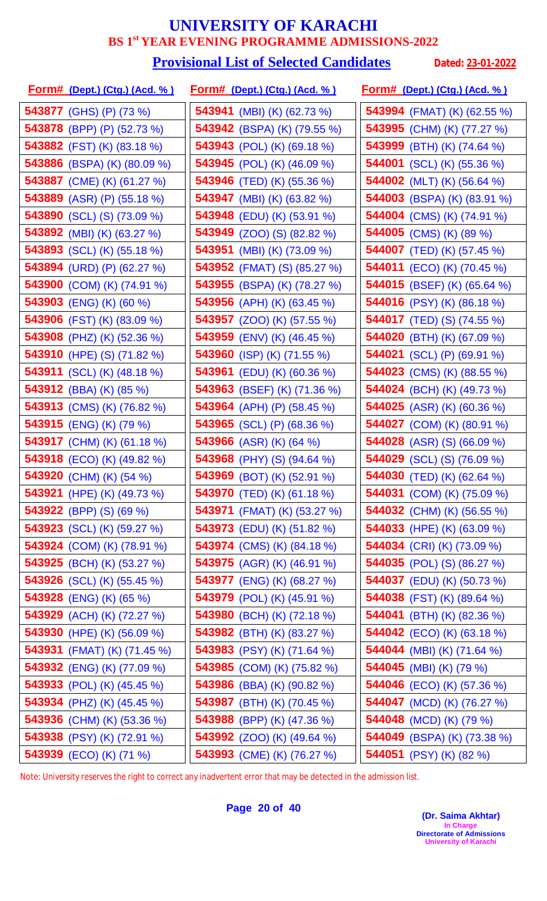# UNIVERSITY OF KARACHI

## BS 1st YEAR EVENING PROGRAMME ADMISSIONS-2022

### Provisional List of Selected Candidates

**Dated: 23-01-2022**

| Form# (Dept.) (Ctg.) (Acd. %) | Form# (Dept.) (Ctg.) (Acd. %) | Form# (Dept.) (Ctg.) (Acd. %) |
|---|---|---|
| 543877 (GHS) (P) (73 %) | 543941 (MBI) (K) (62.73 %) | 543994 (FMAT) (K) (62.55 %) |
| 543878 (BPP) (P) (52.73 %) | 543942 (BSPA) (K) (79.55 %) | 543995 (CHM) (K) (77.27 %) |
| 543882 (FST) (K) (83.18 %) | 543943 (POL) (K) (69.18 %) | 543999 (BTH) (K) (74.64 %) |
| 543886 (BSPA) (K) (80.09 %) | 543945 (POL) (K) (46.09 %) | 544001 (SCL) (K) (55.36 %) |
| 543887 (CME) (K) (61.27 %) | 543946 (TED) (K) (55.36 %) | 544002 (MLT) (K) (56.64 %) |
| 543889 (ASR) (P) (55.18 %) | 543947 (MBI) (K) (63.82 %) | 544003 (BSPA) (K) (83.91 %) |
| 543890 (SCL) (S) (73.09 %) | 543948 (EDU) (K) (53.91 %) | 544004 (CMS) (K) (74.91 %) |
| 543892 (MBI) (K) (63.27 %) | 543949 (ZOO) (S) (82.82 %) | 544005 (CMS) (K) (89 %) |
| 543893 (SCL) (K) (55.18 %) | 543951 (MBI) (K) (73.09 %) | 544007 (TED) (K) (57.45 %) |
| 543894 (URD) (P) (62.27 %) | 543952 (FMAT) (S) (85.27 %) | 544011 (ECO) (K) (70.45 %) |
| 543900 (COM) (K) (74.91 %) | 543955 (BSPA) (K) (78.27 %) | 544015 (BSEF) (K) (65.64 %) |
| 543903 (ENG) (K) (60 %) | 543956 (APH) (K) (63.45 %) | 544016 (PSY) (K) (86.18 %) |
| 543906 (FST) (K) (83.09 %) | 543957 (ZOO) (K) (57.55 %) | 544017 (TED) (S) (74.55 %) |
| 543908 (PHZ) (K) (52.36 %) | 543959 (ENV) (K) (46.45 %) | 544020 (BTH) (K) (67.09 %) |
| 543910 (HPE) (S) (71.82 %) | 543960 (ISP) (K) (71.55 %) | 544021 (SCL) (P) (69.91 %) |
| 543911 (SCL) (K) (48.18 %) | 543961 (EDU) (K) (60.36 %) | 544023 (CMS) (K) (88.55 %) |
| 543912 (BBA) (K) (85 %) | 543963 (BSEF) (K) (71.36 %) | 544024 (BCH) (K) (49.73 %) |
| 543913 (CMS) (K) (76.82 %) | 543964 (APH) (P) (58.45 %) | 544025 (ASR) (K) (60.36 %) |
| 543915 (ENG) (K) (79 %) | 543965 (SCL) (P) (68.36 %) | 544027 (COM) (K) (80.91 %) |
| 543917 (CHM) (K) (61.18 %) | 543966 (ASR) (K) (64 %) | 544028 (ASR) (S) (66.09 %) |
| 543918 (ECO) (K) (49.82 %) | 543968 (PHY) (S) (94.64 %) | 544029 (SCL) (S) (76.09 %) |
| 543920 (CHM) (K) (54 %) | 543969 (BOT) (K) (52.91 %) | 544030 (TED) (K) (62.64 %) |
| 543921 (HPE) (K) (49.73 %) | 543970 (TED) (K) (61.18 %) | 544031 (COM) (K) (75.09 %) |
| 543922 (BPP) (S) (69 %) | 543971 (FMAT) (K) (53.27 %) | 544032 (CHM) (K) (56.55 %) |
| 543923 (SCL) (K) (59.27 %) | 543973 (EDU) (K) (51.82 %) | 544033 (HPE) (K) (63.09 %) |
| 543924 (COM) (K) (78.91 %) | 543974 (CMS) (K) (84.18 %) | 544034 (CRI) (K) (73.09 %) |
| 543925 (BCH) (K) (53.27 %) | 543975 (AGR) (K) (46.91 %) | 544035 (POL) (S) (86.27 %) |
| 543926 (SCL) (K) (55.45 %) | 543977 (ENG) (K) (68.27 %) | 544037 (EDU) (K) (50.73 %) |
| 543928 (ENG) (K) (65 %) | 543979 (POL) (K) (45.91 %) | 544038 (FST) (K) (89.64 %) |
| 543929 (ACH) (K) (72.27 %) | 543980 (BCH) (K) (72.18 %) | 544041 (BTH) (K) (82.36 %) |
| 543930 (HPE) (K) (56.09 %) | 543982 (BTH) (K) (83.27 %) | 544042 (ECO) (K) (63.18 %) |
| 543931 (FMAT) (K) (71.45 %) | 543983 (PSY) (K) (71.64 %) | 544044 (MBI) (K) (71.64 %) |
| 543932 (ENG) (K) (77.09 %) | 543985 (COM) (K) (75.82 %) | 544045 (MBI) (K) (79 %) |
| 543933 (POL) (K) (45.45 %) | 543986 (BBA) (K) (90.82 %) | 544046 (ECO) (K) (57.36 %) |
| 543934 (PHZ) (K) (45.45 %) | 543987 (BTH) (K) (70.45 %) | 544047 (MCD) (K) (76.27 %) |
| 543936 (CHM) (K) (53.36 %) | 543988 (BPP) (K) (47.36 %) | 544048 (MCD) (K) (79 %) |
| 543938 (PSY) (K) (72.91 %) | 543992 (ZOO) (K) (49.64 %) | 544049 (BSPA) (K) (73.38 %) |
| 543939 (ECO) (K) (71 %) | 543993 (CME) (K) (76.27 %) | 544051 (PSY) (K) (82 %) |

Note: University reserves the right to correct any inadvertent error that may be detected in the admission list.

**(Dr. Saima Akhtar)**
In Charge
Directorate of Admissions
University of Karachi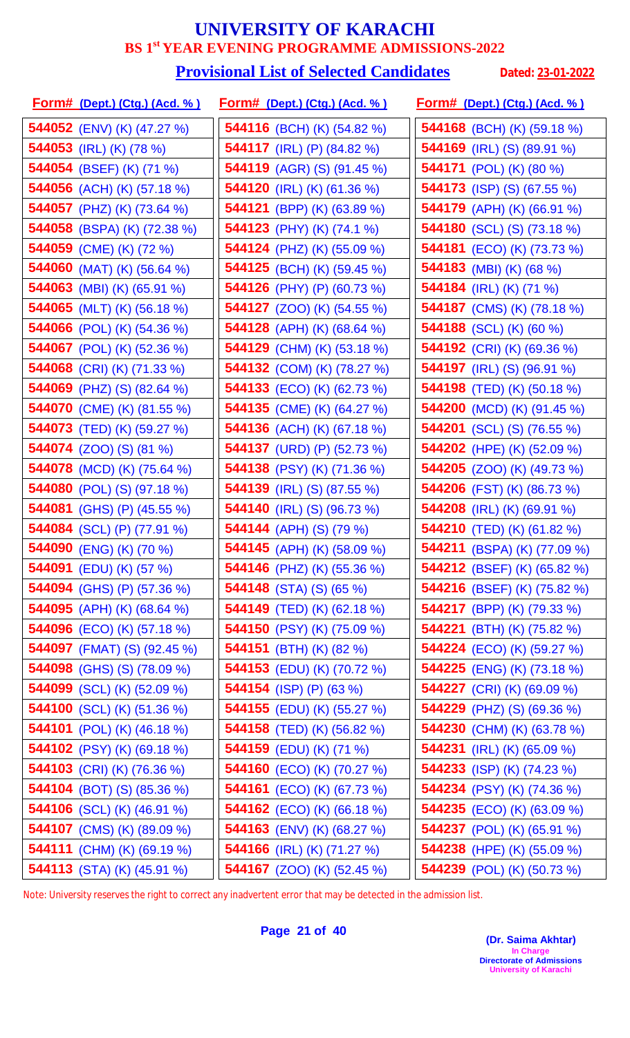# UNIVERSITY OF KARACHI

## BS 1st YEAR EVENING PROGRAMME ADMISSIONS-2022

### Provisional List of Selected Candidates

**Dated: 23-01-2022**

| Form# (Dept.) (Ctg.) (Acd. %) | Form# (Dept.) (Ctg.) (Acd. %) | Form# (Dept.) (Ctg.) (Acd. %) |
|---|---|---|
| **544052** (ENV) (K) (47.27 %) | **544116** (BCH) (K) (54.82 %) | **544168** (BCH) (K) (59.18 %) |
| **544053** (IRL) (K) (78 %) | **544117** (IRL) (P) (84.82 %) | **544169** (IRL) (S) (89.91 %) |
| **544054** (BSEF) (K) (71 %) | **544119** (AGR) (S) (91.45 %) | **544171** (POL) (K) (80 %) |
| **544056** (ACH) (K) (57.18 %) | **544120** (IRL) (K) (61.36 %) | **544173** (ISP) (S) (67.55 %) |
| **544057** (PHZ) (K) (73.64 %) | **544121** (BPP) (K) (63.89 %) | **544179** (APH) (K) (66.91 %) |
| **544058** (BSPA) (K) (72.38 %) | **544123** (PHY) (K) (74.1 %) | **544180** (SCL) (S) (73.18 %) |
| **544059** (CME) (K) (72 %) | **544124** (PHZ) (K) (55.09 %) | **544181** (ECO) (K) (73.73 %) |
| **544060** (MAT) (K) (56.64 %) | **544125** (BCH) (K) (59.45 %) | **544183** (MBI) (K) (68 %) |
| **544063** (MBI) (K) (65.91 %) | **544126** (PHY) (P) (60.73 %) | **544184** (IRL) (K) (71 %) |
| **544065** (MLT) (K) (56.18 %) | **544127** (ZOO) (K) (54.55 %) | **544187** (CMS) (K) (78.18 %) |
| **544066** (POL) (K) (54.36 %) | **544128** (APH) (K) (68.64 %) | **544188** (SCL) (K) (60 %) |
| **544067** (POL) (K) (52.36 %) | **544129** (CHM) (K) (53.18 %) | **544192** (CRI) (K) (69.36 %) |
| **544068** (CRI) (K) (71.33 %) | **544132** (COM) (K) (78.27 %) | **544197** (IRL) (S) (96.91 %) |
| **544069** (PHZ) (S) (82.64 %) | **544133** (ECO) (K) (62.73 %) | **544198** (TED) (K) (50.18 %) |
| **544070** (CME) (K) (81.55 %) | **544135** (CME) (K) (64.27 %) | **544200** (MCD) (K) (91.45 %) |
| **544073** (TED) (K) (59.27 %) | **544136** (ACH) (K) (67.18 %) | **544201** (SCL) (S) (76.55 %) |
| **544074** (ZOO) (S) (81 %) | **544137** (URD) (P) (52.73 %) | **544202** (HPE) (K) (52.09 %) |
| **544078** (MCD) (K) (75.64 %) | **544138** (PSY) (K) (71.36 %) | **544205** (ZOO) (K) (49.73 %) |
| **544080** (POL) (S) (97.18 %) | **544139** (IRL) (S) (87.55 %) | **544206** (FST) (K) (86.73 %) |
| **544081** (GHS) (P) (45.55 %) | **544140** (IRL) (S) (96.73 %) | **544208** (IRL) (K) (69.91 %) |
| **544084** (SCL) (P) (77.91 %) | **544144** (APH) (S) (79 %) | **544210** (TED) (K) (61.82 %) |
| **544090** (ENG) (K) (70 %) | **544145** (APH) (K) (58.09 %) | **544211** (BSPA) (K) (77.09 %) |
| **544091** (EDU) (K) (57 %) | **544146** (PHZ) (K) (55.36 %) | **544212** (BSEF) (K) (65.82 %) |
| **544094** (GHS) (P) (57.36 %) | **544148** (STA) (S) (65 %) | **544216** (BSEF) (K) (75.82 %) |
| **544095** (APH) (K) (68.64 %) | **544149** (TED) (K) (62.18 %) | **544217** (BPP) (K) (79.33 %) |
| **544096** (ECO) (K) (57.18 %) | **544150** (PSY) (K) (75.09 %) | **544221** (BTH) (K) (75.82 %) |
| **544097** (FMAT) (S) (92.45 %) | **544151** (BTH) (K) (82 %) | **544224** (ECO) (K) (59.27 %) |
| **544098** (GHS) (S) (78.09 %) | **544153** (EDU) (K) (70.72 %) | **544225** (ENG) (K) (73.18 %) |
| **544099** (SCL) (K) (52.09 %) | **544154** (ISP) (P) (63 %) | **544227** (CRI) (K) (69.09 %) |
| **544100** (SCL) (K) (51.36 %) | **544155** (EDU) (K) (55.27 %) | **544229** (PHZ) (S) (69.36 %) |
| **544101** (POL) (K) (46.18 %) | **544158** (TED) (K) (56.82 %) | **544230** (CHM) (K) (63.78 %) |
| **544102** (PSY) (K) (69.18 %) | **544159** (EDU) (K) (71 %) | **544231** (IRL) (K) (65.09 %) |
| **544103** (CRI) (K) (76.36 %) | **544160** (ECO) (K) (70.27 %) | **544233** (ISP) (K) (74.23 %) |
| **544104** (BOT) (S) (85.36 %) | **544161** (ECO) (K) (67.73 %) | **544234** (PSY) (K) (74.36 %) |
| **544106** (SCL) (K) (46.91 %) | **544162** (ECO) (K) (66.18 %) | **544235** (ECO) (K) (63.09 %) |
| **544107** (CMS) (K) (89.09 %) | **544163** (ENV) (K) (68.27 %) | **544237** (POL) (K) (65.91 %) |
| **544111** (CHM) (K) (69.19 %) | **544166** (IRL) (K) (71.27 %) | **544238** (HPE) (K) (55.09 %) |
| **544113** (STA) (K) (45.91 %) | **544167** (ZOO) (K) (52.45 %) | **544239** (POL) (K) (50.73 %) |

Note: University reserves the right to correct any inadvertent error that may be detected in the admission list.

**(Dr. Saima Akhtar)**
In Charge
Directorate of Admissions
University of Karachi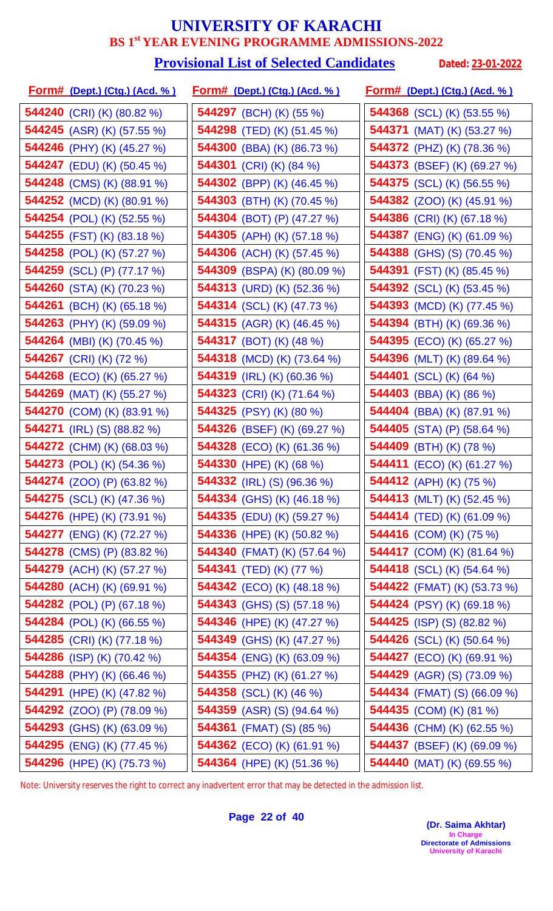# UNIVERSITY OF KARACHI

## BS 1st YEAR EVENING PROGRAMME ADMISSIONS-2022

### Provisional List of Selected Candidates

**Dated: 23-01-2022**

| Form# (Dept.) (Ctg.) (Acd. %) | Form# (Dept.) (Ctg.) (Acd. %) | Form# (Dept.) (Ctg.) (Acd. %) |
|---|---|---|
| 544240 (CRI) (K) (80.82 %) | 544297 (BCH) (K) (55 %) | 544368 (SCL) (K) (53.55 %) |
| 544245 (ASR) (K) (57.55 %) | 544298 (TED) (K) (51.45 %) | 544371 (MAT) (K) (53.27 %) |
| 544246 (PHY) (K) (45.27 %) | 544300 (BBA) (K) (86.73 %) | 544372 (PHZ) (K) (78.36 %) |
| 544247 (EDU) (K) (50.45 %) | 544301 (CRI) (K) (84 %) | 544373 (BSEF) (K) (69.27 %) |
| 544248 (CMS) (K) (88.91 %) | 544302 (BPP) (K) (46.45 %) | 544375 (SCL) (K) (56.55 %) |
| 544252 (MCD) (K) (80.91 %) | 544303 (BTH) (K) (70.45 %) | 544382 (ZOO) (K) (45.91 %) |
| 544254 (POL) (K) (52.55 %) | 544304 (BOT) (P) (47.27 %) | 544386 (CRI) (K) (67.18 %) |
| 544255 (FST) (K) (83.18 %) | 544305 (APH) (K) (57.18 %) | 544387 (ENG) (K) (61.09 %) |
| 544258 (POL) (K) (57.27 %) | 544306 (ACH) (K) (57.45 %) | 544388 (GHS) (S) (70.45 %) |
| 544259 (SCL) (P) (77.17 %) | 544309 (BSPA) (K) (80.09 %) | 544391 (FST) (K) (85.45 %) |
| 544260 (STA) (K) (70.23 %) | 544313 (URD) (K) (52.36 %) | 544392 (SCL) (K) (53.45 %) |
| 544261 (BCH) (K) (65.18 %) | 544314 (SCL) (K) (47.73 %) | 544393 (MCD) (K) (77.45 %) |
| 544263 (PHY) (K) (59.09 %) | 544315 (AGR) (K) (46.45 %) | 544394 (BTH) (K) (69.36 %) |
| 544264 (MBI) (K) (70.45 %) | 544317 (BOT) (K) (48 %) | 544395 (ECO) (K) (65.27 %) |
| 544267 (CRI) (K) (72 %) | 544318 (MCD) (K) (73.64 %) | 544396 (MLT) (K) (89.64 %) |
| 544268 (ECO) (K) (65.27 %) | 544319 (IRL) (K) (60.36 %) | 544401 (SCL) (K) (64 %) |
| 544269 (MAT) (K) (55.27 %) | 544323 (CRI) (K) (71.64 %) | 544403 (BBA) (K) (86 %) |
| 544270 (COM) (K) (83.91 %) | 544325 (PSY) (K) (80 %) | 544404 (BBA) (K) (87.91 %) |
| 544271 (IRL) (S) (88.82 %) | 544326 (BSEF) (K) (69.27 %) | 544405 (STA) (P) (58.64 %) |
| 544272 (CHM) (K) (68.03 %) | 544328 (ECO) (K) (61.36 %) | 544409 (BTH) (K) (78 %) |
| 544273 (POL) (K) (54.36 %) | 544330 (HPE) (K) (68 %) | 544411 (ECO) (K) (61.27 %) |
| 544274 (ZOO) (P) (63.82 %) | 544332 (IRL) (S) (96.36 %) | 544412 (APH) (K) (75 %) |
| 544275 (SCL) (K) (47.36 %) | 544334 (GHS) (K) (46.18 %) | 544413 (MLT) (K) (52.45 %) |
| 544276 (HPE) (K) (73.91 %) | 544335 (EDU) (K) (59.27 %) | 544414 (TED) (K) (61.09 %) |
| 544277 (ENG) (K) (72.27 %) | 544336 (HPE) (K) (50.82 %) | 544416 (COM) (K) (75 %) |
| 544278 (CMS) (P) (83.82 %) | 544340 (FMAT) (K) (57.64 %) | 544417 (COM) (K) (81.64 %) |
| 544279 (ACH) (K) (57.27 %) | 544341 (TED) (K) (77 %) | 544418 (SCL) (K) (54.64 %) |
| 544280 (ACH) (K) (69.91 %) | 544342 (ECO) (K) (48.18 %) | 544422 (FMAT) (K) (53.73 %) |
| 544282 (POL) (P) (67.18 %) | 544343 (GHS) (S) (57.18 %) | 544424 (PSY) (K) (69.18 %) |
| 544284 (POL) (K) (66.55 %) | 544346 (HPE) (K) (47.27 %) | 544425 (ISP) (S) (82.82 %) |
| 544285 (CRI) (K) (77.18 %) | 544349 (GHS) (K) (47.27 %) | 544426 (SCL) (K) (50.64 %) |
| 544286 (ISP) (K) (70.42 %) | 544354 (ENG) (K) (63.09 %) | 544427 (ECO) (K) (69.91 %) |
| 544288 (PHY) (K) (66.46 %) | 544355 (PHZ) (K) (61.27 %) | 544429 (AGR) (S) (73.09 %) |
| 544291 (HPE) (K) (47.82 %) | 544358 (SCL) (K) (46 %) | 544434 (FMAT) (S) (66.09 %) |
| 544292 (ZOO) (P) (78.09 %) | 544359 (ASR) (S) (94.64 %) | 544435 (COM) (K) (81 %) |
| 544293 (GHS) (K) (63.09 %) | 544361 (FMAT) (S) (85 %) | 544436 (CHM) (K) (62.55 %) |
| 544295 (ENG) (K) (77.45 %) | 544362 (ECO) (K) (61.91 %) | 544437 (BSEF) (K) (69.09 %) |
| 544296 (HPE) (K) (75.73 %) | 544364 (HPE) (K) (51.36 %) | 544440 (MAT) (K) (69.55 %) |

Note: University reserves the right to correct any inadvertent error that may be detected in the admission list.

**(Dr. Saima Akhtar)**
In Charge
Directorate of Admissions
University of Karachi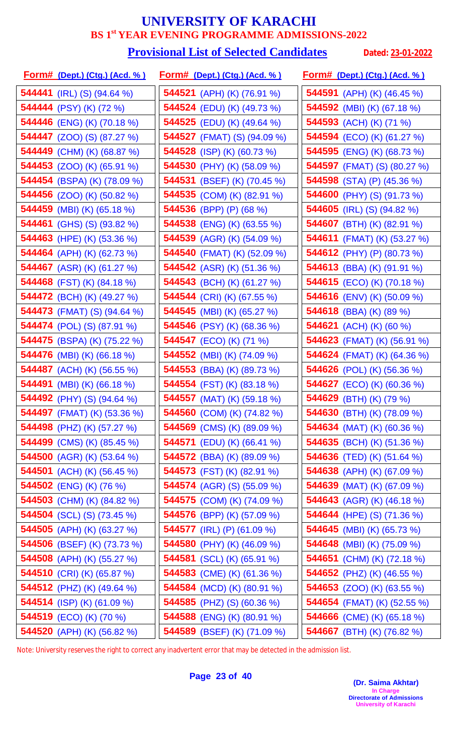# UNIVERSITY OF KARACHI

## BS 1st YEAR EVENING PROGRAMME ADMISSIONS-2022

### Provisional List of Selected Candidates

**Dated: 23-01-2022**

| Form# (Dept.) (Ctg.) (Acd. %) | Form# (Dept.) (Ctg.) (Acd. %) | Form# (Dept.) (Ctg.) (Acd. %) |
|---|---|---|
| **544441** (IRL) (S) (94.64 %) | **544521** (APH) (K) (76.91 %) | **544591** (APH) (K) (46.45 %) |
| **544444** (PSY) (K) (72 %) | **544524** (EDU) (K) (49.73 %) | **544592** (MBI) (K) (67.18 %) |
| **544446** (ENG) (K) (70.18 %) | **544525** (EDU) (K) (49.64 %) | **544593** (ACH) (K) (71 %) |
| **544447** (ZOO) (S) (87.27 %) | **544527** (FMAT) (S) (94.09 %) | **544594** (ECO) (K) (61.27 %) |
| **544449** (CHM) (K) (68.87 %) | **544528** (ISP) (K) (60.73 %) | **544595** (ENG) (K) (68.73 %) |
| **544453** (ZOO) (K) (65.91 %) | **544530** (PHY) (K) (58.09 %) | **544597** (FMAT) (S) (80.27 %) |
| **544454** (BSPA) (K) (78.09 %) | **544531** (BSEF) (K) (70.45 %) | **544598** (STA) (P) (45.36 %) |
| **544456** (ZOO) (K) (50.82 %) | **544535** (COM) (K) (82.91 %) | **544600** (PHY) (S) (91.73 %) |
| **544459** (MBI) (K) (65.18 %) | **544536** (BPP) (P) (68 %) | **544605** (IRL) (S) (94.82 %) |
| **544461** (GHS) (S) (93.82 %) | **544538** (ENG) (K) (63.55 %) | **544607** (BTH) (K) (82.91 %) |
| **544463** (HPE) (K) (53.36 %) | **544539** (AGR) (K) (54.09 %) | **544611** (FMAT) (K) (53.27 %) |
| **544464** (APH) (K) (62.73 %) | **544540** (FMAT) (K) (52.09 %) | **544612** (PHY) (P) (80.73 %) |
| **544467** (ASR) (K) (61.27 %) | **544542** (ASR) (K) (51.36 %) | **544613** (BBA) (K) (91.91 %) |
| **544468** (FST) (K) (84.18 %) | **544543** (BCH) (K) (61.27 %) | **544615** (ECO) (K) (70.18 %) |
| **544472** (BCH) (K) (49.27 %) | **544544** (CRI) (K) (67.55 %) | **544616** (ENV) (K) (50.09 %) |
| **544473** (FMAT) (S) (94.64 %) | **544545** (MBI) (K) (65.27 %) | **544618** (BBA) (K) (89 %) |
| **544474** (POL) (S) (87.91 %) | **544546** (PSY) (K) (68.36 %) | **544621** (ACH) (K) (60 %) |
| **544475** (BSPA) (K) (75.22 %) | **544547** (ECO) (K) (71 %) | **544623** (FMAT) (K) (56.91 %) |
| **544476** (MBI) (K) (66.18 %) | **544552** (MBI) (K) (74.09 %) | **544624** (FMAT) (K) (64.36 %) |
| **544487** (ACH) (K) (56.55 %) | **544553** (BBA) (K) (89.73 %) | **544626** (POL) (K) (56.36 %) |
| **544491** (MBI) (K) (66.18 %) | **544554** (FST) (K) (83.18 %) | **544627** (ECO) (K) (60.36 %) |
| **544492** (PHY) (S) (94.64 %) | **544557** (MAT) (K) (59.18 %) | **544629** (BTH) (K) (79 %) |
| **544497** (FMAT) (K) (53.36 %) | **544560** (COM) (K) (74.82 %) | **544630** (BTH) (K) (78.09 %) |
| **544498** (PHZ) (K) (57.27 %) | **544569** (CMS) (K) (89.09 %) | **544634** (MAT) (K) (60.36 %) |
| **544499** (CMS) (K) (85.45 %) | **544571** (EDU) (K) (66.41 %) | **544635** (BCH) (K) (51.36 %) |
| **544500** (AGR) (K) (53.64 %) | **544572** (BBA) (K) (89.09 %) | **544636** (TED) (K) (51.64 %) |
| **544501** (ACH) (K) (56.45 %) | **544573** (FST) (K) (82.91 %) | **544638** (APH) (K) (67.09 %) |
| **544502** (ENG) (K) (76 %) | **544574** (AGR) (S) (55.09 %) | **544639** (MAT) (K) (67.09 %) |
| **544503** (CHM) (K) (84.82 %) | **544575** (COM) (K) (74.09 %) | **544643** (AGR) (K) (46.18 %) |
| **544504** (SCL) (S) (73.45 %) | **544576** (BPP) (K) (57.09 %) | **544644** (HPE) (S) (71.36 %) |
| **544505** (APH) (K) (63.27 %) | **544577** (IRL) (P) (61.09 %) | **544645** (MBI) (K) (65.73 %) |
| **544506** (BSEF) (K) (73.73 %) | **544580** (PHY) (K) (46.09 %) | **544648** (MBI) (K) (75.09 %) |
| **544508** (APH) (K) (55.27 %) | **544581** (SCL) (K) (65.91 %) | **544651** (CHM) (K) (72.18 %) |
| **544510** (CRI) (K) (65.87 %) | **544583** (CME) (K) (61.36 %) | **544652** (PHZ) (K) (46.55 %) |
| **544512** (PHZ) (K) (49.64 %) | **544584** (MCD) (K) (80.91 %) | **544653** (ZOO) (K) (63.55 %) |
| **544514** (ISP) (K) (61.09 %) | **544585** (PHZ) (S) (60.36 %) | **544654** (FMAT) (K) (52.55 %) |
| **544519** (ECO) (K) (70 %) | **544588** (ENG) (K) (80.91 %) | **544666** (CME) (K) (65.18 %) |
| **544520** (APH) (K) (56.82 %) | **544589** (BSEF) (K) (71.09 %) | **544667** (BTH) (K) (76.82 %) |

Note: University reserves the right to correct any inadvertent error that may be detected in the admission list.

**(Dr. Saima Akhtar)**
In Charge
Directorate of Admissions
University of Karachi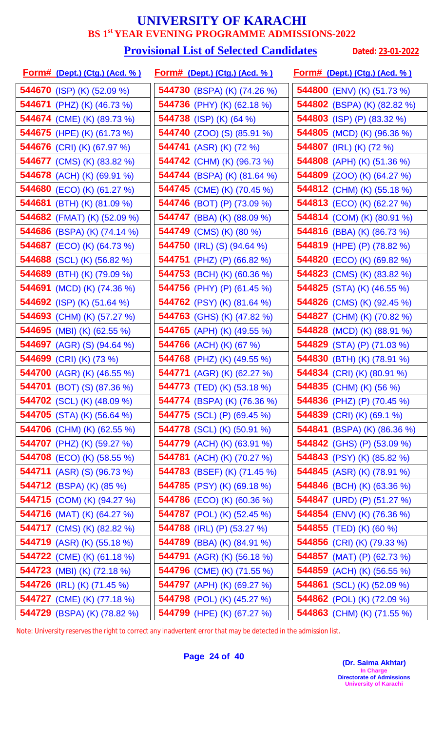# UNIVERSITY OF KARACHI

## BS 1st YEAR EVENING PROGRAMME ADMISSIONS-2022

### Provisional List of Selected Candidates

Dated: 23-01-2022

| Form# (Dept.) (Ctg.) (Acd. %) |
|---|
| 544670 (ISP) (K) (52.09 %) |
| 544671 (PHZ) (K) (46.73 %) |
| 544674 (CME) (K) (89.73 %) |
| 544675 (HPE) (K) (61.73 %) |
| 544676 (CRI) (K) (67.97 %) |
| 544677 (CMS) (K) (83.82 %) |
| 544678 (ACH) (K) (69.91 %) |
| 544680 (ECO) (K) (61.27 %) |
| 544681 (BTH) (K) (81.09 %) |
| 544682 (FMAT) (K) (52.09 %) |
| 544686 (BSPA) (K) (74.14 %) |
| 544687 (ECO) (K) (64.73 %) |
| 544688 (SCL) (K) (56.82 %) |
| 544689 (BTH) (K) (79.09 %) |
| 544691 (MCD) (K) (74.36 %) |
| 544692 (ISP) (K) (51.64 %) |
| 544693 (CHM) (K) (57.27 %) |
| 544695 (MBI) (K) (62.55 %) |
| 544697 (AGR) (S) (94.64 %) |
| 544699 (CRI) (K) (73 %) |
| 544700 (AGR) (K) (46.55 %) |
| 544701 (BOT) (S) (87.36 %) |
| 544702 (SCL) (K) (48.09 %) |
| 544705 (STA) (K) (56.64 %) |
| 544706 (CHM) (K) (62.55 %) |
| 544707 (PHZ) (K) (59.27 %) |
| 544708 (ECO) (K) (58.55 %) |
| 544711 (ASR) (S) (96.73 %) |
| 544712 (BSPA) (K) (85 %) |
| 544715 (COM) (K) (94.27 %) |
| 544716 (MAT) (K) (64.27 %) |
| 544717 (CMS) (K) (82.82 %) |
| 544719 (ASR) (K) (55.18 %) |
| 544722 (CME) (K) (61.18 %) |
| 544723 (MBI) (K) (72.18 %) |
| 544726 (IRL) (K) (71.45 %) |
| 544727 (CME) (K) (77.18 %) |
| 544729 (BSPA) (K) (78.82 %) |
| 544730 (BSPA) (K) (74.26 %) |
| 544736 (PHY) (K) (62.18 %) |
| 544738 (ISP) (K) (64 %) |
| 544740 (ZOO) (S) (85.91 %) |
| 544741 (ASR) (K) (72 %) |
| 544742 (CHM) (K) (96.73 %) |
| 544744 (BSPA) (K) (81.64 %) |
| 544745 (CME) (K) (70.45 %) |
| 544746 (BOT) (P) (73.09 %) |
| 544747 (BBA) (K) (88.09 %) |
| 544749 (CMS) (K) (80 %) |
| 544750 (IRL) (S) (94.64 %) |
| 544751 (PHZ) (P) (66.82 %) |
| 544753 (BCH) (K) (60.36 %) |
| 544756 (PHY) (P) (61.45 %) |
| 544762 (PSY) (K) (81.64 %) |
| 544763 (GHS) (K) (47.82 %) |
| 544765 (APH) (K) (49.55 %) |
| 544766 (ACH) (K) (67 %) |
| 544768 (PHZ) (K) (49.55 %) |
| 544771 (AGR) (K) (62.27 %) |
| 544773 (TED) (K) (53.18 %) |
| 544774 (BSPA) (K) (76.36 %) |
| 544775 (SCL) (P) (69.45 %) |
| 544778 (SCL) (K) (50.91 %) |
| 544779 (ACH) (K) (63.91 %) |
| 544781 (ACH) (K) (70.27 %) |
| 544783 (BSEF) (K) (71.45 %) |
| 544785 (PSY) (K) (69.18 %) |
| 544786 (ECO) (K) (60.36 %) |
| 544787 (POL) (K) (52.45 %) |
| 544788 (IRL) (P) (53.27 %) |
| 544789 (BBA) (K) (84.91 %) |
| 544791 (AGR) (K) (56.18 %) |
| 544796 (CME) (K) (71.55 %) |
| 544797 (APH) (K) (69.27 %) |
| 544798 (POL) (K) (45.27 %) |
| 544799 (HPE) (K) (67.27 %) |
| 544800 (ENV) (K) (51.73 %) |
| 544802 (BSPA) (K) (82.82 %) |
| 544803 (ISP) (P) (83.32 %) |
| 544805 (MCD) (K) (96.36 %) |
| 544807 (IRL) (K) (72 %) |
| 544808 (APH) (K) (51.36 %) |
| 544809 (ZOO) (K) (64.27 %) |
| 544812 (CHM) (K) (55.18 %) |
| 544813 (ECO) (K) (62.27 %) |
| 544814 (COM) (K) (80.91 %) |
| 544816 (BBA) (K) (86.73 %) |
| 544819 (HPE) (P) (78.82 %) |
| 544820 (ECO) (K) (69.82 %) |
| 544823 (CMS) (K) (83.82 %) |
| 544825 (STA) (K) (46.55 %) |
| 544826 (CMS) (K) (92.45 %) |
| 544827 (CHM) (K) (70.82 %) |
| 544828 (MCD) (K) (88.91 %) |
| 544829 (STA) (P) (71.03 %) |
| 544830 (BTH) (K) (78.91 %) |
| 544834 (CRI) (K) (80.91 %) |
| 544835 (CHM) (K) (56 %) |
| 544836 (PHZ) (P) (70.45 %) |
| 544839 (CRI) (K) (69.1 %) |
| 544841 (BSPA) (K) (86.36 %) |
| 544842 (GHS) (P) (53.09 %) |
| 544843 (PSY) (K) (85.82 %) |
| 544845 (ASR) (K) (78.91 %) |
| 544846 (BCH) (K) (63.36 %) |
| 544847 (URD) (P) (51.27 %) |
| 544854 (ENV) (K) (76.36 %) |
| 544855 (TED) (K) (60 %) |
| 544856 (CRI) (K) (79.33 %) |
| 544857 (MAT) (P) (62.73 %) |
| 544859 (ACH) (K) (56.55 %) |
| 544861 (SCL) (K) (52.09 %) |
| 544862 (POL) (K) (72.09 %) |
| 544863 (CHM) (K) (71.55 %) |

Note: University reserves the right to correct any inadvertent error that may be detected in the admission list.

**(Dr. Saima Akhtar)**
In Charge
Directorate of Admissions
University of Karachi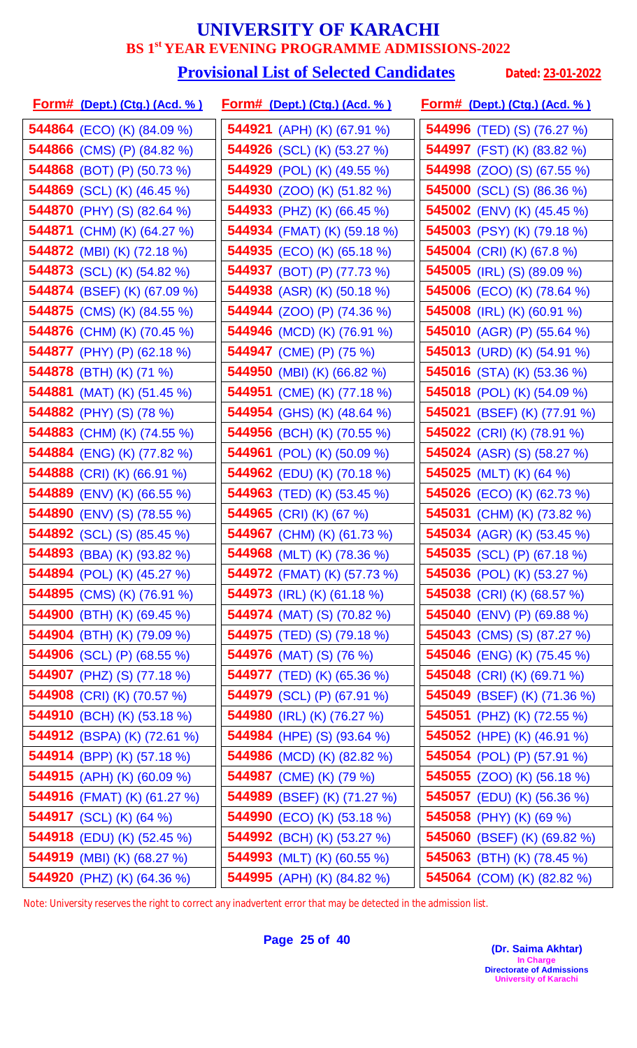# UNIVERSITY OF KARACHI

## BS 1st YEAR EVENING PROGRAMME ADMISSIONS-2022

### Provisional List of Selected Candidates

**Dated: 23-01-2022**

| Form# (Dept.) (Ctg.) (Acd. %) | Form# (Dept.) (Ctg.) (Acd. %) | Form# (Dept.) (Ctg.) (Acd. %) |
|---|---|---|
| 544864 (ECO) (K) (84.09 %) | 544921 (APH) (K) (67.91 %) | 544996 (TED) (S) (76.27 %) |
| 544866 (CMS) (P) (84.82 %) | 544926 (SCL) (K) (53.27 %) | 544997 (FST) (K) (83.82 %) |
| 544868 (BOT) (P) (50.73 %) | 544929 (POL) (K) (49.55 %) | 544998 (ZOO) (S) (67.55 %) |
| 544869 (SCL) (K) (46.45 %) | 544930 (ZOO) (K) (51.82 %) | 545000 (SCL) (S) (86.36 %) |
| 544870 (PHY) (S) (82.64 %) | 544933 (PHZ) (K) (66.45 %) | 545002 (ENV) (K) (45.45 %) |
| 544871 (CHM) (K) (64.27 %) | 544934 (FMAT) (K) (59.18 %) | 545003 (PSY) (K) (79.18 %) |
| 544872 (MBI) (K) (72.18 %) | 544935 (ECO) (K) (65.18 %) | 545004 (CRI) (K) (67.8 %) |
| 544873 (SCL) (K) (54.82 %) | 544937 (BOT) (P) (77.73 %) | 545005 (IRL) (S) (89.09 %) |
| 544874 (BSEF) (K) (67.09 %) | 544938 (ASR) (K) (50.18 %) | 545006 (ECO) (K) (78.64 %) |
| 544875 (CMS) (K) (84.55 %) | 544944 (ZOO) (P) (74.36 %) | 545008 (IRL) (K) (60.91 %) |
| 544876 (CHM) (K) (70.45 %) | 544946 (MCD) (K) (76.91 %) | 545010 (AGR) (P) (55.64 %) |
| 544877 (PHY) (P) (62.18 %) | 544947 (CME) (P) (75 %) | 545013 (URD) (K) (54.91 %) |
| 544878 (BTH) (K) (71 %) | 544950 (MBI) (K) (66.82 %) | 545016 (STA) (K) (53.36 %) |
| 544881 (MAT) (K) (51.45 %) | 544951 (CME) (K) (77.18 %) | 545018 (POL) (K) (54.09 %) |
| 544882 (PHY) (S) (78 %) | 544954 (GHS) (K) (48.64 %) | 545021 (BSEF) (K) (77.91 %) |
| 544883 (CHM) (K) (74.55 %) | 544956 (BCH) (K) (70.55 %) | 545022 (CRI) (K) (78.91 %) |
| 544884 (ENG) (K) (77.82 %) | 544961 (POL) (K) (50.09 %) | 545024 (ASR) (S) (58.27 %) |
| 544888 (CRI) (K) (66.91 %) | 544962 (EDU) (K) (70.18 %) | 545025 (MLT) (K) (64 %) |
| 544889 (ENV) (K) (66.55 %) | 544963 (TED) (K) (53.45 %) | 545026 (ECO) (K) (62.73 %) |
| 544890 (ENV) (S) (78.55 %) | 544965 (CRI) (K) (67 %) | 545031 (CHM) (K) (73.82 %) |
| 544892 (SCL) (S) (85.45 %) | 544967 (CHM) (K) (61.73 %) | 545034 (AGR) (K) (53.45 %) |
| 544893 (BBA) (K) (93.82 %) | 544968 (MLT) (K) (78.36 %) | 545035 (SCL) (P) (67.18 %) |
| 544894 (POL) (K) (45.27 %) | 544972 (FMAT) (K) (57.73 %) | 545036 (POL) (K) (53.27 %) |
| 544895 (CMS) (K) (76.91 %) | 544973 (IRL) (K) (61.18 %) | 545038 (CRI) (K) (68.57 %) |
| 544900 (BTH) (K) (69.45 %) | 544974 (MAT) (S) (70.82 %) | 545040 (ENV) (P) (69.88 %) |
| 544904 (BTH) (K) (79.09 %) | 544975 (TED) (S) (79.18 %) | 545043 (CMS) (S) (87.27 %) |
| 544906 (SCL) (P) (68.55 %) | 544976 (MAT) (S) (76 %) | 545046 (ENG) (K) (75.45 %) |
| 544907 (PHZ) (S) (77.18 %) | 544977 (TED) (K) (65.36 %) | 545048 (CRI) (K) (69.71 %) |
| 544908 (CRI) (K) (70.57 %) | 544979 (SCL) (P) (67.91 %) | 545049 (BSEF) (K) (71.36 %) |
| 544910 (BCH) (K) (53.18 %) | 544980 (IRL) (K) (76.27 %) | 545051 (PHZ) (K) (72.55 %) |
| 544912 (BSPA) (K) (72.61 %) | 544984 (HPE) (S) (93.64 %) | 545052 (HPE) (K) (46.91 %) |
| 544914 (BPP) (K) (57.18 %) | 544986 (MCD) (K) (82.82 %) | 545054 (POL) (P) (57.91 %) |
| 544915 (APH) (K) (60.09 %) | 544987 (CME) (K) (79 %) | 545055 (ZOO) (K) (56.18 %) |
| 544916 (FMAT) (K) (61.27 %) | 544989 (BSEF) (K) (71.27 %) | 545057 (EDU) (K) (56.36 %) |
| 544917 (SCL) (K) (64 %) | 544990 (ECO) (K) (53.18 %) | 545058 (PHY) (K) (69 %) |
| 544918 (EDU) (K) (52.45 %) | 544992 (BCH) (K) (53.27 %) | 545060 (BSEF) (K) (69.82 %) |
| 544919 (MBI) (K) (68.27 %) | 544993 (MLT) (K) (60.55 %) | 545063 (BTH) (K) (78.45 %) |
| 544920 (PHZ) (K) (64.36 %) | 544995 (APH) (K) (84.82 %) | 545064 (COM) (K) (82.82 %) |

Note: University reserves the right to correct any inadvertent error that may be detected in the admission list.

**(Dr. Saima Akhtar)**
In Charge
Directorate of Admissions
University of Karachi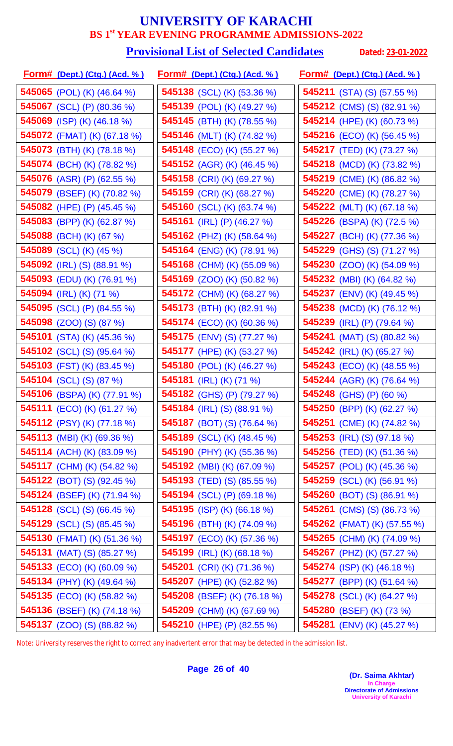# UNIVERSITY OF KARACHI

## BS 1st YEAR EVENING PROGRAMME ADMISSIONS-2022

### Provisional List of Selected Candidates

**Dated: 23-01-2022**

| Form# (Dept.) (Ctg.) (Acd. %) | Form# (Dept.) (Ctg.) (Acd. %) | Form# (Dept.) (Ctg.) (Acd. %) |
|---|---|---|
| **545065** (POL) (K) (46.64 %) | **545138** (SCL) (K) (53.36 %) | **545211** (STA) (S) (57.55 %) |
| **545067** (SCL) (P) (80.36 %) | **545139** (POL) (K) (49.27 %) | **545212** (CMS) (S) (82.91 %) |
| **545069** (ISP) (K) (46.18 %) | **545145** (BTH) (K) (78.55 %) | **545214** (HPE) (K) (60.73 %) |
| **545072** (FMAT) (K) (67.18 %) | **545146** (MLT) (K) (74.82 %) | **545216** (ECO) (K) (56.45 %) |
| **545073** (BTH) (K) (78.18 %) | **545148** (ECO) (K) (55.27 %) | **545217** (TED) (K) (73.27 %) |
| **545074** (BCH) (K) (78.82 %) | **545152** (AGR) (K) (46.45 %) | **545218** (MCD) (K) (73.82 %) |
| **545076** (ASR) (P) (62.55 %) | **545158** (CRI) (K) (69.27 %) | **545219** (CME) (K) (86.82 %) |
| **545079** (BSEF) (K) (70.82 %) | **545159** (CRI) (K) (68.27 %) | **545220** (CME) (K) (78.27 %) |
| **545082** (HPE) (P) (45.45 %) | **545160** (SCL) (K) (63.74 %) | **545222** (MLT) (K) (67.18 %) |
| **545083** (BPP) (K) (62.87 %) | **545161** (IRL) (P) (46.27 %) | **545226** (BSPA) (K) (72.5 %) |
| **545088** (BCH) (K) (67 %) | **545162** (PHZ) (K) (58.64 %) | **545227** (BCH) (K) (77.36 %) |
| **545089** (SCL) (K) (45 %) | **545164** (ENG) (K) (78.91 %) | **545229** (GHS) (S) (71.27 %) |
| **545092** (IRL) (S) (88.91 %) | **545168** (CHM) (K) (55.09 %) | **545230** (ZOO) (K) (54.09 %) |
| **545093** (EDU) (K) (76.91 %) | **545169** (ZOO) (K) (50.82 %) | **545232** (MBI) (K) (64.82 %) |
| **545094** (IRL) (K) (71 %) | **545172** (CHM) (K) (68.27 %) | **545237** (ENV) (K) (49.45 %) |
| **545095** (SCL) (P) (84.55 %) | **545173** (BTH) (K) (82.91 %) | **545238** (MCD) (K) (76.12 %) |
| **545098** (ZOO) (S) (87 %) | **545174** (ECO) (K) (60.36 %) | **545239** (IRL) (P) (79.64 %) |
| **545101** (STA) (K) (45.36 %) | **545175** (ENV) (S) (77.27 %) | **545241** (MAT) (S) (80.82 %) |
| **545102** (SCL) (S) (95.64 %) | **545177** (HPE) (K) (53.27 %) | **545242** (IRL) (K) (65.27 %) |
| **545103** (FST) (K) (83.45 %) | **545180** (POL) (K) (46.27 %) | **545243** (ECO) (K) (48.55 %) |
| **545104** (SCL) (S) (87 %) | **545181** (IRL) (K) (71 %) | **545244** (AGR) (K) (76.64 %) |
| **545106** (BSPA) (K) (77.91 %) | **545182** (GHS) (P) (79.27 %) | **545248** (GHS) (P) (60 %) |
| **545111** (ECO) (K) (61.27 %) | **545184** (IRL) (S) (88.91 %) | **545250** (BPP) (K) (62.27 %) |
| **545112** (PSY) (K) (77.18 %) | **545187** (BOT) (S) (76.64 %) | **545251** (CME) (K) (74.82 %) |
| **545113** (MBI) (K) (69.36 %) | **545189** (SCL) (K) (48.45 %) | **545253** (IRL) (S) (97.18 %) |
| **545114** (ACH) (K) (83.09 %) | **545190** (PHY) (K) (55.36 %) | **545256** (TED) (K) (51.36 %) |
| **545117** (CHM) (K) (54.82 %) | **545192** (MBI) (K) (67.09 %) | **545257** (POL) (K) (45.36 %) |
| **545122** (BOT) (S) (92.45 %) | **545193** (TED) (S) (85.55 %) | **545259** (SCL) (K) (56.91 %) |
| **545124** (BSEF) (K) (71.94 %) | **545194** (SCL) (P) (69.18 %) | **545260** (BOT) (S) (86.91 %) |
| **545128** (SCL) (S) (66.45 %) | **545195** (ISP) (K) (66.18 %) | **545261** (CMS) (S) (86.73 %) |
| **545129** (SCL) (S) (85.45 %) | **545196** (BTH) (K) (74.09 %) | **545262** (FMAT) (K) (57.55 %) |
| **545130** (FMAT) (K) (51.36 %) | **545197** (ECO) (K) (57.36 %) | **545265** (CHM) (K) (74.09 %) |
| **545131** (MAT) (S) (85.27 %) | **545199** (IRL) (K) (68.18 %) | **545267** (PHZ) (K) (57.27 %) |
| **545133** (ECO) (K) (60.09 %) | **545201** (CRI) (K) (71.36 %) | **545274** (ISP) (K) (46.18 %) |
| **545134** (PHY) (K) (49.64 %) | **545207** (HPE) (K) (52.82 %) | **545277** (BPP) (K) (51.64 %) |
| **545135** (ECO) (K) (58.82 %) | **545208** (BSEF) (K) (76.18 %) | **545278** (SCL) (K) (64.27 %) |
| **545136** (BSEF) (K) (74.18 %) | **545209** (CHM) (K) (67.69 %) | **545280** (BSEF) (K) (73 %) |
| **545137** (ZOO) (S) (88.82 %) | **545210** (HPE) (P) (82.55 %) | **545281** (ENV) (K) (45.27 %) |

Note: University reserves the right to correct any inadvertent error that may be detected in the admission list.

**(Dr. Saima Akhtar)**
In Charge
Directorate of Admissions
University of Karachi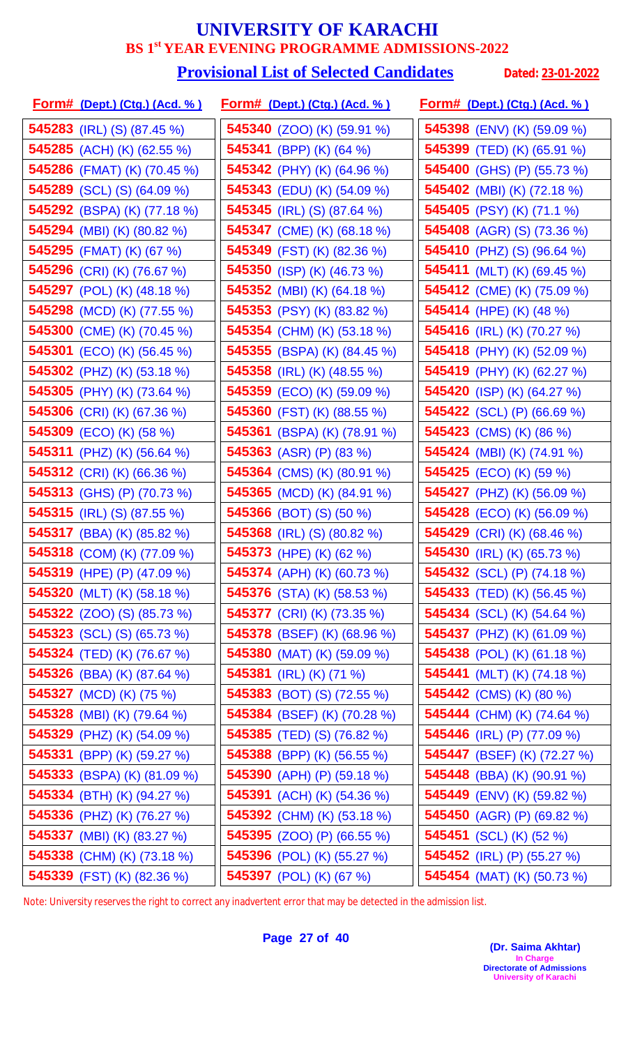# UNIVERSITY OF KARACHI

## BS 1st YEAR EVENING PROGRAMME ADMISSIONS-2022

### Provisional List of Selected Candidates

**Dated: 23-01-2022**

| Form# (Dept.) (Ctg.) (Acd. %) | Form# (Dept.) (Ctg.) (Acd. %) | Form# (Dept.) (Ctg.) (Acd. %) |
|---|---|---|
| **545283** (IRL) (S) (87.45 %) | **545340** (ZOO) (K) (59.91 %) | **545398** (ENV) (K) (59.09 %) |
| **545285** (ACH) (K) (62.55 %) | **545341** (BPP) (K) (64 %) | **545399** (TED) (K) (65.91 %) |
| **545286** (FMAT) (K) (70.45 %) | **545342** (PHY) (K) (64.96 %) | **545400** (GHS) (P) (55.73 %) |
| **545289** (SCL) (S) (64.09 %) | **545343** (EDU) (K) (54.09 %) | **545402** (MBI) (K) (72.18 %) |
| **545292** (BSPA) (K) (77.18 %) | **545345** (IRL) (S) (87.64 %) | **545405** (PSY) (K) (71.1 %) |
| **545294** (MBI) (K) (80.82 %) | **545347** (CME) (K) (68.18 %) | **545408** (AGR) (S) (73.36 %) |
| **545295** (FMAT) (K) (67 %) | **545349** (FST) (K) (82.36 %) | **545410** (PHZ) (S) (96.64 %) |
| **545296** (CRI) (K) (76.67 %) | **545350** (ISP) (K) (46.73 %) | **545411** (MLT) (K) (69.45 %) |
| **545297** (POL) (K) (48.18 %) | **545352** (MBI) (K) (64.18 %) | **545412** (CME) (K) (75.09 %) |
| **545298** (MCD) (K) (77.55 %) | **545353** (PSY) (K) (83.82 %) | **545414** (HPE) (K) (48 %) |
| **545300** (CME) (K) (70.45 %) | **545354** (CHM) (K) (53.18 %) | **545416** (IRL) (K) (70.27 %) |
| **545301** (ECO) (K) (56.45 %) | **545355** (BSPA) (K) (84.45 %) | **545418** (PHY) (K) (52.09 %) |
| **545302** (PHZ) (K) (53.18 %) | **545358** (IRL) (K) (48.55 %) | **545419** (PHY) (K) (62.27 %) |
| **545305** (PHY) (K) (73.64 %) | **545359** (ECO) (K) (59.09 %) | **545420** (ISP) (K) (64.27 %) |
| **545306** (CRI) (K) (67.36 %) | **545360** (FST) (K) (88.55 %) | **545422** (SCL) (P) (66.69 %) |
| **545309** (ECO) (K) (58 %) | **545361** (BSPA) (K) (78.91 %) | **545423** (CMS) (K) (86 %) |
| **545311** (PHZ) (K) (56.64 %) | **545363** (ASR) (P) (83 %) | **545424** (MBI) (K) (74.91 %) |
| **545312** (CRI) (K) (66.36 %) | **545364** (CMS) (K) (80.91 %) | **545425** (ECO) (K) (59 %) |
| **545313** (GHS) (P) (70.73 %) | **545365** (MCD) (K) (84.91 %) | **545427** (PHZ) (K) (56.09 %) |
| **545315** (IRL) (S) (87.55 %) | **545366** (BOT) (S) (50 %) | **545428** (ECO) (K) (56.09 %) |
| **545317** (BBA) (K) (85.82 %) | **545368** (IRL) (S) (80.82 %) | **545429** (CRI) (K) (68.46 %) |
| **545318** (COM) (K) (77.09 %) | **545373** (HPE) (K) (62 %) | **545430** (IRL) (K) (65.73 %) |
| **545319** (HPE) (P) (47.09 %) | **545374** (APH) (K) (60.73 %) | **545432** (SCL) (P) (74.18 %) |
| **545320** (MLT) (K) (58.18 %) | **545376** (STA) (K) (58.53 %) | **545433** (TED) (K) (56.45 %) |
| **545322** (ZOO) (S) (85.73 %) | **545377** (CRI) (K) (73.35 %) | **545434** (SCL) (K) (54.64 %) |
| **545323** (SCL) (S) (65.73 %) | **545378** (BSEF) (K) (68.96 %) | **545437** (PHZ) (K) (61.09 %) |
| **545324** (TED) (K) (76.67 %) | **545380** (MAT) (K) (59.09 %) | **545438** (POL) (K) (61.18 %) |
| **545326** (BBA) (K) (87.64 %) | **545381** (IRL) (K) (71 %) | **545441** (MLT) (K) (74.18 %) |
| **545327** (MCD) (K) (75 %) | **545383** (BOT) (S) (72.55 %) | **545442** (CMS) (K) (80 %) |
| **545328** (MBI) (K) (79.64 %) | **545384** (BSEF) (K) (70.28 %) | **545444** (CHM) (K) (74.64 %) |
| **545329** (PHZ) (K) (54.09 %) | **545385** (TED) (S) (76.82 %) | **545446** (IRL) (P) (77.09 %) |
| **545331** (BPP) (K) (59.27 %) | **545388** (BPP) (K) (56.55 %) | **545447** (BSEF) (K) (72.27 %) |
| **545333** (BSPA) (K) (81.09 %) | **545390** (APH) (P) (59.18 %) | **545448** (BBA) (K) (90.91 %) |
| **545334** (BTH) (K) (94.27 %) | **545391** (ACH) (K) (54.36 %) | **545449** (ENV) (K) (59.82 %) |
| **545336** (PHZ) (K) (76.27 %) | **545392** (CHM) (K) (53.18 %) | **545450** (AGR) (P) (69.82 %) |
| **545337** (MBI) (K) (83.27 %) | **545395** (ZOO) (P) (66.55 %) | **545451** (SCL) (K) (52 %) |
| **545338** (CHM) (K) (73.18 %) | **545396** (POL) (K) (55.27 %) | **545452** (IRL) (P) (55.27 %) |
| **545339** (FST) (K) (82.36 %) | **545397** (POL) (K) (67 %) | **545454** (MAT) (K) (50.73 %) |

Note: University reserves the right to correct any inadvertent error that may be detected in the admission list.

**(Dr. Saima Akhtar)**
In Charge
Directorate of Admissions
University of Karachi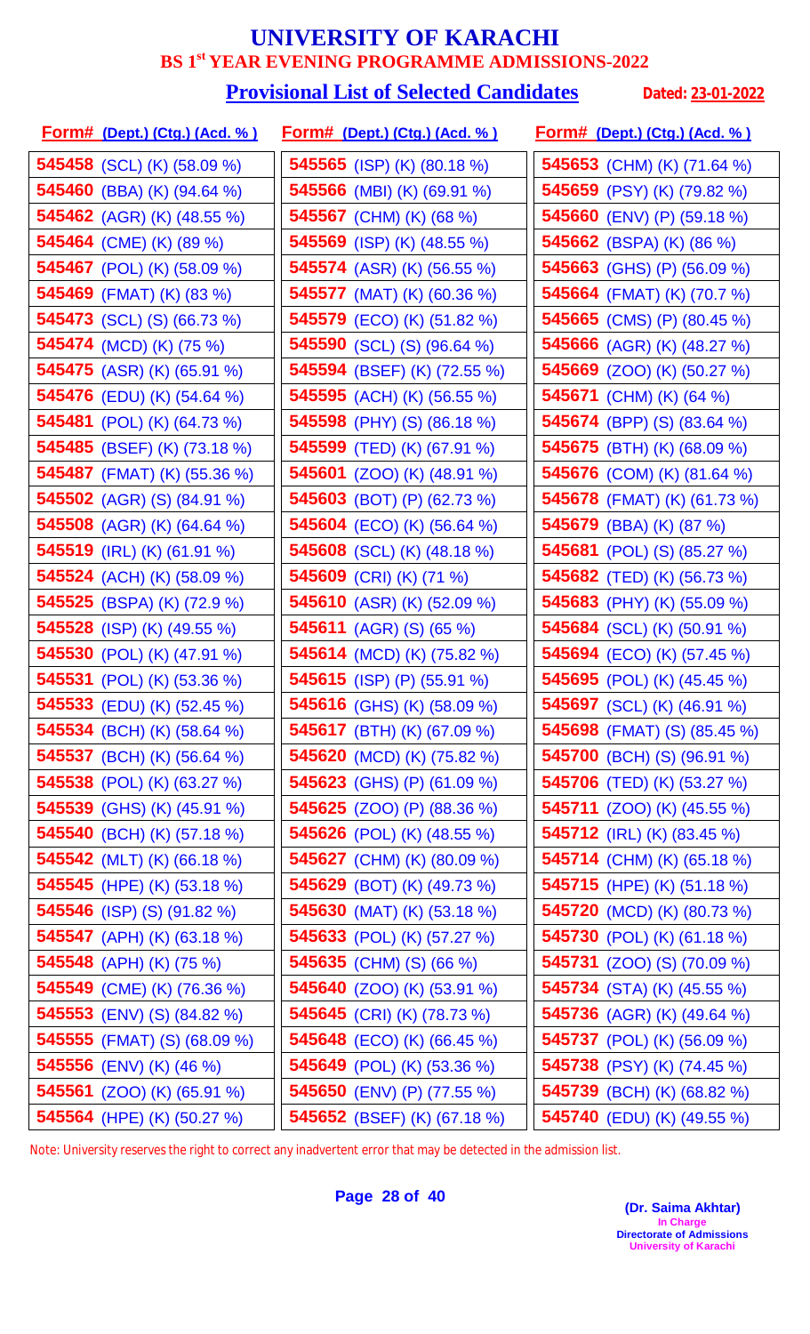# UNIVERSITY OF KARACHI

## BS 1st YEAR EVENING PROGRAMME ADMISSIONS-2022

### Provisional List of Selected Candidates

**Dated: 23-01-2022**

| Form# (Dept.) (Ctg.) (Acd. %) |
|---|
| **545458** (SCL) (K) (58.09 %) |
| **545460** (BBA) (K) (94.64 %) |
| **545462** (AGR) (K) (48.55 %) |
| **545464** (CME) (K) (89 %) |
| **545467** (POL) (K) (58.09 %) |
| **545469** (FMAT) (K) (83 %) |
| **545473** (SCL) (S) (66.73 %) |
| **545474** (MCD) (K) (75 %) |
| **545475** (ASR) (K) (65.91 %) |
| **545476** (EDU) (K) (54.64 %) |
| **545481** (POL) (K) (64.73 %) |
| **545485** (BSEF) (K) (73.18 %) |
| **545487** (FMAT) (K) (55.36 %) |
| **545502** (AGR) (S) (84.91 %) |
| **545508** (AGR) (K) (64.64 %) |
| **545519** (IRL) (K) (61.91 %) |
| **545524** (ACH) (K) (58.09 %) |
| **545525** (BSPA) (K) (72.9 %) |
| **545528** (ISP) (K) (49.55 %) |
| **545530** (POL) (K) (47.91 %) |
| **545531** (POL) (K) (53.36 %) |
| **545533** (EDU) (K) (52.45 %) |
| **545534** (BCH) (K) (58.64 %) |
| **545537** (BCH) (K) (56.64 %) |
| **545538** (POL) (K) (63.27 %) |
| **545539** (GHS) (K) (45.91 %) |
| **545540** (BCH) (K) (57.18 %) |
| **545542** (MLT) (K) (66.18 %) |
| **545545** (HPE) (K) (53.18 %) |
| **545546** (ISP) (S) (91.82 %) |
| **545547** (APH) (K) (63.18 %) |
| **545548** (APH) (K) (75 %) |
| **545549** (CME) (K) (76.36 %) |
| **545553** (ENV) (S) (84.82 %) |
| **545555** (FMAT) (S) (68.09 %) |
| **545556** (ENV) (K) (46 %) |
| **545561** (ZOO) (K) (65.91 %) |
| **545564** (HPE) (K) (50.27 %) |
| **545565** (ISP) (K) (80.18 %) |
| **545566** (MBI) (K) (69.91 %) |
| **545567** (CHM) (K) (68 %) |
| **545569** (ISP) (K) (48.55 %) |
| **545574** (ASR) (K) (56.55 %) |
| **545577** (MAT) (K) (60.36 %) |
| **545579** (ECO) (K) (51.82 %) |
| **545590** (SCL) (S) (96.64 %) |
| **545594** (BSEF) (K) (72.55 %) |
| **545595** (ACH) (K) (56.55 %) |
| **545598** (PHY) (S) (86.18 %) |
| **545599** (TED) (K) (67.91 %) |
| **545601** (ZOO) (K) (48.91 %) |
| **545603** (BOT) (P) (62.73 %) |
| **545604** (ECO) (K) (56.64 %) |
| **545608** (SCL) (K) (48.18 %) |
| **545609** (CRI) (K) (71 %) |
| **545610** (ASR) (K) (52.09 %) |
| **545611** (AGR) (S) (65 %) |
| **545614** (MCD) (K) (75.82 %) |
| **545615** (ISP) (P) (55.91 %) |
| **545616** (GHS) (K) (58.09 %) |
| **545617** (BTH) (K) (67.09 %) |
| **545620** (MCD) (K) (75.82 %) |
| **545623** (GHS) (P) (61.09 %) |
| **545625** (ZOO) (P) (88.36 %) |
| **545626** (POL) (K) (48.55 %) |
| **545627** (CHM) (K) (80.09 %) |
| **545629** (BOT) (K) (49.73 %) |
| **545630** (MAT) (K) (53.18 %) |
| **545633** (POL) (K) (57.27 %) |
| **545635** (CHM) (S) (66 %) |
| **545640** (ZOO) (K) (53.91 %) |
| **545645** (CRI) (K) (78.73 %) |
| **545648** (ECO) (K) (66.45 %) |
| **545649** (POL) (K) (53.36 %) |
| **545650** (ENV) (P) (77.55 %) |
| **545652** (BSEF) (K) (67.18 %) |
| **545653** (CHM) (K) (71.64 %) |
| **545659** (PSY) (K) (79.82 %) |
| **545660** (ENV) (P) (59.18 %) |
| **545662** (BSPA) (K) (86 %) |
| **545663** (GHS) (P) (56.09 %) |
| **545664** (FMAT) (K) (70.7 %) |
| **545665** (CMS) (P) (80.45 %) |
| **545666** (AGR) (K) (48.27 %) |
| **545669** (ZOO) (K) (50.27 %) |
| **545671** (CHM) (K) (64 %) |
| **545674** (BPP) (S) (83.64 %) |
| **545675** (BTH) (K) (68.09 %) |
| **545676** (COM) (K) (81.64 %) |
| **545678** (FMAT) (K) (61.73 %) |
| **545679** (BBA) (K) (87 %) |
| **545681** (POL) (S) (85.27 %) |
| **545682** (TED) (K) (56.73 %) |
| **545683** (PHY) (K) (55.09 %) |
| **545684** (SCL) (K) (50.91 %) |
| **545694** (ECO) (K) (57.45 %) |
| **545695** (POL) (K) (45.45 %) |
| **545697** (SCL) (K) (46.91 %) |
| **545698** (FMAT) (S) (85.45 %) |
| **545700** (BCH) (S) (96.91 %) |
| **545706** (TED) (K) (53.27 %) |
| **545711** (ZOO) (K) (45.55 %) |
| **545712** (IRL) (K) (83.45 %) |
| **545714** (CHM) (K) (65.18 %) |
| **545715** (HPE) (K) (51.18 %) |
| **545720** (MCD) (K) (80.73 %) |
| **545730** (POL) (K) (61.18 %) |
| **545731** (ZOO) (S) (70.09 %) |
| **545734** (STA) (K) (45.55 %) |
| **545736** (AGR) (K) (49.64 %) |
| **545737** (POL) (K) (56.09 %) |
| **545738** (PSY) (K) (74.45 %) |
| **545739** (BCH) (K) (68.82 %) |
| **545740** (EDU) (K) (49.55 %) |

Note: University reserves the right to correct any inadvertent error that may be detected in the admission list.

**(Dr. Saima Akhtar)**
In Charge
Directorate of Admissions
University of Karachi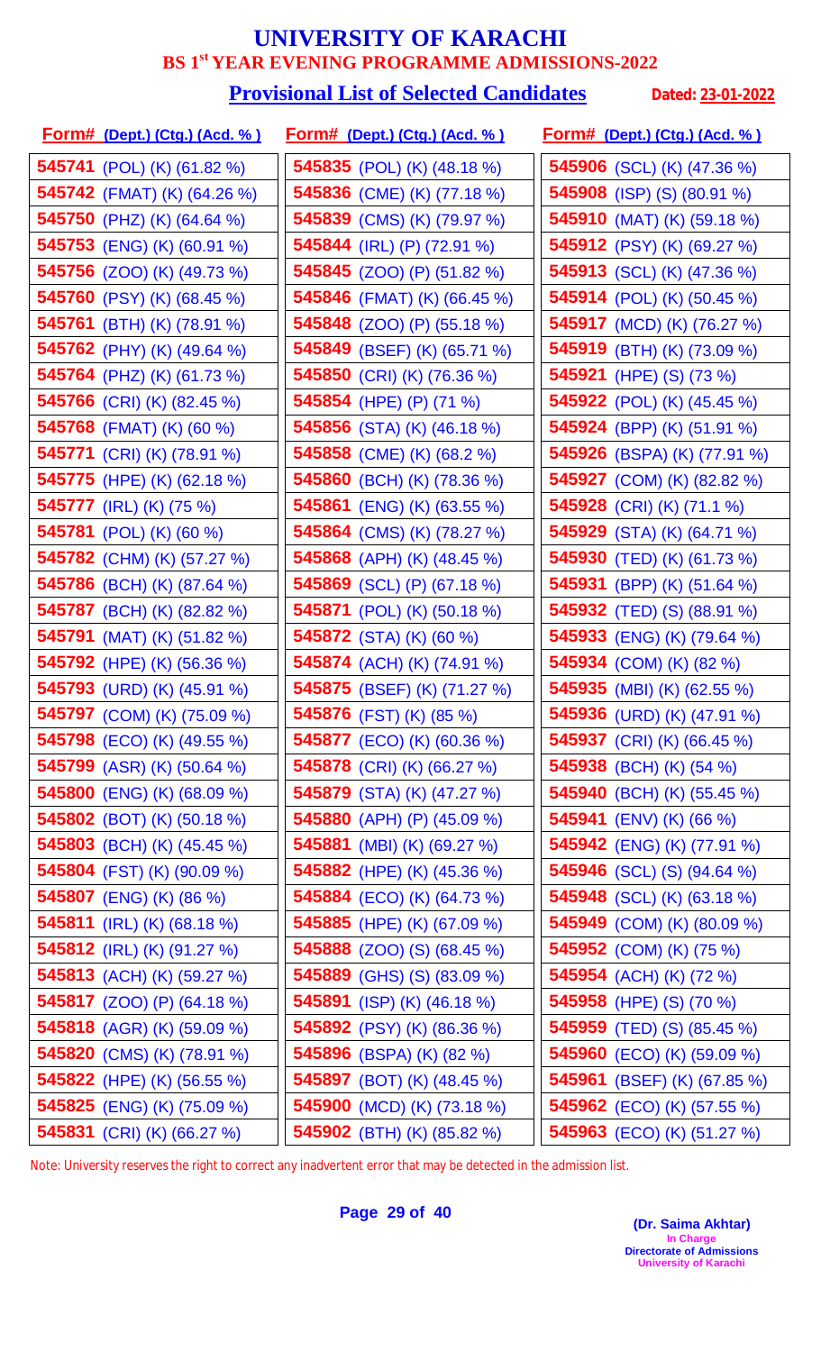# UNIVERSITY OF KARACHI

## BS 1st YEAR EVENING PROGRAMME ADMISSIONS-2022

### Provisional List of Selected Candidates

**Dated: 23-01-2022**

| Form# (Dept.) (Ctg.) (Acd. %) | Form# (Dept.) (Ctg.) (Acd. %) | Form# (Dept.) (Ctg.) (Acd. %) |
|---|---|---|
| **545741** (POL) (K) (61.82 %) | **545835** (POL) (K) (48.18 %) | **545906** (SCL) (K) (47.36 %) |
| **545742** (FMAT) (K) (64.26 %) | **545836** (CME) (K) (77.18 %) | **545908** (ISP) (S) (80.91 %) |
| **545750** (PHZ) (K) (64.64 %) | **545839** (CMS) (K) (79.97 %) | **545910** (MAT) (K) (59.18 %) |
| **545753** (ENG) (K) (60.91 %) | **545844** (IRL) (P) (72.91 %) | **545912** (PSY) (K) (69.27 %) |
| **545756** (ZOO) (K) (49.73 %) | **545845** (ZOO) (P) (51.82 %) | **545913** (SCL) (K) (47.36 %) |
| **545760** (PSY) (K) (68.45 %) | **545846** (FMAT) (K) (66.45 %) | **545914** (POL) (K) (50.45 %) |
| **545761** (BTH) (K) (78.91 %) | **545848** (ZOO) (P) (55.18 %) | **545917** (MCD) (K) (76.27 %) |
| **545762** (PHY) (K) (49.64 %) | **545849** (BSEF) (K) (65.71 %) | **545919** (BTH) (K) (73.09 %) |
| **545764** (PHZ) (K) (61.73 %) | **545850** (CRI) (K) (76.36 %) | **545921** (HPE) (S) (73 %) |
| **545766** (CRI) (K) (82.45 %) | **545854** (HPE) (P) (71 %) | **545922** (POL) (K) (45.45 %) |
| **545768** (FMAT) (K) (60 %) | **545856** (STA) (K) (46.18 %) | **545924** (BPP) (K) (51.91 %) |
| **545771** (CRI) (K) (78.91 %) | **545858** (CME) (K) (68.2 %) | **545926** (BSPA) (K) (77.91 %) |
| **545775** (HPE) (K) (62.18 %) | **545860** (BCH) (K) (78.36 %) | **545927** (COM) (K) (82.82 %) |
| **545777** (IRL) (K) (75 %) | **545861** (ENG) (K) (63.55 %) | **545928** (CRI) (K) (71.1 %) |
| **545781** (POL) (K) (60 %) | **545864** (CMS) (K) (78.27 %) | **545929** (STA) (K) (64.71 %) |
| **545782** (CHM) (K) (57.27 %) | **545868** (APH) (K) (48.45 %) | **545930** (TED) (K) (61.73 %) |
| **545786** (BCH) (K) (87.64 %) | **545869** (SCL) (P) (67.18 %) | **545931** (BPP) (K) (51.64 %) |
| **545787** (BCH) (K) (82.82 %) | **545871** (POL) (K) (50.18 %) | **545932** (TED) (S) (88.91 %) |
| **545791** (MAT) (K) (51.82 %) | **545872** (STA) (K) (60 %) | **545933** (ENG) (K) (79.64 %) |
| **545792** (HPE) (K) (56.36 %) | **545874** (ACH) (K) (74.91 %) | **545934** (COM) (K) (82 %) |
| **545793** (URD) (K) (45.91 %) | **545875** (BSEF) (K) (71.27 %) | **545935** (MBI) (K) (62.55 %) |
| **545797** (COM) (K) (75.09 %) | **545876** (FST) (K) (85 %) | **545936** (URD) (K) (47.91 %) |
| **545798** (ECO) (K) (49.55 %) | **545877** (ECO) (K) (60.36 %) | **545937** (CRI) (K) (66.45 %) |
| **545799** (ASR) (K) (50.64 %) | **545878** (CRI) (K) (66.27 %) | **545938** (BCH) (K) (54 %) |
| **545800** (ENG) (K) (68.09 %) | **545879** (STA) (K) (47.27 %) | **545940** (BCH) (K) (55.45 %) |
| **545802** (BOT) (K) (50.18 %) | **545880** (APH) (P) (45.09 %) | **545941** (ENV) (K) (66 %) |
| **545803** (BCH) (K) (45.45 %) | **545881** (MBI) (K) (69.27 %) | **545942** (ENG) (K) (77.91 %) |
| **545804** (FST) (K) (90.09 %) | **545882** (HPE) (K) (45.36 %) | **545946** (SCL) (S) (94.64 %) |
| **545807** (ENG) (K) (86 %) | **545884** (ECO) (K) (64.73 %) | **545948** (SCL) (K) (63.18 %) |
| **545811** (IRL) (K) (68.18 %) | **545885** (HPE) (K) (67.09 %) | **545949** (COM) (K) (80.09 %) |
| **545812** (IRL) (K) (91.27 %) | **545888** (ZOO) (S) (68.45 %) | **545952** (COM) (K) (75 %) |
| **545813** (ACH) (K) (59.27 %) | **545889** (GHS) (S) (83.09 %) | **545954** (ACH) (K) (72 %) |
| **545817** (ZOO) (P) (64.18 %) | **545891** (ISP) (K) (46.18 %) | **545958** (HPE) (S) (70 %) |
| **545818** (AGR) (K) (59.09 %) | **545892** (PSY) (K) (86.36 %) | **545959** (TED) (S) (85.45 %) |
| **545820** (CMS) (K) (78.91 %) | **545896** (BSPA) (K) (82 %) | **545960** (ECO) (K) (59.09 %) |
| **545822** (HPE) (K) (56.55 %) | **545897** (BOT) (K) (48.45 %) | **545961** (BSEF) (K) (67.85 %) |
| **545825** (ENG) (K) (75.09 %) | **545900** (MCD) (K) (73.18 %) | **545962** (ECO) (K) (57.55 %) |
| **545831** (CRI) (K) (66.27 %) | **545902** (BTH) (K) (85.82 %) | **545963** (ECO) (K) (51.27 %) |

Note: University reserves the right to correct any inadvertent error that may be detected in the admission list.

**(Dr. Saima Akhtar)**
In Charge
Directorate of Admissions
University of Karachi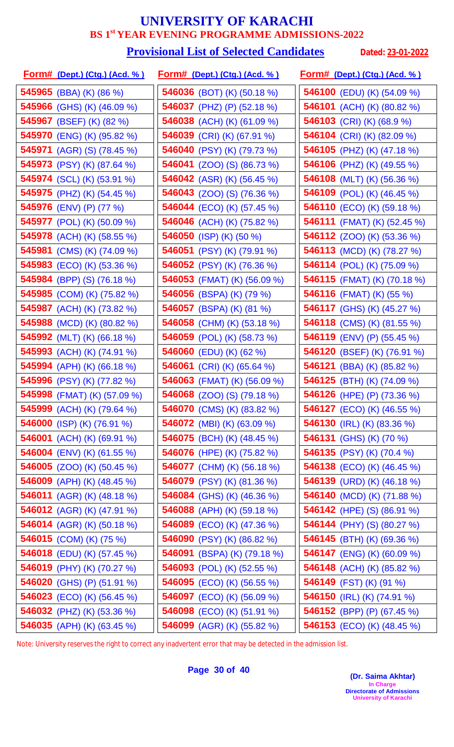# UNIVERSITY OF KARACHI

## BS 1st YEAR EVENING PROGRAMME ADMISSIONS-2022

### Provisional List of Selected Candidates

**Dated: 23-01-2022**

| Form# (Dept.) (Ctg.) (Acd. %) | Form# (Dept.) (Ctg.) (Acd. %) | Form# (Dept.) (Ctg.) (Acd. %) |
|---|---|---|
| 545965 (BBA) (K) (86 %) | 546036 (BOT) (K) (50.18 %) | 546100 (EDU) (K) (54.09 %) |
| 545966 (GHS) (K) (46.09 %) | 546037 (PHZ) (P) (52.18 %) | 546101 (ACH) (K) (80.82 %) |
| 545967 (BSEF) (K) (82 %) | 546038 (ACH) (K) (61.09 %) | 546103 (CRI) (K) (68.9 %) |
| 545970 (ENG) (K) (95.82 %) | 546039 (CRI) (K) (67.91 %) | 546104 (CRI) (K) (82.09 %) |
| 545971 (AGR) (S) (78.45 %) | 546040 (PSY) (K) (79.73 %) | 546105 (PHZ) (K) (47.18 %) |
| 545973 (PSY) (K) (87.64 %) | 546041 (ZOO) (S) (86.73 %) | 546106 (PHZ) (K) (49.55 %) |
| 545974 (SCL) (K) (53.91 %) | 546042 (ASR) (K) (56.45 %) | 546108 (MLT) (K) (56.36 %) |
| 545975 (PHZ) (K) (54.45 %) | 546043 (ZOO) (S) (76.36 %) | 546109 (POL) (K) (46.45 %) |
| 545976 (ENV) (P) (77 %) | 546044 (ECO) (K) (57.45 %) | 546110 (ECO) (K) (59.18 %) |
| 545977 (POL) (K) (50.09 %) | 546046 (ACH) (K) (75.82 %) | 546111 (FMAT) (K) (52.45 %) |
| 545978 (ACH) (K) (58.55 %) | 546050 (ISP) (K) (50 %) | 546112 (ZOO) (K) (53.36 %) |
| 545981 (CMS) (K) (74.09 %) | 546051 (PSY) (K) (79.91 %) | 546113 (MCD) (K) (78.27 %) |
| 545983 (ECO) (K) (53.36 %) | 546052 (PSY) (K) (76.36 %) | 546114 (POL) (K) (75.09 %) |
| 545984 (BPP) (S) (76.18 %) | 546053 (FMAT) (K) (56.09 %) | 546115 (FMAT) (K) (70.18 %) |
| 545985 (COM) (K) (75.82 %) | 546056 (BSPA) (K) (79 %) | 546116 (FMAT) (K) (55 %) |
| 545987 (ACH) (K) (73.82 %) | 546057 (BSPA) (K) (81 %) | 546117 (GHS) (K) (45.27 %) |
| 545988 (MCD) (K) (80.82 %) | 546058 (CHM) (K) (53.18 %) | 546118 (CMS) (K) (81.55 %) |
| 545992 (MLT) (K) (66.18 %) | 546059 (POL) (K) (58.73 %) | 546119 (ENV) (P) (55.45 %) |
| 545993 (ACH) (K) (74.91 %) | 546060 (EDU) (K) (62 %) | 546120 (BSEF) (K) (76.91 %) |
| 545994 (APH) (K) (66.18 %) | 546061 (CRI) (K) (65.64 %) | 546121 (BBA) (K) (85.82 %) |
| 545996 (PSY) (K) (77.82 %) | 546063 (FMAT) (K) (56.09 %) | 546125 (BTH) (K) (74.09 %) |
| 545998 (FMAT) (K) (57.09 %) | 546068 (ZOO) (S) (79.18 %) | 546126 (HPE) (P) (73.36 %) |
| 545999 (ACH) (K) (79.64 %) | 546070 (CMS) (K) (83.82 %) | 546127 (ECO) (K) (46.55 %) |
| 546000 (ISP) (K) (76.91 %) | 546072 (MBI) (K) (63.09 %) | 546130 (IRL) (K) (83.36 %) |
| 546001 (ACH) (K) (69.91 %) | 546075 (BCH) (K) (48.45 %) | 546131 (GHS) (K) (70 %) |
| 546004 (ENV) (K) (61.55 %) | 546076 (HPE) (K) (75.82 %) | 546135 (PSY) (K) (70.4 %) |
| 546005 (ZOO) (K) (50.45 %) | 546077 (CHM) (K) (56.18 %) | 546138 (ECO) (K) (46.45 %) |
| 546009 (APH) (K) (48.45 %) | 546079 (PSY) (K) (81.36 %) | 546139 (URD) (K) (46.18 %) |
| 546011 (AGR) (K) (48.18 %) | 546084 (GHS) (K) (46.36 %) | 546140 (MCD) (K) (71.88 %) |
| 546012 (AGR) (K) (47.91 %) | 546088 (APH) (K) (59.18 %) | 546142 (HPE) (S) (86.91 %) |
| 546014 (AGR) (K) (50.18 %) | 546089 (ECO) (K) (47.36 %) | 546144 (PHY) (S) (80.27 %) |
| 546015 (COM) (K) (75 %) | 546090 (PSY) (K) (86.82 %) | 546145 (BTH) (K) (69.36 %) |
| 546018 (EDU) (K) (57.45 %) | 546091 (BSPA) (K) (79.18 %) | 546147 (ENG) (K) (60.09 %) |
| 546019 (PHY) (K) (70.27 %) | 546093 (POL) (K) (52.55 %) | 546148 (ACH) (K) (85.82 %) |
| 546020 (GHS) (P) (51.91 %) | 546095 (ECO) (K) (56.55 %) | 546149 (FST) (K) (91 %) |
| 546023 (ECO) (K) (56.45 %) | 546097 (ECO) (K) (56.09 %) | 546150 (IRL) (K) (74.91 %) |
| 546032 (PHZ) (K) (53.36 %) | 546098 (ECO) (K) (51.91 %) | 546152 (BPP) (P) (67.45 %) |
| 546035 (APH) (K) (63.45 %) | 546099 (AGR) (K) (55.82 %) | 546153 (ECO) (K) (48.45 %) |

Note: University reserves the right to correct any inadvertent error that may be detected in the admission list.

**(Dr. Saima Akhtar)**
In Charge
Directorate of Admissions
University of Karachi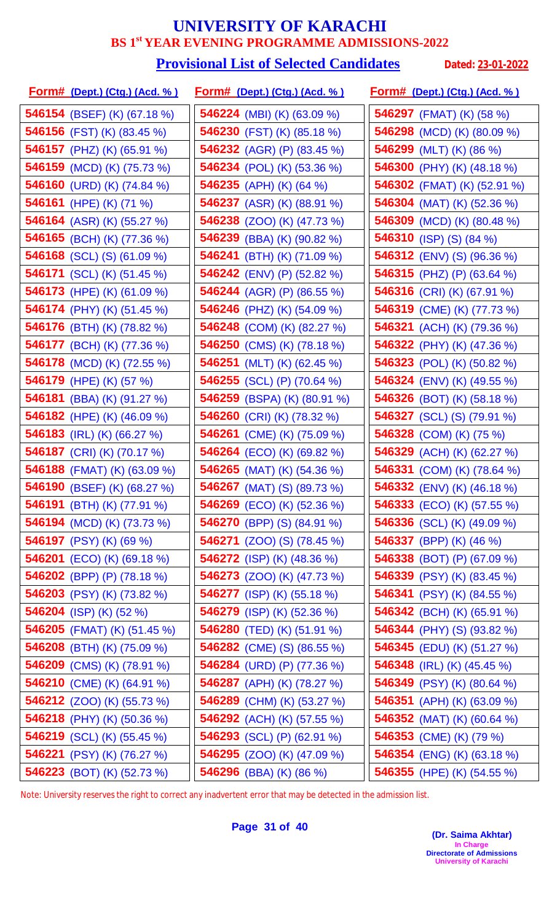# UNIVERSITY OF KARACHI

## BS 1st YEAR EVENING PROGRAMME ADMISSIONS-2022

### Provisional List of Selected Candidates

**Dated: 23-01-2022**

| Form# (Dept.) (Ctg.) (Acd. %) |
|---|
| **546154** (BSEF) (K) (67.18 %) |
| **546156** (FST) (K) (83.45 %) |
| **546157** (PHZ) (K) (65.91 %) |
| **546159** (MCD) (K) (75.73 %) |
| **546160** (URD) (K) (74.84 %) |
| **546161** (HPE) (K) (71 %) |
| **546164** (ASR) (K) (55.27 %) |
| **546165** (BCH) (K) (77.36 %) |
| **546168** (SCL) (S) (61.09 %) |
| **546171** (SCL) (K) (51.45 %) |
| **546173** (HPE) (K) (61.09 %) |
| **546174** (PHY) (K) (51.45 %) |
| **546176** (BTH) (K) (78.82 %) |
| **546177** (BCH) (K) (77.36 %) |
| **546178** (MCD) (K) (72.55 %) |
| **546179** (HPE) (K) (57 %) |
| **546181** (BBA) (K) (91.27 %) |
| **546182** (HPE) (K) (46.09 %) |
| **546183** (IRL) (K) (66.27 %) |
| **546187** (CRI) (K) (70.17 %) |
| **546188** (FMAT) (K) (63.09 %) |
| **546190** (BSEF) (K) (68.27 %) |
| **546191** (BTH) (K) (77.91 %) |
| **546194** (MCD) (K) (73.73 %) |
| **546197** (PSY) (K) (69 %) |
| **546201** (ECO) (K) (69.18 %) |
| **546202** (BPP) (P) (78.18 %) |
| **546203** (PSY) (K) (73.82 %) |
| **546204** (ISP) (K) (52 %) |
| **546205** (FMAT) (K) (51.45 %) |
| **546208** (BTH) (K) (75.09 %) |
| **546209** (CMS) (K) (78.91 %) |
| **546210** (CME) (K) (64.91 %) |
| **546212** (ZOO) (K) (55.73 %) |
| **546218** (PHY) (K) (50.36 %) |
| **546219** (SCL) (K) (55.45 %) |
| **546221** (PSY) (K) (76.27 %) |
| **546223** (BOT) (K) (52.73 %) |
| **546224** (MBI) (K) (63.09 %) |
| **546230** (FST) (K) (85.18 %) |
| **546232** (AGR) (P) (83.45 %) |
| **546234** (POL) (K) (53.36 %) |
| **546235** (APH) (K) (64 %) |
| **546237** (ASR) (K) (88.91 %) |
| **546238** (ZOO) (K) (47.73 %) |
| **546239** (BBA) (K) (90.82 %) |
| **546241** (BTH) (K) (71.09 %) |
| **546242** (ENV) (P) (52.82 %) |
| **546244** (AGR) (P) (86.55 %) |
| **546246** (PHZ) (K) (54.09 %) |
| **546248** (COM) (K) (82.27 %) |
| **546250** (CMS) (K) (78.18 %) |
| **546251** (MLT) (K) (62.45 %) |
| **546255** (SCL) (P) (70.64 %) |
| **546259** (BSPA) (K) (80.91 %) |
| **546260** (CRI) (K) (78.32 %) |
| **546261** (CME) (K) (75.09 %) |
| **546264** (ECO) (K) (69.82 %) |
| **546265** (MAT) (K) (54.36 %) |
| **546267** (MAT) (S) (89.73 %) |
| **546269** (ECO) (K) (52.36 %) |
| **546270** (BPP) (S) (84.91 %) |
| **546271** (ZOO) (S) (78.45 %) |
| **546272** (ISP) (K) (48.36 %) |
| **546273** (ZOO) (K) (47.73 %) |
| **546277** (ISP) (K) (55.18 %) |
| **546279** (ISP) (K) (52.36 %) |
| **546280** (TED) (K) (51.91 %) |
| **546282** (CME) (S) (86.55 %) |
| **546284** (URD) (P) (77.36 %) |
| **546287** (APH) (K) (78.27 %) |
| **546289** (CHM) (K) (53.27 %) |
| **546292** (ACH) (K) (57.55 %) |
| **546293** (SCL) (P) (62.91 %) |
| **546295** (ZOO) (K) (47.09 %) |
| **546296** (BBA) (K) (86 %) |
| **546297** (FMAT) (K) (58 %) |
| **546298** (MCD) (K) (80.09 %) |
| **546299** (MLT) (K) (86 %) |
| **546300** (PHY) (K) (48.18 %) |
| **546302** (FMAT) (K) (52.91 %) |
| **546304** (MAT) (K) (52.36 %) |
| **546309** (MCD) (K) (80.48 %) |
| **546310** (ISP) (S) (84 %) |
| **546312** (ENV) (S) (96.36 %) |
| **546315** (PHZ) (P) (63.64 %) |
| **546316** (CRI) (K) (67.91 %) |
| **546319** (CME) (K) (77.73 %) |
| **546321** (ACH) (K) (79.36 %) |
| **546322** (PHY) (K) (47.36 %) |
| **546323** (POL) (K) (50.82 %) |
| **546324** (ENV) (K) (49.55 %) |
| **546326** (BOT) (K) (58.18 %) |
| **546327** (SCL) (S) (79.91 %) |
| **546328** (COM) (K) (75 %) |
| **546329** (ACH) (K) (62.27 %) |
| **546331** (COM) (K) (78.64 %) |
| **546332** (ENV) (K) (46.18 %) |
| **546333** (ECO) (K) (57.55 %) |
| **546336** (SCL) (K) (49.09 %) |
| **546337** (BPP) (K) (46 %) |
| **546338** (BOT) (P) (67.09 %) |
| **546339** (PSY) (K) (83.45 %) |
| **546341** (PSY) (K) (84.55 %) |
| **546342** (BCH) (K) (65.91 %) |
| **546344** (PHY) (S) (93.82 %) |
| **546345** (EDU) (K) (51.27 %) |
| **546348** (IRL) (K) (45.45 %) |
| **546349** (PSY) (K) (80.64 %) |
| **546351** (APH) (K) (63.09 %) |
| **546352** (MAT) (K) (60.64 %) |
| **546353** (CME) (K) (79 %) |
| **546354** (ENG) (K) (63.18 %) |
| **546355** (HPE) (K) (54.55 %) |

Note: University reserves the right to correct any inadvertent error that may be detected in the admission list.

**(Dr. Saima Akhtar)**
In Charge
Directorate of Admissions
University of Karachi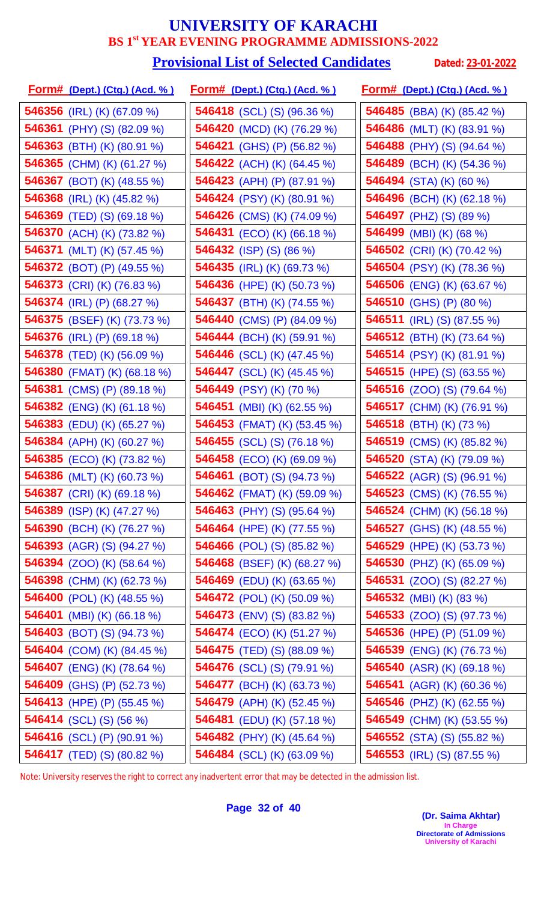# UNIVERSITY OF KARACHI

## BS 1st YEAR EVENING PROGRAMME ADMISSIONS-2022

### Provisional List of Selected Candidates

**Dated: 23-01-2022**

| Form# (Dept.) (Ctg.) (Acd. %) | Form# (Dept.) (Ctg.) (Acd. %) | Form# (Dept.) (Ctg.) (Acd. %) |
|---|---|---|
| 546356 (IRL) (K) (67.09 %) | 546418 (SCL) (S) (96.36 %) | 546485 (BBA) (K) (85.42 %) |
| 546361 (PHY) (S) (82.09 %) | 546420 (MCD) (K) (76.29 %) | 546486 (MLT) (K) (83.91 %) |
| 546363 (BTH) (K) (80.91 %) | 546421 (GHS) (P) (56.82 %) | 546488 (PHY) (S) (94.64 %) |
| 546365 (CHM) (K) (61.27 %) | 546422 (ACH) (K) (64.45 %) | 546489 (BCH) (K) (54.36 %) |
| 546367 (BOT) (K) (48.55 %) | 546423 (APH) (P) (87.91 %) | 546494 (STA) (K) (60 %) |
| 546368 (IRL) (K) (45.82 %) | 546424 (PSY) (K) (80.91 %) | 546496 (BCH) (K) (62.18 %) |
| 546369 (TED) (S) (69.18 %) | 546426 (CMS) (K) (74.09 %) | 546497 (PHZ) (S) (89 %) |
| 546370 (ACH) (K) (73.82 %) | 546431 (ECO) (K) (66.18 %) | 546499 (MBI) (K) (68 %) |
| 546371 (MLT) (K) (57.45 %) | 546432 (ISP) (S) (86 %) | 546502 (CRI) (K) (70.42 %) |
| 546372 (BOT) (P) (49.55 %) | 546435 (IRL) (K) (69.73 %) | 546504 (PSY) (K) (78.36 %) |
| 546373 (CRI) (K) (76.83 %) | 546436 (HPE) (K) (50.73 %) | 546506 (ENG) (K) (63.67 %) |
| 546374 (IRL) (P) (68.27 %) | 546437 (BTH) (K) (74.55 %) | 546510 (GHS) (P) (80 %) |
| 546375 (BSEF) (K) (73.73 %) | 546440 (CMS) (P) (84.09 %) | 546511 (IRL) (S) (87.55 %) |
| 546376 (IRL) (P) (69.18 %) | 546444 (BCH) (K) (59.91 %) | 546512 (BTH) (K) (73.64 %) |
| 546378 (TED) (K) (56.09 %) | 546446 (SCL) (K) (47.45 %) | 546514 (PSY) (K) (81.91 %) |
| 546380 (FMAT) (K) (68.18 %) | 546447 (SCL) (K) (45.45 %) | 546515 (HPE) (S) (63.55 %) |
| 546381 (CMS) (P) (89.18 %) | 546449 (PSY) (K) (70 %) | 546516 (ZOO) (S) (79.64 %) |
| 546382 (ENG) (K) (61.18 %) | 546451 (MBI) (K) (62.55 %) | 546517 (CHM) (K) (76.91 %) |
| 546383 (EDU) (K) (65.27 %) | 546453 (FMAT) (K) (53.45 %) | 546518 (BTH) (K) (73 %) |
| 546384 (APH) (K) (60.27 %) | 546455 (SCL) (S) (76.18 %) | 546519 (CMS) (K) (85.82 %) |
| 546385 (ECO) (K) (73.82 %) | 546458 (ECO) (K) (69.09 %) | 546520 (STA) (K) (79.09 %) |
| 546386 (MLT) (K) (60.73 %) | 546461 (BOT) (S) (94.73 %) | 546522 (AGR) (S) (96.91 %) |
| 546387 (CRI) (K) (69.18 %) | 546462 (FMAT) (K) (59.09 %) | 546523 (CMS) (K) (76.55 %) |
| 546389 (ISP) (K) (47.27 %) | 546463 (PHY) (S) (95.64 %) | 546524 (CHM) (K) (56.18 %) |
| 546390 (BCH) (K) (76.27 %) | 546464 (HPE) (K) (77.55 %) | 546527 (GHS) (K) (48.55 %) |
| 546393 (AGR) (S) (94.27 %) | 546466 (POL) (S) (85.82 %) | 546529 (HPE) (K) (53.73 %) |
| 546394 (ZOO) (K) (58.64 %) | 546468 (BSEF) (K) (68.27 %) | 546530 (PHZ) (K) (65.09 %) |
| 546398 (CHM) (K) (62.73 %) | 546469 (EDU) (K) (63.65 %) | 546531 (ZOO) (S) (82.27 %) |
| 546400 (POL) (K) (48.55 %) | 546472 (POL) (K) (50.09 %) | 546532 (MBI) (K) (83 %) |
| 546401 (MBI) (K) (66.18 %) | 546473 (ENV) (S) (83.82 %) | 546533 (ZOO) (S) (97.73 %) |
| 546403 (BOT) (S) (94.73 %) | 546474 (ECO) (K) (51.27 %) | 546536 (HPE) (P) (51.09 %) |
| 546404 (COM) (K) (84.45 %) | 546475 (TED) (S) (88.09 %) | 546539 (ENG) (K) (76.73 %) |
| 546407 (ENG) (K) (78.64 %) | 546476 (SCL) (S) (79.91 %) | 546540 (ASR) (K) (69.18 %) |
| 546409 (GHS) (P) (52.73 %) | 546477 (BCH) (K) (63.73 %) | 546541 (AGR) (K) (60.36 %) |
| 546413 (HPE) (P) (55.45 %) | 546479 (APH) (K) (52.45 %) | 546546 (PHZ) (K) (62.55 %) |
| 546414 (SCL) (S) (56 %) | 546481 (EDU) (K) (57.18 %) | 546549 (CHM) (K) (53.55 %) |
| 546416 (SCL) (P) (90.91 %) | 546482 (PHY) (K) (45.64 %) | 546552 (STA) (S) (55.82 %) |
| 546417 (TED) (S) (80.82 %) | 546484 (SCL) (K) (63.09 %) | 546553 (IRL) (S) (87.55 %) |

Note: University reserves the right to correct any inadvertent error that may be detected in the admission list.

**(Dr. Saima Akhtar)**
In Charge
Directorate of Admissions
University of Karachi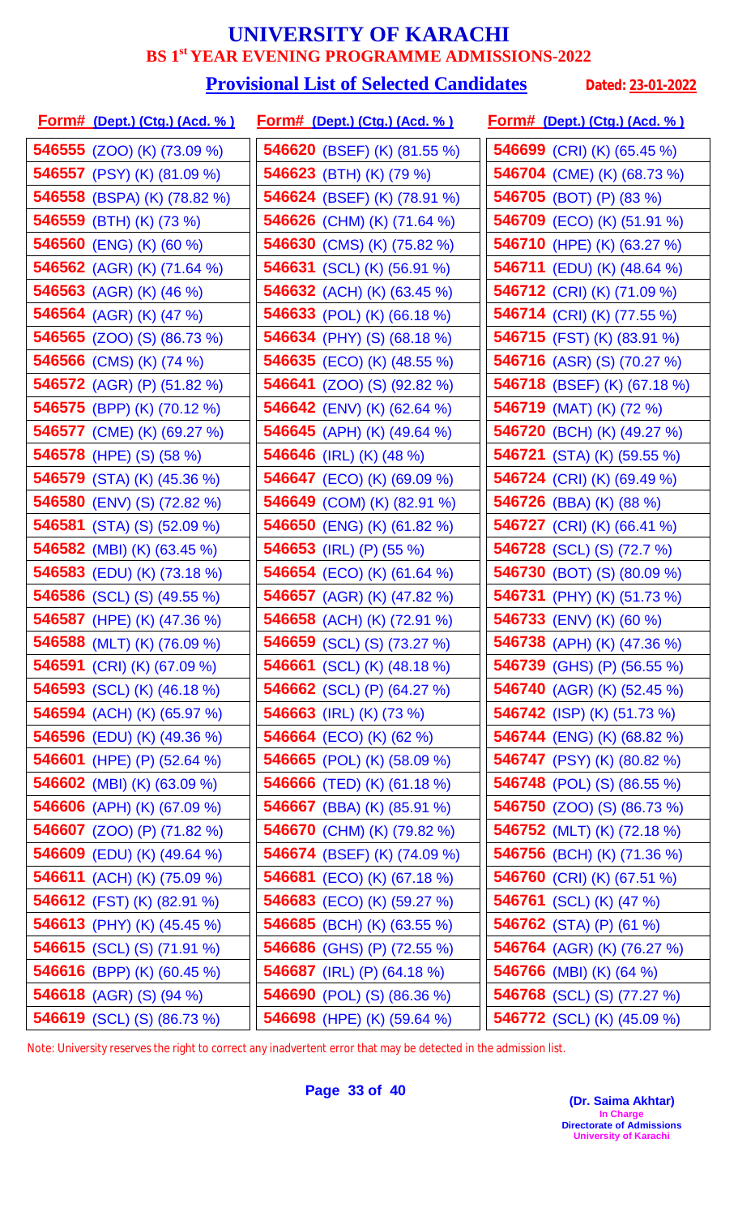# UNIVERSITY OF KARACHI

## BS 1st YEAR EVENING PROGRAMME ADMISSIONS-2022

### Provisional List of Selected Candidates

**Dated: 23-01-2022**

| Form# (Dept.) (Ctg.) (Acd. %) | Form# (Dept.) (Ctg.) (Acd. %) | Form# (Dept.) (Ctg.) (Acd. %) |
|---|---|---|
| 546555 (ZOO) (K) (73.09 %) | 546620 (BSEF) (K) (81.55 %) | 546699 (CRI) (K) (65.45 %) |
| 546557 (PSY) (K) (81.09 %) | 546623 (BTH) (K) (79 %) | 546704 (CME) (K) (68.73 %) |
| 546558 (BSPA) (K) (78.82 %) | 546624 (BSEF) (K) (78.91 %) | 546705 (BOT) (P) (83 %) |
| 546559 (BTH) (K) (73 %) | 546626 (CHM) (K) (71.64 %) | 546709 (ECO) (K) (51.91 %) |
| 546560 (ENG) (K) (60 %) | 546630 (CMS) (K) (75.82 %) | 546710 (HPE) (K) (63.27 %) |
| 546562 (AGR) (K) (71.64 %) | 546631 (SCL) (K) (56.91 %) | 546711 (EDU) (K) (48.64 %) |
| 546563 (AGR) (K) (46 %) | 546632 (ACH) (K) (63.45 %) | 546712 (CRI) (K) (71.09 %) |
| 546564 (AGR) (K) (47 %) | 546633 (POL) (K) (66.18 %) | 546714 (CRI) (K) (77.55 %) |
| 546565 (ZOO) (S) (86.73 %) | 546634 (PHY) (S) (68.18 %) | 546715 (FST) (K) (83.91 %) |
| 546566 (CMS) (K) (74 %) | 546635 (ECO) (K) (48.55 %) | 546716 (ASR) (S) (70.27 %) |
| 546572 (AGR) (P) (51.82 %) | 546641 (ZOO) (S) (92.82 %) | 546718 (BSEF) (K) (67.18 %) |
| 546575 (BPP) (K) (70.12 %) | 546642 (ENV) (K) (62.64 %) | 546719 (MAT) (K) (72 %) |
| 546577 (CME) (K) (69.27 %) | 546645 (APH) (K) (49.64 %) | 546720 (BCH) (K) (49.27 %) |
| 546578 (HPE) (S) (58 %) | 546646 (IRL) (K) (48 %) | 546721 (STA) (K) (59.55 %) |
| 546579 (STA) (K) (45.36 %) | 546647 (ECO) (K) (69.09 %) | 546724 (CRI) (K) (69.49 %) |
| 546580 (ENV) (S) (72.82 %) | 546649 (COM) (K) (82.91 %) | 546726 (BBA) (K) (88 %) |
| 546581 (STA) (S) (52.09 %) | 546650 (ENG) (K) (61.82 %) | 546727 (CRI) (K) (66.41 %) |
| 546582 (MBI) (K) (63.45 %) | 546653 (IRL) (P) (55 %) | 546728 (SCL) (S) (72.7 %) |
| 546583 (EDU) (K) (73.18 %) | 546654 (ECO) (K) (61.64 %) | 546730 (BOT) (S) (80.09 %) |
| 546586 (SCL) (S) (49.55 %) | 546657 (AGR) (K) (47.82 %) | 546731 (PHY) (K) (51.73 %) |
| 546587 (HPE) (K) (47.36 %) | 546658 (ACH) (K) (72.91 %) | 546733 (ENV) (K) (60 %) |
| 546588 (MLT) (K) (76.09 %) | 546659 (SCL) (S) (73.27 %) | 546738 (APH) (K) (47.36 %) |
| 546591 (CRI) (K) (67.09 %) | 546661 (SCL) (K) (48.18 %) | 546739 (GHS) (P) (56.55 %) |
| 546593 (SCL) (K) (46.18 %) | 546662 (SCL) (P) (64.27 %) | 546740 (AGR) (K) (52.45 %) |
| 546594 (ACH) (K) (65.97 %) | 546663 (IRL) (K) (73 %) | 546742 (ISP) (K) (51.73 %) |
| 546596 (EDU) (K) (49.36 %) | 546664 (ECO) (K) (62 %) | 546744 (ENG) (K) (68.82 %) |
| 546601 (HPE) (P) (52.64 %) | 546665 (POL) (K) (58.09 %) | 546747 (PSY) (K) (80.82 %) |
| 546602 (MBI) (K) (63.09 %) | 546666 (TED) (K) (61.18 %) | 546748 (POL) (S) (86.55 %) |
| 546606 (APH) (K) (67.09 %) | 546667 (BBA) (K) (85.91 %) | 546750 (ZOO) (S) (86.73 %) |
| 546607 (ZOO) (P) (71.82 %) | 546670 (CHM) (K) (79.82 %) | 546752 (MLT) (K) (72.18 %) |
| 546609 (EDU) (K) (49.64 %) | 546674 (BSEF) (K) (74.09 %) | 546756 (BCH) (K) (71.36 %) |
| 546611 (ACH) (K) (75.09 %) | 546681 (ECO) (K) (67.18 %) | 546760 (CRI) (K) (67.51 %) |
| 546612 (FST) (K) (82.91 %) | 546683 (ECO) (K) (59.27 %) | 546761 (SCL) (K) (47 %) |
| 546613 (PHY) (K) (45.45 %) | 546685 (BCH) (K) (63.55 %) | 546762 (STA) (P) (61 %) |
| 546615 (SCL) (S) (71.91 %) | 546686 (GHS) (P) (72.55 %) | 546764 (AGR) (K) (76.27 %) |
| 546616 (BPP) (K) (60.45 %) | 546687 (IRL) (P) (64.18 %) | 546766 (MBI) (K) (64 %) |
| 546618 (AGR) (S) (94 %) | 546690 (POL) (S) (86.36 %) | 546768 (SCL) (S) (77.27 %) |
| 546619 (SCL) (S) (86.73 %) | 546698 (HPE) (K) (59.64 %) | 546772 (SCL) (K) (45.09 %) |

Note: University reserves the right to correct any inadvertent error that may be detected in the admission list.

**(Dr. Saima Akhtar)**
In Charge
Directorate of Admissions
University of Karachi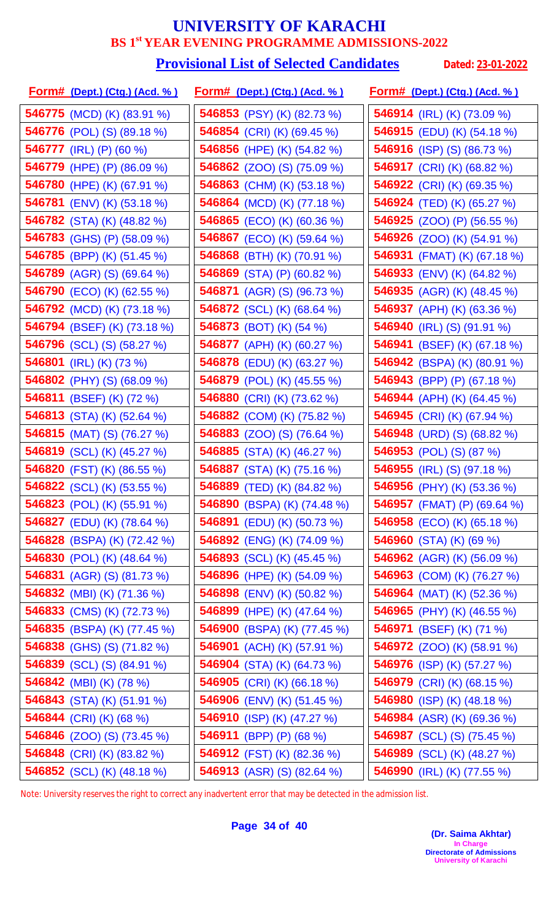# UNIVERSITY OF KARACHI

## BS 1st YEAR EVENING PROGRAMME ADMISSIONS-2022

### Provisional List of Selected Candidates

**Dated: 23-01-2022**

| Form# (Dept.) (Ctg.) (Acd. %) | Form# (Dept.) (Ctg.) (Acd. %) | Form# (Dept.) (Ctg.) (Acd. %) |
|---|---|---|
| **546775** (MCD) (K) (83.91 %) | **546853** (PSY) (K) (82.73 %) | **546914** (IRL) (K) (73.09 %) |
| **546776** (POL) (S) (89.18 %) | **546854** (CRI) (K) (69.45 %) | **546915** (EDU) (K) (54.18 %) |
| **546777** (IRL) (P) (60 %) | **546856** (HPE) (K) (54.82 %) | **546916** (ISP) (S) (86.73 %) |
| **546779** (HPE) (P) (86.09 %) | **546862** (ZOO) (S) (75.09 %) | **546917** (CRI) (K) (68.82 %) |
| **546780** (HPE) (K) (67.91 %) | **546863** (CHM) (K) (53.18 %) | **546922** (CRI) (K) (69.35 %) |
| **546781** (ENV) (K) (53.18 %) | **546864** (MCD) (K) (77.18 %) | **546924** (TED) (K) (65.27 %) |
| **546782** (STA) (K) (48.82 %) | **546865** (ECO) (K) (60.36 %) | **546925** (ZOO) (P) (56.55 %) |
| **546783** (GHS) (P) (58.09 %) | **546867** (ECO) (K) (59.64 %) | **546926** (ZOO) (K) (54.91 %) |
| **546785** (BPP) (K) (51.45 %) | **546868** (BTH) (K) (70.91 %) | **546931** (FMAT) (K) (67.18 %) |
| **546789** (AGR) (S) (69.64 %) | **546869** (STA) (P) (60.82 %) | **546933** (ENV) (K) (64.82 %) |
| **546790** (ECO) (K) (62.55 %) | **546871** (AGR) (S) (96.73 %) | **546935** (AGR) (K) (48.45 %) |
| **546792** (MCD) (K) (73.18 %) | **546872** (SCL) (K) (68.64 %) | **546937** (APH) (K) (63.36 %) |
| **546794** (BSEF) (K) (73.18 %) | **546873** (BOT) (K) (54 %) | **546940** (IRL) (S) (91.91 %) |
| **546796** (SCL) (S) (58.27 %) | **546877** (APH) (K) (60.27 %) | **546941** (BSEF) (K) (67.18 %) |
| **546801** (IRL) (K) (73 %) | **546878** (EDU) (K) (63.27 %) | **546942** (BSPA) (K) (80.91 %) |
| **546802** (PHY) (S) (68.09 %) | **546879** (POL) (K) (45.55 %) | **546943** (BPP) (P) (67.18 %) |
| **546811** (BSEF) (K) (72 %) | **546880** (CRI) (K) (73.62 %) | **546944** (APH) (K) (64.45 %) |
| **546813** (STA) (K) (52.64 %) | **546882** (COM) (K) (75.82 %) | **546945** (CRI) (K) (67.94 %) |
| **546815** (MAT) (S) (76.27 %) | **546883** (ZOO) (S) (76.64 %) | **546948** (URD) (S) (68.82 %) |
| **546819** (SCL) (K) (45.27 %) | **546885** (STA) (K) (46.27 %) | **546953** (POL) (S) (87 %) |
| **546820** (FST) (K) (86.55 %) | **546887** (STA) (K) (75.16 %) | **546955** (IRL) (S) (97.18 %) |
| **546822** (SCL) (K) (53.55 %) | **546889** (TED) (K) (84.82 %) | **546956** (PHY) (K) (53.36 %) |
| **546823** (POL) (K) (55.91 %) | **546890** (BSPA) (K) (74.48 %) | **546957** (FMAT) (P) (69.64 %) |
| **546827** (EDU) (K) (78.64 %) | **546891** (EDU) (K) (50.73 %) | **546958** (ECO) (K) (65.18 %) |
| **546828** (BSPA) (K) (72.42 %) | **546892** (ENG) (K) (74.09 %) | **546960** (STA) (K) (69 %) |
| **546830** (POL) (K) (48.64 %) | **546893** (SCL) (K) (45.45 %) | **546962** (AGR) (K) (56.09 %) |
| **546831** (AGR) (S) (81.73 %) | **546896** (HPE) (K) (54.09 %) | **546963** (COM) (K) (76.27 %) |
| **546832** (MBI) (K) (71.36 %) | **546898** (ENV) (K) (50.82 %) | **546964** (MAT) (K) (52.36 %) |
| **546833** (CMS) (K) (72.73 %) | **546899** (HPE) (K) (47.64 %) | **546965** (PHY) (K) (46.55 %) |
| **546835** (BSPA) (K) (77.45 %) | **546900** (BSPA) (K) (77.45 %) | **546971** (BSEF) (K) (71 %) |
| **546838** (GHS) (S) (71.82 %) | **546901** (ACH) (K) (57.91 %) | **546972** (ZOO) (K) (58.91 %) |
| **546839** (SCL) (S) (84.91 %) | **546904** (STA) (K) (64.73 %) | **546976** (ISP) (K) (57.27 %) |
| **546842** (MBI) (K) (78 %) | **546905** (CRI) (K) (66.18 %) | **546979** (CRI) (K) (68.15 %) |
| **546843** (STA) (K) (51.91 %) | **546906** (ENV) (K) (51.45 %) | **546980** (ISP) (K) (48.18 %) |
| **546844** (CRI) (K) (68 %) | **546910** (ISP) (K) (47.27 %) | **546984** (ASR) (K) (69.36 %) |
| **546846** (ZOO) (S) (73.45 %) | **546911** (BPP) (P) (68 %) | **546987** (SCL) (S) (75.45 %) |
| **546848** (CRI) (K) (83.82 %) | **546912** (FST) (K) (82.36 %) | **546989** (SCL) (K) (48.27 %) |
| **546852** (SCL) (K) (48.18 %) | **546913** (ASR) (S) (82.64 %) | **546990** (IRL) (K) (77.55 %) |

Note: University reserves the right to correct any inadvertent error that may be detected in the admission list.

**(Dr. Saima Akhtar)**
In Charge
Directorate of Admissions
University of Karachi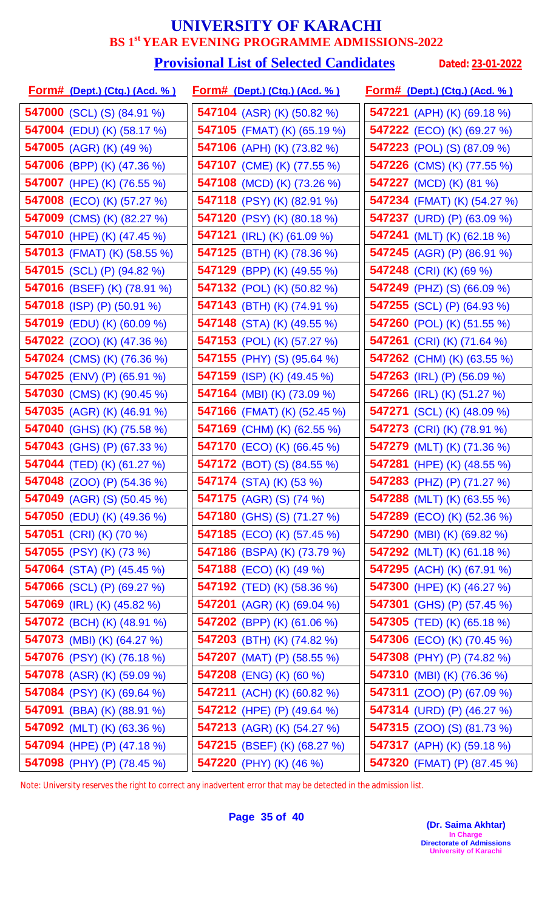# UNIVERSITY OF KARACHI

## BS 1st YEAR EVENING PROGRAMME ADMISSIONS-2022

### Provisional List of Selected Candidates

**Dated: 23-01-2022**

| Form# (Dept.) (Ctg.) (Acd. %) | Form# (Dept.) (Ctg.) (Acd. %) | Form# (Dept.) (Ctg.) (Acd. %) |
|---|---|---|
| 547000 (SCL) (S) (84.91 %) | 547104 (ASR) (K) (50.82 %) | 547221 (APH) (K) (69.18 %) |
| 547004 (EDU) (K) (58.17 %) | 547105 (FMAT) (K) (65.19 %) | 547222 (ECO) (K) (69.27 %) |
| 547005 (AGR) (K) (49 %) | 547106 (APH) (K) (73.82 %) | 547223 (POL) (S) (87.09 %) |
| 547006 (BPP) (K) (47.36 %) | 547107 (CME) (K) (77.55 %) | 547226 (CMS) (K) (77.55 %) |
| 547007 (HPE) (K) (76.55 %) | 547108 (MCD) (K) (73.26 %) | 547227 (MCD) (K) (81 %) |
| 547008 (ECO) (K) (57.27 %) | 547118 (PSY) (K) (82.91 %) | 547234 (FMAT) (K) (54.27 %) |
| 547009 (CMS) (K) (82.27 %) | 547120 (PSY) (K) (80.18 %) | 547237 (URD) (P) (63.09 %) |
| 547010 (HPE) (K) (47.45 %) | 547121 (IRL) (K) (61.09 %) | 547241 (MLT) (K) (62.18 %) |
| 547013 (FMAT) (K) (58.55 %) | 547125 (BTH) (K) (78.36 %) | 547245 (AGR) (P) (86.91 %) |
| 547015 (SCL) (P) (94.82 %) | 547129 (BPP) (K) (49.55 %) | 547248 (CRI) (K) (69 %) |
| 547016 (BSEF) (K) (78.91 %) | 547132 (POL) (K) (50.82 %) | 547249 (PHZ) (S) (66.09 %) |
| 547018 (ISP) (P) (50.91 %) | 547143 (BTH) (K) (74.91 %) | 547255 (SCL) (P) (64.93 %) |
| 547019 (EDU) (K) (60.09 %) | 547148 (STA) (K) (49.55 %) | 547260 (POL) (K) (51.55 %) |
| 547022 (ZOO) (K) (47.36 %) | 547153 (POL) (K) (57.27 %) | 547261 (CRI) (K) (71.64 %) |
| 547024 (CMS) (K) (76.36 %) | 547155 (PHY) (S) (95.64 %) | 547262 (CHM) (K) (63.55 %) |
| 547025 (ENV) (P) (65.91 %) | 547159 (ISP) (K) (49.45 %) | 547263 (IRL) (P) (56.09 %) |
| 547030 (CMS) (K) (90.45 %) | 547164 (MBI) (K) (73.09 %) | 547266 (IRL) (K) (51.27 %) |
| 547035 (AGR) (K) (46.91 %) | 547166 (FMAT) (K) (52.45 %) | 547271 (SCL) (K) (48.09 %) |
| 547040 (GHS) (K) (75.58 %) | 547169 (CHM) (K) (62.55 %) | 547273 (CRI) (K) (78.91 %) |
| 547043 (GHS) (P) (67.33 %) | 547170 (ECO) (K) (66.45 %) | 547279 (MLT) (K) (71.36 %) |
| 547044 (TED) (K) (61.27 %) | 547172 (BOT) (S) (84.55 %) | 547281 (HPE) (K) (48.55 %) |
| 547048 (ZOO) (P) (54.36 %) | 547174 (STA) (K) (53 %) | 547283 (PHZ) (P) (71.27 %) |
| 547049 (AGR) (S) (50.45 %) | 547175 (AGR) (S) (74 %) | 547288 (MLT) (K) (63.55 %) |
| 547050 (EDU) (K) (49.36 %) | 547180 (GHS) (S) (71.27 %) | 547289 (ECO) (K) (52.36 %) |
| 547051 (CRI) (K) (70 %) | 547185 (ECO) (K) (57.45 %) | 547290 (MBI) (K) (69.82 %) |
| 547055 (PSY) (K) (73 %) | 547186 (BSPA) (K) (73.79 %) | 547292 (MLT) (K) (61.18 %) |
| 547064 (STA) (P) (45.45 %) | 547188 (ECO) (K) (49 %) | 547295 (ACH) (K) (67.91 %) |
| 547066 (SCL) (P) (69.27 %) | 547192 (TED) (K) (58.36 %) | 547300 (HPE) (K) (46.27 %) |
| 547069 (IRL) (K) (45.82 %) | 547201 (AGR) (K) (69.04 %) | 547301 (GHS) (P) (57.45 %) |
| 547072 (BCH) (K) (48.91 %) | 547202 (BPP) (K) (61.06 %) | 547305 (TED) (K) (65.18 %) |
| 547073 (MBI) (K) (64.27 %) | 547203 (BTH) (K) (74.82 %) | 547306 (ECO) (K) (70.45 %) |
| 547076 (PSY) (K) (76.18 %) | 547207 (MAT) (P) (58.55 %) | 547308 (PHY) (P) (74.82 %) |
| 547078 (ASR) (K) (59.09 %) | 547208 (ENG) (K) (60 %) | 547310 (MBI) (K) (76.36 %) |
| 547084 (PSY) (K) (69.64 %) | 547211 (ACH) (K) (60.82 %) | 547311 (ZOO) (P) (67.09 %) |
| 547091 (BBA) (K) (88.91 %) | 547212 (HPE) (P) (49.64 %) | 547314 (URD) (P) (46.27 %) |
| 547092 (MLT) (K) (63.36 %) | 547213 (AGR) (K) (54.27 %) | 547315 (ZOO) (S) (81.73 %) |
| 547094 (HPE) (P) (47.18 %) | 547215 (BSEF) (K) (68.27 %) | 547317 (APH) (K) (59.18 %) |
| 547098 (PHY) (P) (78.45 %) | 547220 (PHY) (K) (46 %) | 547320 (FMAT) (P) (87.45 %) |

Note: University reserves the right to correct any inadvertent error that may be detected in the admission list.

**(Dr. Saima Akhtar)**
In Charge
Directorate of Admissions
University of Karachi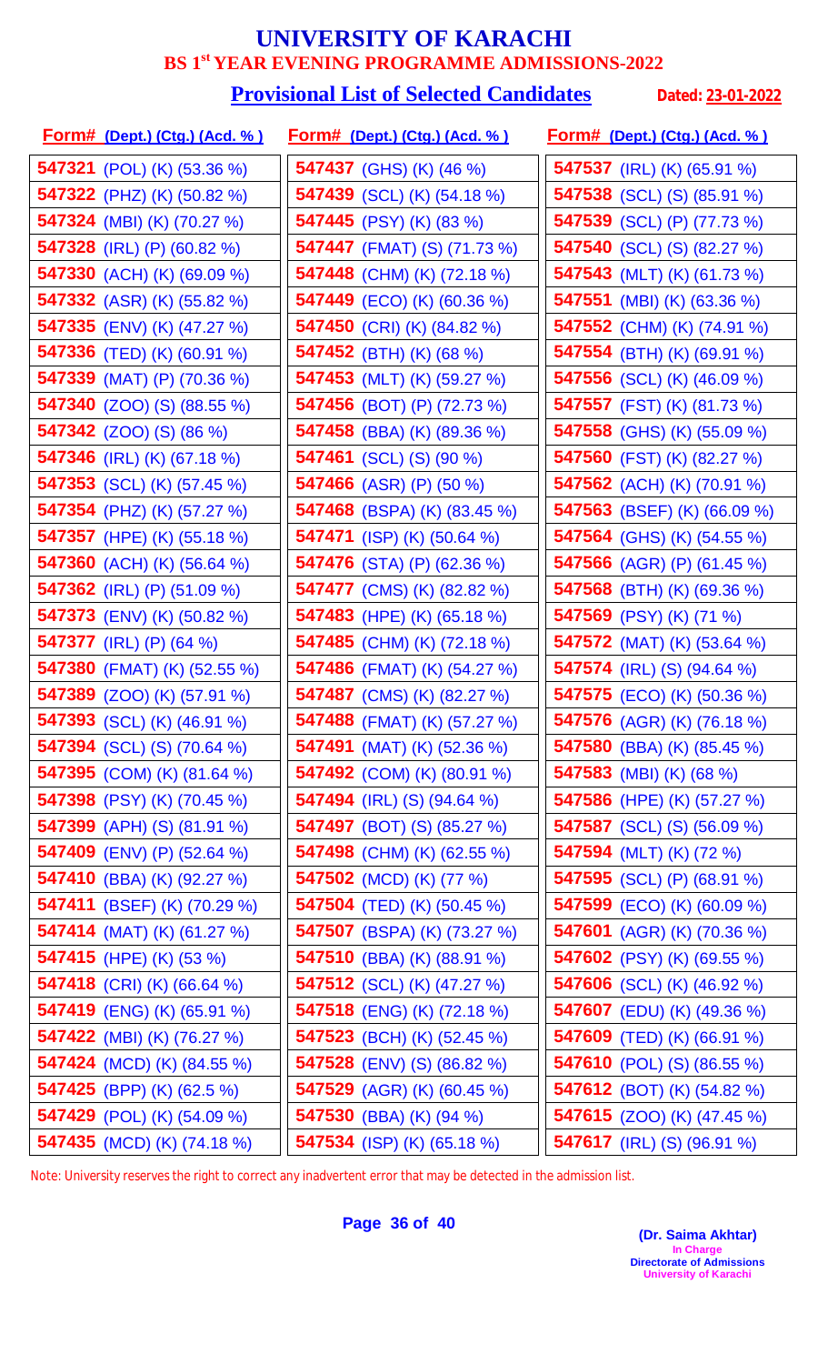# UNIVERSITY OF KARACHI

## BS 1st YEAR EVENING PROGRAMME ADMISSIONS-2022

### Provisional List of Selected Candidates

**Dated: 23-01-2022**

| Form# (Dept.) (Ctg.) (Acd. %) | Form# (Dept.) (Ctg.) (Acd. %) | Form# (Dept.) (Ctg.) (Acd. %) |
|---|---|---|
| 547321 (POL) (K) (53.36 %) | 547437 (GHS) (K) (46 %) | 547537 (IRL) (K) (65.91 %) |
| 547322 (PHZ) (K) (50.82 %) | 547439 (SCL) (K) (54.18 %) | 547538 (SCL) (S) (85.91 %) |
| 547324 (MBI) (K) (70.27 %) | 547445 (PSY) (K) (83 %) | 547539 (SCL) (P) (77.73 %) |
| 547328 (IRL) (P) (60.82 %) | 547447 (FMAT) (S) (71.73 %) | 547540 (SCL) (S) (82.27 %) |
| 547330 (ACH) (K) (69.09 %) | 547448 (CHM) (K) (72.18 %) | 547543 (MLT) (K) (61.73 %) |
| 547332 (ASR) (K) (55.82 %) | 547449 (ECO) (K) (60.36 %) | 547551 (MBI) (K) (63.36 %) |
| 547335 (ENV) (K) (47.27 %) | 547450 (CRI) (K) (84.82 %) | 547552 (CHM) (K) (74.91 %) |
| 547336 (TED) (K) (60.91 %) | 547452 (BTH) (K) (68 %) | 547554 (BTH) (K) (69.91 %) |
| 547339 (MAT) (P) (70.36 %) | 547453 (MLT) (K) (59.27 %) | 547556 (SCL) (K) (46.09 %) |
| 547340 (ZOO) (S) (88.55 %) | 547456 (BOT) (P) (72.73 %) | 547557 (FST) (K) (81.73 %) |
| 547342 (ZOO) (S) (86 %) | 547458 (BBA) (K) (89.36 %) | 547558 (GHS) (K) (55.09 %) |
| 547346 (IRL) (K) (67.18 %) | 547461 (SCL) (S) (90 %) | 547560 (FST) (K) (82.27 %) |
| 547353 (SCL) (K) (57.45 %) | 547466 (ASR) (P) (50 %) | 547562 (ACH) (K) (70.91 %) |
| 547354 (PHZ) (K) (57.27 %) | 547468 (BSPA) (K) (83.45 %) | 547563 (BSEF) (K) (66.09 %) |
| 547357 (HPE) (K) (55.18 %) | 547471 (ISP) (K) (50.64 %) | 547564 (GHS) (K) (54.55 %) |
| 547360 (ACH) (K) (56.64 %) | 547476 (STA) (P) (62.36 %) | 547566 (AGR) (P) (61.45 %) |
| 547362 (IRL) (P) (51.09 %) | 547477 (CMS) (K) (82.82 %) | 547568 (BTH) (K) (69.36 %) |
| 547373 (ENV) (K) (50.82 %) | 547483 (HPE) (K) (65.18 %) | 547569 (PSY) (K) (71 %) |
| 547377 (IRL) (P) (64 %) | 547485 (CHM) (K) (72.18 %) | 547572 (MAT) (K) (53.64 %) |
| 547380 (FMAT) (K) (52.55 %) | 547486 (FMAT) (K) (54.27 %) | 547574 (IRL) (S) (94.64 %) |
| 547389 (ZOO) (K) (57.91 %) | 547487 (CMS) (K) (82.27 %) | 547575 (ECO) (K) (50.36 %) |
| 547393 (SCL) (K) (46.91 %) | 547488 (FMAT) (K) (57.27 %) | 547576 (AGR) (K) (76.18 %) |
| 547394 (SCL) (S) (70.64 %) | 547491 (MAT) (K) (52.36 %) | 547580 (BBA) (K) (85.45 %) |
| 547395 (COM) (K) (81.64 %) | 547492 (COM) (K) (80.91 %) | 547583 (MBI) (K) (68 %) |
| 547398 (PSY) (K) (70.45 %) | 547494 (IRL) (S) (94.64 %) | 547586 (HPE) (K) (57.27 %) |
| 547399 (APH) (S) (81.91 %) | 547497 (BOT) (S) (85.27 %) | 547587 (SCL) (S) (56.09 %) |
| 547409 (ENV) (P) (52.64 %) | 547498 (CHM) (K) (62.55 %) | 547594 (MLT) (K) (72 %) |
| 547410 (BBA) (K) (92.27 %) | 547502 (MCD) (K) (77 %) | 547595 (SCL) (P) (68.91 %) |
| 547411 (BSEF) (K) (70.29 %) | 547504 (TED) (K) (50.45 %) | 547599 (ECO) (K) (60.09 %) |
| 547414 (MAT) (K) (61.27 %) | 547507 (BSPA) (K) (73.27 %) | 547601 (AGR) (K) (70.36 %) |
| 547415 (HPE) (K) (53 %) | 547510 (BBA) (K) (88.91 %) | 547602 (PSY) (K) (69.55 %) |
| 547418 (CRI) (K) (66.64 %) | 547512 (SCL) (K) (47.27 %) | 547606 (SCL) (K) (46.92 %) |
| 547419 (ENG) (K) (65.91 %) | 547518 (ENG) (K) (72.18 %) | 547607 (EDU) (K) (49.36 %) |
| 547422 (MBI) (K) (76.27 %) | 547523 (BCH) (K) (52.45 %) | 547609 (TED) (K) (66.91 %) |
| 547424 (MCD) (K) (84.55 %) | 547528 (ENV) (S) (86.82 %) | 547610 (POL) (S) (86.55 %) |
| 547425 (BPP) (K) (62.5 %) | 547529 (AGR) (K) (60.45 %) | 547612 (BOT) (K) (54.82 %) |
| 547429 (POL) (K) (54.09 %) | 547530 (BBA) (K) (94 %) | 547615 (ZOO) (K) (47.45 %) |
| 547435 (MCD) (K) (74.18 %) | 547534 (ISP) (K) (65.18 %) | 547617 (IRL) (S) (96.91 %) |

Note: University reserves the right to correct any inadvertent error that may be detected in the admission list.

**(Dr. Saima Akhtar)**
In Charge
Directorate of Admissions
University of Karachi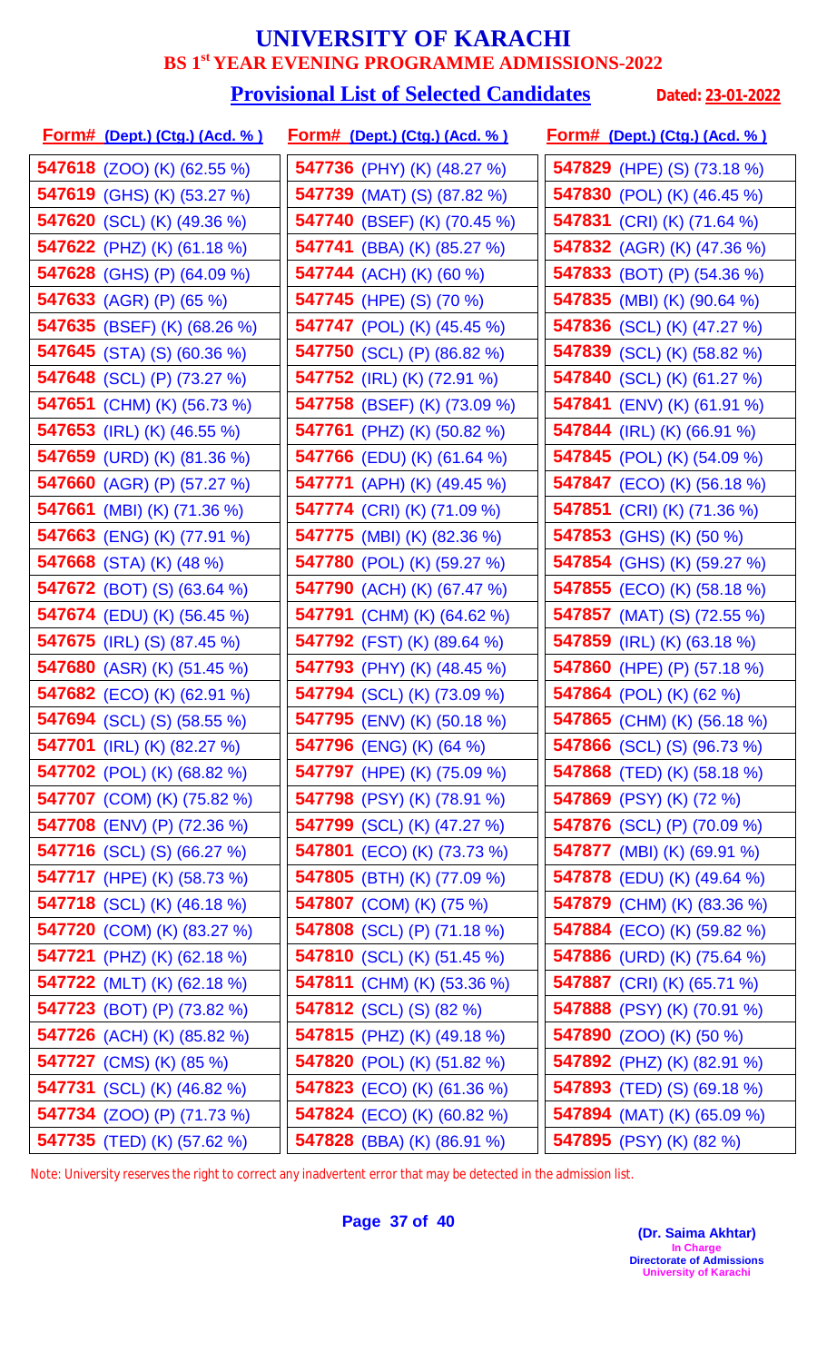# UNIVERSITY OF KARACHI

## BS 1st YEAR EVENING PROGRAMME ADMISSIONS-2022

### Provisional List of Selected Candidates

**Dated: 23-01-2022**

| Form# (Dept.) (Ctg.) (Acd. %) |
|---|
| 547618 (ZOO) (K) (62.55 %) |
| 547619 (GHS) (K) (53.27 %) |
| 547620 (SCL) (K) (49.36 %) |
| 547622 (PHZ) (K) (61.18 %) |
| 547628 (GHS) (P) (64.09 %) |
| 547633 (AGR) (P) (65 %) |
| 547635 (BSEF) (K) (68.26 %) |
| 547645 (STA) (S) (60.36 %) |
| 547648 (SCL) (P) (73.27 %) |
| 547651 (CHM) (K) (56.73 %) |
| 547653 (IRL) (K) (46.55 %) |
| 547659 (URD) (K) (81.36 %) |
| 547660 (AGR) (P) (57.27 %) |
| 547661 (MBI) (K) (71.36 %) |
| 547663 (ENG) (K) (77.91 %) |
| 547668 (STA) (K) (48 %) |
| 547672 (BOT) (S) (63.64 %) |
| 547674 (EDU) (K) (56.45 %) |
| 547675 (IRL) (S) (87.45 %) |
| 547680 (ASR) (K) (51.45 %) |
| 547682 (ECO) (K) (62.91 %) |
| 547694 (SCL) (S) (58.55 %) |
| 547701 (IRL) (K) (82.27 %) |
| 547702 (POL) (K) (68.82 %) |
| 547707 (COM) (K) (75.82 %) |
| 547708 (ENV) (P) (72.36 %) |
| 547716 (SCL) (S) (66.27 %) |
| 547717 (HPE) (K) (58.73 %) |
| 547718 (SCL) (K) (46.18 %) |
| 547720 (COM) (K) (83.27 %) |
| 547721 (PHZ) (K) (62.18 %) |
| 547722 (MLT) (K) (62.18 %) |
| 547723 (BOT) (P) (73.82 %) |
| 547726 (ACH) (K) (85.82 %) |
| 547727 (CMS) (K) (85 %) |
| 547731 (SCL) (K) (46.82 %) |
| 547734 (ZOO) (P) (71.73 %) |
| 547735 (TED) (K) (57.62 %) |
| 547736 (PHY) (K) (48.27 %) |
| 547739 (MAT) (S) (87.82 %) |
| 547740 (BSEF) (K) (70.45 %) |
| 547741 (BBA) (K) (85.27 %) |
| 547744 (ACH) (K) (60 %) |
| 547745 (HPE) (S) (70 %) |
| 547747 (POL) (K) (45.45 %) |
| 547750 (SCL) (P) (86.82 %) |
| 547752 (IRL) (K) (72.91 %) |
| 547758 (BSEF) (K) (73.09 %) |
| 547761 (PHZ) (K) (50.82 %) |
| 547766 (EDU) (K) (61.64 %) |
| 547771 (APH) (K) (49.45 %) |
| 547774 (CRI) (K) (71.09 %) |
| 547775 (MBI) (K) (82.36 %) |
| 547780 (POL) (K) (59.27 %) |
| 547790 (ACH) (K) (67.47 %) |
| 547791 (CHM) (K) (64.62 %) |
| 547792 (FST) (K) (89.64 %) |
| 547793 (PHY) (K) (48.45 %) |
| 547794 (SCL) (K) (73.09 %) |
| 547795 (ENV) (K) (50.18 %) |
| 547796 (ENG) (K) (64 %) |
| 547797 (HPE) (K) (75.09 %) |
| 547798 (PSY) (K) (78.91 %) |
| 547799 (SCL) (K) (47.27 %) |
| 547801 (ECO) (K) (73.73 %) |
| 547805 (BTH) (K) (77.09 %) |
| 547807 (COM) (K) (75 %) |
| 547808 (SCL) (P) (71.18 %) |
| 547810 (SCL) (K) (51.45 %) |
| 547811 (CHM) (K) (53.36 %) |
| 547812 (SCL) (S) (82 %) |
| 547815 (PHZ) (K) (49.18 %) |
| 547820 (POL) (K) (51.82 %) |
| 547823 (ECO) (K) (61.36 %) |
| 547824 (ECO) (K) (60.82 %) |
| 547828 (BBA) (K) (86.91 %) |
| 547829 (HPE) (S) (73.18 %) |
| 547830 (POL) (K) (46.45 %) |
| 547831 (CRI) (K) (71.64 %) |
| 547832 (AGR) (K) (47.36 %) |
| 547833 (BOT) (P) (54.36 %) |
| 547835 (MBI) (K) (90.64 %) |
| 547836 (SCL) (K) (47.27 %) |
| 547839 (SCL) (K) (58.82 %) |
| 547840 (SCL) (K) (61.27 %) |
| 547841 (ENV) (K) (61.91 %) |
| 547844 (IRL) (K) (66.91 %) |
| 547845 (POL) (K) (54.09 %) |
| 547847 (ECO) (K) (56.18 %) |
| 547851 (CRI) (K) (71.36 %) |
| 547853 (GHS) (K) (50 %) |
| 547854 (GHS) (K) (59.27 %) |
| 547855 (ECO) (K) (58.18 %) |
| 547857 (MAT) (S) (72.55 %) |
| 547859 (IRL) (K) (63.18 %) |
| 547860 (HPE) (P) (57.18 %) |
| 547864 (POL) (K) (62 %) |
| 547865 (CHM) (K) (56.18 %) |
| 547866 (SCL) (S) (96.73 %) |
| 547868 (TED) (K) (58.18 %) |
| 547869 (PSY) (K) (72 %) |
| 547876 (SCL) (P) (70.09 %) |
| 547877 (MBI) (K) (69.91 %) |
| 547878 (EDU) (K) (49.64 %) |
| 547879 (CHM) (K) (83.36 %) |
| 547884 (ECO) (K) (59.82 %) |
| 547886 (URD) (K) (75.64 %) |
| 547887 (CRI) (K) (65.71 %) |
| 547888 (PSY) (K) (70.91 %) |
| 547890 (ZOO) (K) (50 %) |
| 547892 (PHZ) (K) (82.91 %) |
| 547893 (TED) (S) (69.18 %) |
| 547894 (MAT) (K) (65.09 %) |
| 547895 (PSY) (K) (82 %) |

Note: University reserves the right to correct any inadvertent error that may be detected in the admission list.

**(Dr. Saima Akhtar)**
In Charge
Directorate of Admissions
University of Karachi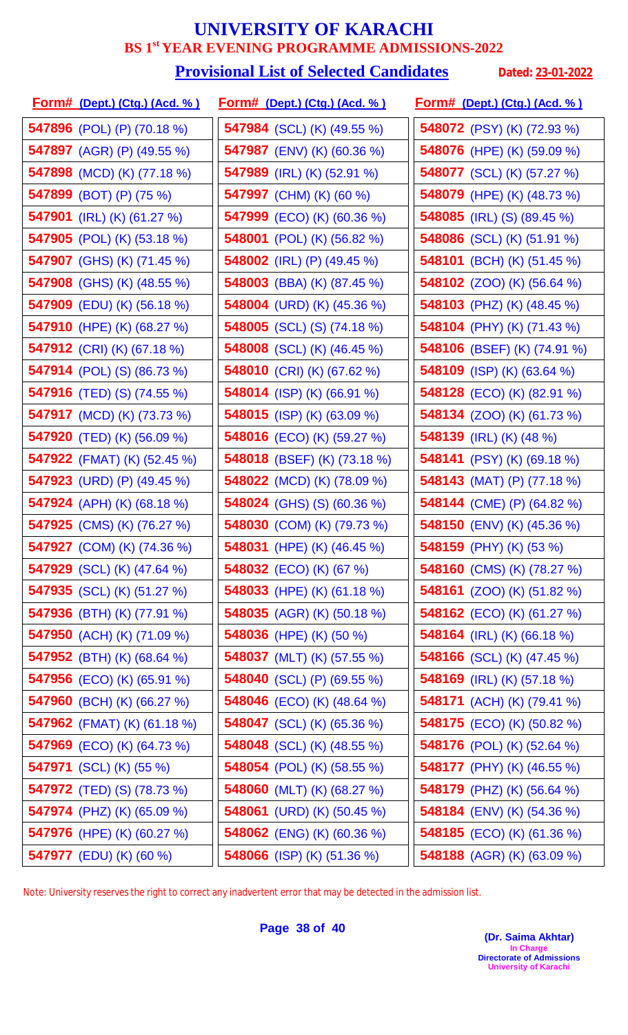# UNIVERSITY OF KARACHI

## BS 1st YEAR EVENING PROGRAMME ADMISSIONS-2022

### Provisional List of Selected Candidates

**Dated: 23-01-2022**

| Form# (Dept.) (Ctg.) (Acd. %) | Form# (Dept.) (Ctg.) (Acd. %) | Form# (Dept.) (Ctg.) (Acd. %) |
|---|---|---|
| **547896** (POL) (P) (70.18 %) | **547984** (SCL) (K) (49.55 %) | **548072** (PSY) (K) (72.93 %) |
| **547897** (AGR) (P) (49.55 %) | **547987** (ENV) (K) (60.36 %) | **548076** (HPE) (K) (59.09 %) |
| **547898** (MCD) (K) (77.18 %) | **547989** (IRL) (K) (52.91 %) | **548077** (SCL) (K) (57.27 %) |
| **547899** (BOT) (P) (75 %) | **547997** (CHM) (K) (60 %) | **548079** (HPE) (K) (48.73 %) |
| **547901** (IRL) (K) (61.27 %) | **547999** (ECO) (K) (60.36 %) | **548085** (IRL) (S) (89.45 %) |
| **547905** (POL) (K) (53.18 %) | **548001** (POL) (K) (56.82 %) | **548086** (SCL) (K) (51.91 %) |
| **547907** (GHS) (K) (71.45 %) | **548002** (IRL) (P) (49.45 %) | **548101** (BCH) (K) (51.45 %) |
| **547908** (GHS) (K) (48.55 %) | **548003** (BBA) (K) (87.45 %) | **548102** (ZOO) (K) (56.64 %) |
| **547909** (EDU) (K) (56.18 %) | **548004** (URD) (K) (45.36 %) | **548103** (PHZ) (K) (48.45 %) |
| **547910** (HPE) (K) (68.27 %) | **548005** (SCL) (S) (74.18 %) | **548104** (PHY) (K) (71.43 %) |
| **547912** (CRI) (K) (67.18 %) | **548008** (SCL) (K) (46.45 %) | **548106** (BSEF) (K) (74.91 %) |
| **547914** (POL) (S) (86.73 %) | **548010** (CRI) (K) (67.62 %) | **548109** (ISP) (K) (63.64 %) |
| **547916** (TED) (S) (74.55 %) | **548014** (ISP) (K) (66.91 %) | **548128** (ECO) (K) (82.91 %) |
| **547917** (MCD) (K) (73.73 %) | **548015** (ISP) (K) (63.09 %) | **548134** (ZOO) (K) (61.73 %) |
| **547920** (TED) (K) (56.09 %) | **548016** (ECO) (K) (59.27 %) | **548139** (IRL) (K) (48 %) |
| **547922** (FMAT) (K) (52.45 %) | **548018** (BSEF) (K) (73.18 %) | **548141** (PSY) (K) (69.18 %) |
| **547923** (URD) (P) (49.45 %) | **548022** (MCD) (K) (78.09 %) | **548143** (MAT) (P) (77.18 %) |
| **547924** (APH) (K) (68.18 %) | **548024** (GHS) (S) (60.36 %) | **548144** (CME) (P) (64.82 %) |
| **547925** (CMS) (K) (76.27 %) | **548030** (COM) (K) (79.73 %) | **548150** (ENV) (K) (45.36 %) |
| **547927** (COM) (K) (74.36 %) | **548031** (HPE) (K) (46.45 %) | **548159** (PHY) (K) (53 %) |
| **547929** (SCL) (K) (47.64 %) | **548032** (ECO) (K) (67 %) | **548160** (CMS) (K) (78.27 %) |
| **547935** (SCL) (K) (51.27 %) | **548033** (HPE) (K) (61.18 %) | **548161** (ZOO) (K) (51.82 %) |
| **547936** (BTH) (K) (77.91 %) | **548035** (AGR) (K) (50.18 %) | **548162** (ECO) (K) (61.27 %) |
| **547950** (ACH) (K) (71.09 %) | **548036** (HPE) (K) (50 %) | **548164** (IRL) (K) (66.18 %) |
| **547952** (BTH) (K) (68.64 %) | **548037** (MLT) (K) (57.55 %) | **548166** (SCL) (K) (47.45 %) |
| **547956** (ECO) (K) (65.91 %) | **548040** (SCL) (P) (69.55 %) | **548169** (IRL) (K) (57.18 %) |
| **547960** (BCH) (K) (66.27 %) | **548046** (ECO) (K) (48.64 %) | **548171** (ACH) (K) (79.41 %) |
| **547962** (FMAT) (K) (61.18 %) | **548047** (SCL) (K) (65.36 %) | **548175** (ECO) (K) (50.82 %) |
| **547969** (ECO) (K) (64.73 %) | **548048** (SCL) (K) (48.55 %) | **548176** (POL) (K) (52.64 %) |
| **547971** (SCL) (K) (55 %) | **548054** (POL) (K) (58.55 %) | **548177** (PHY) (K) (46.55 %) |
| **547972** (TED) (S) (78.73 %) | **548060** (MLT) (K) (68.27 %) | **548179** (PHZ) (K) (56.64 %) |
| **547974** (PHZ) (K) (65.09 %) | **548061** (URD) (K) (50.45 %) | **548184** (ENV) (K) (54.36 %) |
| **547976** (HPE) (K) (60.27 %) | **548062** (ENG) (K) (60.36 %) | **548185** (ECO) (K) (61.36 %) |
| **547977** (EDU) (K) (60 %) | **548066** (ISP) (K) (51.36 %) | **548188** (AGR) (K) (63.09 %) |

Note: University reserves the right to correct any inadvertent error that may be detected in the admission list.

**(Dr. Saima Akhtar)**
In Charge
Directorate of Admissions
University of Karachi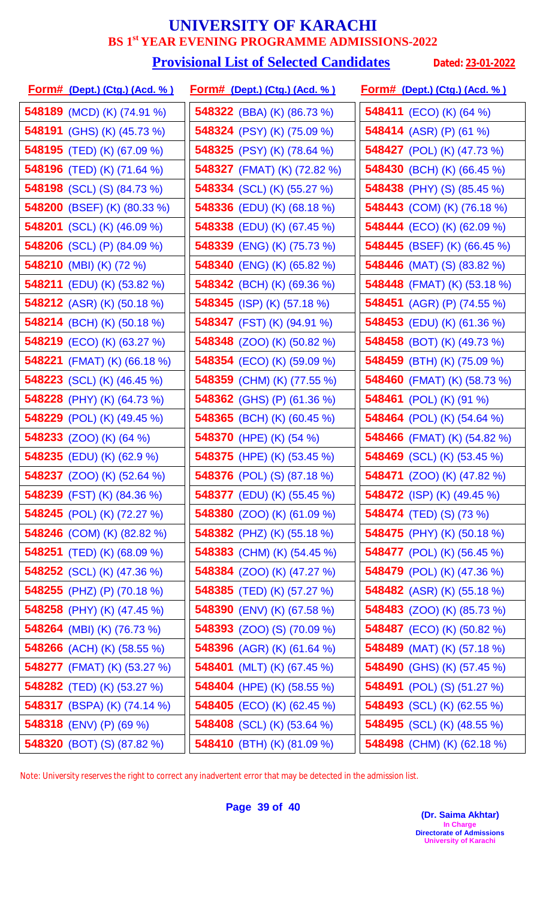# UNIVERSITY OF KARACHI

## BS 1st YEAR EVENING PROGRAMME ADMISSIONS-2022

### Provisional List of Selected Candidates

**Dated: 23-01-2022**

| Form# (Dept.) (Ctg.) (Acd. %) | Form# (Dept.) (Ctg.) (Acd. %) | Form# (Dept.) (Ctg.) (Acd. %) |
|---|---|---|
| **548189** (MCD) (K) (74.91 %) | **548322** (BBA) (K) (86.73 %) | **548411** (ECO) (K) (64 %) |
| **548191** (GHS) (K) (45.73 %) | **548324** (PSY) (K) (75.09 %) | **548414** (ASR) (P) (61 %) |
| **548195** (TED) (K) (67.09 %) | **548325** (PSY) (K) (78.64 %) | **548427** (POL) (K) (47.73 %) |
| **548196** (TED) (K) (71.64 %) | **548327** (FMAT) (K) (72.82 %) | **548430** (BCH) (K) (66.45 %) |
| **548198** (SCL) (S) (84.73 %) | **548334** (SCL) (K) (55.27 %) | **548438** (PHY) (S) (85.45 %) |
| **548200** (BSEF) (K) (80.33 %) | **548336** (EDU) (K) (68.18 %) | **548443** (COM) (K) (76.18 %) |
| **548201** (SCL) (K) (46.09 %) | **548338** (EDU) (K) (67.45 %) | **548444** (ECO) (K) (62.09 %) |
| **548206** (SCL) (P) (84.09 %) | **548339** (ENG) (K) (75.73 %) | **548445** (BSEF) (K) (66.45 %) |
| **548210** (MBI) (K) (72 %) | **548340** (ENG) (K) (65.82 %) | **548446** (MAT) (S) (83.82 %) |
| **548211** (EDU) (K) (53.82 %) | **548342** (BCH) (K) (69.36 %) | **548448** (FMAT) (K) (53.18 %) |
| **548212** (ASR) (K) (50.18 %) | **548345** (ISP) (K) (57.18 %) | **548451** (AGR) (P) (74.55 %) |
| **548214** (BCH) (K) (50.18 %) | **548347** (FST) (K) (94.91 %) | **548453** (EDU) (K) (61.36 %) |
| **548219** (ECO) (K) (63.27 %) | **548348** (ZOO) (K) (50.82 %) | **548458** (BOT) (K) (49.73 %) |
| **548221** (FMAT) (K) (66.18 %) | **548354** (ECO) (K) (59.09 %) | **548459** (BTH) (K) (75.09 %) |
| **548223** (SCL) (K) (46.45 %) | **548359** (CHM) (K) (77.55 %) | **548460** (FMAT) (K) (58.73 %) |
| **548228** (PHY) (K) (64.73 %) | **548362** (GHS) (P) (61.36 %) | **548461** (POL) (K) (91 %) |
| **548229** (POL) (K) (49.45 %) | **548365** (BCH) (K) (60.45 %) | **548464** (POL) (K) (54.64 %) |
| **548233** (ZOO) (K) (64 %) | **548370** (HPE) (K) (54 %) | **548466** (FMAT) (K) (54.82 %) |
| **548235** (EDU) (K) (62.9 %) | **548375** (HPE) (K) (53.45 %) | **548469** (SCL) (K) (53.45 %) |
| **548237** (ZOO) (K) (52.64 %) | **548376** (POL) (S) (87.18 %) | **548471** (ZOO) (K) (47.82 %) |
| **548239** (FST) (K) (84.36 %) | **548377** (EDU) (K) (55.45 %) | **548472** (ISP) (K) (49.45 %) |
| **548245** (POL) (K) (72.27 %) | **548380** (ZOO) (K) (61.09 %) | **548474** (TED) (S) (73 %) |
| **548246** (COM) (K) (82.82 %) | **548382** (PHZ) (K) (55.18 %) | **548475** (PHY) (K) (50.18 %) |
| **548251** (TED) (K) (68.09 %) | **548383** (CHM) (K) (54.45 %) | **548477** (POL) (K) (56.45 %) |
| **548252** (SCL) (K) (47.36 %) | **548384** (ZOO) (K) (47.27 %) | **548479** (POL) (K) (47.36 %) |
| **548255** (PHZ) (P) (70.18 %) | **548385** (TED) (K) (57.27 %) | **548482** (ASR) (K) (55.18 %) |
| **548258** (PHY) (K) (47.45 %) | **548390** (ENV) (K) (67.58 %) | **548483** (ZOO) (K) (85.73 %) |
| **548264** (MBI) (K) (76.73 %) | **548393** (ZOO) (S) (70.09 %) | **548487** (ECO) (K) (50.82 %) |
| **548266** (ACH) (K) (58.55 %) | **548396** (AGR) (K) (61.64 %) | **548489** (MAT) (K) (57.18 %) |
| **548277** (FMAT) (K) (53.27 %) | **548401** (MLT) (K) (67.45 %) | **548490** (GHS) (K) (57.45 %) |
| **548282** (TED) (K) (53.27 %) | **548404** (HPE) (K) (58.55 %) | **548491** (POL) (S) (51.27 %) |
| **548317** (BSPA) (K) (74.14 %) | **548405** (ECO) (K) (62.45 %) | **548493** (SCL) (K) (62.55 %) |
| **548318** (ENV) (P) (69 %) | **548408** (SCL) (K) (53.64 %) | **548495** (SCL) (K) (48.55 %) |
| **548320** (BOT) (S) (87.82 %) | **548410** (BTH) (K) (81.09 %) | **548498** (CHM) (K) (62.18 %) |

Note: University reserves the right to correct any inadvertent error that may be detected in the admission list.

**(Dr. Saima Akhtar)**
In Charge
Directorate of Admissions
University of Karachi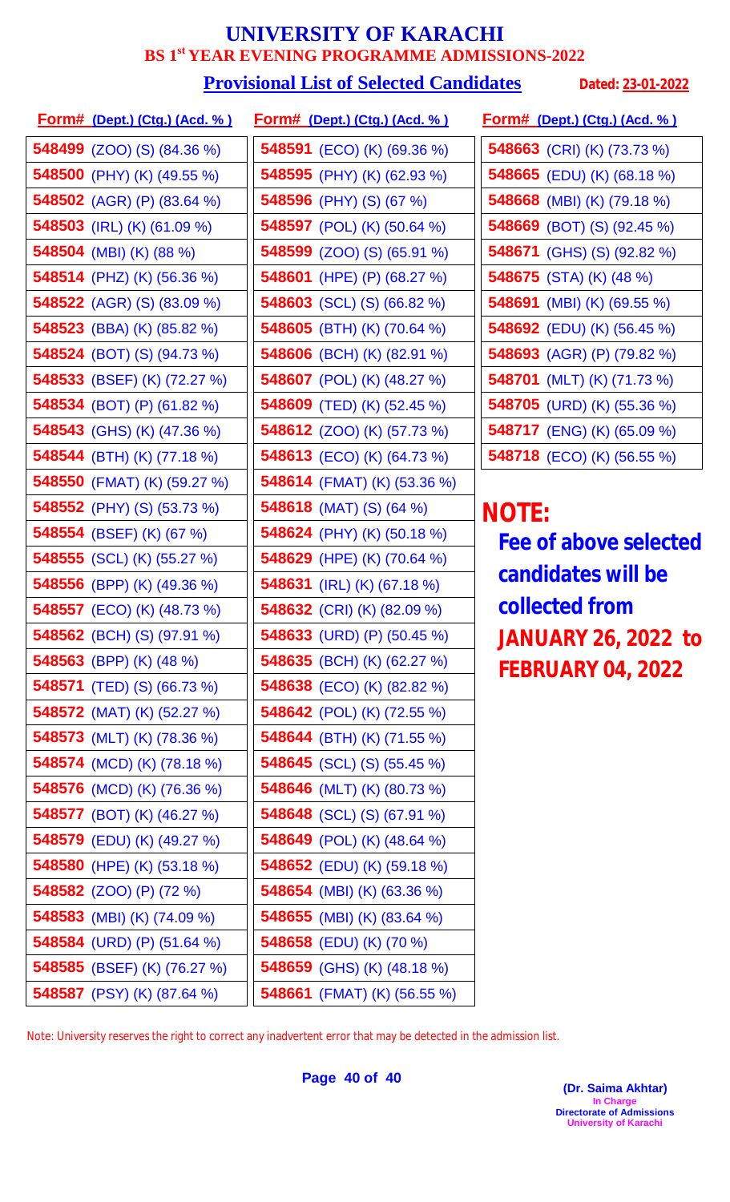# UNIVERSITY OF KARACHI

## BS 1st YEAR EVENING PROGRAMME ADMISSIONS-2022

### Provisional List of Selected Candidates

**Dated: 23-01-2022**

| Form# (Dept.) (Ctg.) (Acd. %) | Form# (Dept.) (Ctg.) (Acd. %) | Form# (Dept.) (Ctg.) (Acd. %) |
|---|---|---|
| **548499** (ZOO) (S) (84.36 %) | **548591** (ECO) (K) (69.36 %) | **548663** (CRI) (K) (73.73 %) |
| **548500** (PHY) (K) (49.55 %) | **548595** (PHY) (K) (62.93 %) | **548665** (EDU) (K) (68.18 %) |
| **548502** (AGR) (P) (83.64 %) | **548596** (PHY) (S) (67 %) | **548668** (MBI) (K) (79.18 %) |
| **548503** (IRL) (K) (61.09 %) | **548597** (POL) (K) (50.64 %) | **548669** (BOT) (S) (92.45 %) |
| **548504** (MBI) (K) (88 %) | **548599** (ZOO) (S) (65.91 %) | **548671** (GHS) (S) (92.82 %) |
| **548514** (PHZ) (K) (56.36 %) | **548601** (HPE) (P) (68.27 %) | **548675** (STA) (K) (48 %) |
| **548522** (AGR) (S) (83.09 %) | **548603** (SCL) (S) (66.82 %) | **548691** (MBI) (K) (69.55 %) |
| **548523** (BBA) (K) (85.82 %) | **548605** (BTH) (K) (70.64 %) | **548692** (EDU) (K) (56.45 %) |
| **548524** (BOT) (S) (94.73 %) | **548606** (BCH) (K) (82.91 %) | **548693** (AGR) (P) (79.82 %) |
| **548533** (BSEF) (K) (72.27 %) | **548607** (POL) (K) (48.27 %) | **548701** (MLT) (K) (71.73 %) |
| **548534** (BOT) (P) (61.82 %) | **548609** (TED) (K) (52.45 %) | **548705** (URD) (K) (55.36 %) |
| **548543** (GHS) (K) (47.36 %) | **548612** (ZOO) (K) (57.73 %) | **548717** (ENG) (K) (65.09 %) |
| **548544** (BTH) (K) (77.18 %) | **548613** (ECO) (K) (64.73 %) | **548718** (ECO) (K) (56.55 %) |
| **548550** (FMAT) (K) (59.27 %) | **548614** (FMAT) (K) (53.36 %) | |
| **548552** (PHY) (S) (53.73 %) | **548618** (MAT) (S) (64 %) | |
| **548554** (BSEF) (K) (67 %) | **548624** (PHY) (K) (50.18 %) | |
| **548555** (SCL) (K) (55.27 %) | **548629** (HPE) (K) (70.64 %) | |
| **548556** (BPP) (K) (49.36 %) | **548631** (IRL) (K) (67.18 %) | |
| **548557** (ECO) (K) (48.73 %) | **548632** (CRI) (K) (82.09 %) | |
| **548562** (BCH) (S) (97.91 %) | **548633** (URD) (P) (50.45 %) | |
| **548563** (BPP) (K) (48 %) | **548635** (BCH) (K) (62.27 %) | |
| **548571** (TED) (S) (66.73 %) | **548638** (ECO) (K) (82.82 %) | |
| **548572** (MAT) (K) (52.27 %) | **548642** (POL) (K) (72.55 %) | |
| **548573** (MLT) (K) (78.36 %) | **548644** (BTH) (K) (71.55 %) | |
| **548574** (MCD) (K) (78.18 %) | **548645** (SCL) (S) (55.45 %) | |
| **548576** (MCD) (K) (76.36 %) | **548646** (MLT) (K) (80.73 %) | |
| **548577** (BOT) (K) (46.27 %) | **548648** (SCL) (S) (67.91 %) | |
| **548579** (EDU) (K) (49.27 %) | **548649** (POL) (K) (48.64 %) | |
| **548580** (HPE) (K) (53.18 %) | **548652** (EDU) (K) (59.18 %) | |
| **548582** (ZOO) (P) (72 %) | **548654** (MBI) (K) (63.36 %) | |
| **548583** (MBI) (K) (74.09 %) | **548655** (MBI) (K) (83.64 %) | |
| **548584** (URD) (P) (51.64 %) | **548658** (EDU) (K) (70 %) | |
| **548585** (BSEF) (K) (76.27 %) | **548659** (GHS) (K) (48.18 %) | |
| **548587** (PSY) (K) (87.64 %) | **548661** (FMAT) (K) (56.55 %) | |

**NOTE:**

**Fee of above selected candidates will be collected from JANUARY 26, 2022 to FEBRUARY 04, 2022**

Note: University reserves the right to correct any inadvertent error that may be detected in the admission list.

**(Dr. Saima Akhtar)**
In Charge
Directorate of Admissions
University of Karachi